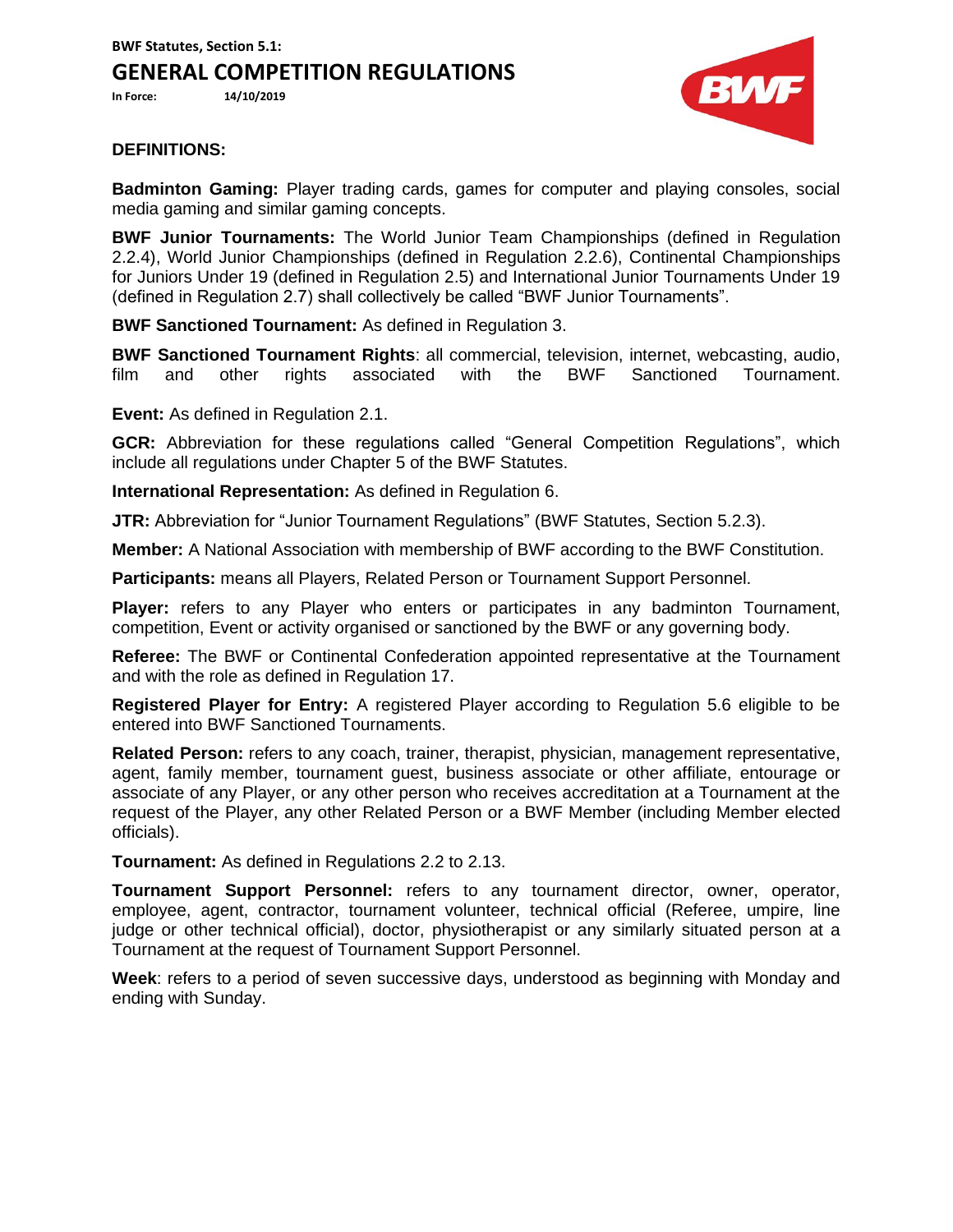**BWF Statutes, Section 5.1:**

# GENERAL COMPETITION REGULATIONS

**In Force:** **14/10/2019**

## DEFINITIONS:

**Badminton Gaming:** Player trading cards, games for computer and playing consoles, social media gaming and similar gaming concepts.

**BWF Junior Tournaments:** The World Junior Team Championships (defined in Regulation 2.2.4), World Junior Championships (defined in Regulation 2.2.6), Continental Championships for Juniors Under 19 (defined in Regulation 2.5) and International Junior Tournaments Under 19 (defined in Regulation 2.7) shall collectively be called "BWF Junior Tournaments".

**BWF Sanctioned Tournament:** As defined in Regulation 3.

**BWF Sanctioned Tournament Rights**: all commercial, television, internet, webcasting, audio, film and other rights associated with the BWF Sanctioned Tournament.

**Event:** As defined in Regulation 2.1.

**GCR:** Abbreviation for these regulations called "General Competition Regulations", which include all regulations under Chapter 5 of the BWF Statutes.

**International Representation:** As defined in Regulation 6.

**JTR:** Abbreviation for "Junior Tournament Regulations" (BWF Statutes, Section 5.2.3).

**Member:** A National Association with membership of BWF according to the BWF Constitution.

**Participants:** means all Players, Related Person or Tournament Support Personnel.

**Player:** refers to any Player who enters or participates in any badminton Tournament, competition, Event or activity organised or sanctioned by the BWF or any governing body.

**Referee:** The BWF or Continental Confederation appointed representative at the Tournament and with the role as defined in Regulation 17.

**Registered Player for Entry:** A registered Player according to Regulation 5.6 eligible to be entered into BWF Sanctioned Tournaments.

**Related Person:** refers to any coach, trainer, therapist, physician, management representative, agent, family member, tournament guest, business associate or other affiliate, entourage or associate of any Player, or any other person who receives accreditation at a Tournament at the request of the Player, any other Related Person or a BWF Member (including Member elected officials).

**Tournament:** As defined in Regulations 2.2 to 2.13.

**Tournament Support Personnel:** refers to any tournament director, owner, operator, employee, agent, contractor, tournament volunteer, technical official (Referee, umpire, line judge or other technical official), doctor, physiotherapist or any similarly situated person at a Tournament at the request of Tournament Support Personnel.

**Week**: refers to a period of seven successive days, understood as beginning with Monday and ending with Sunday.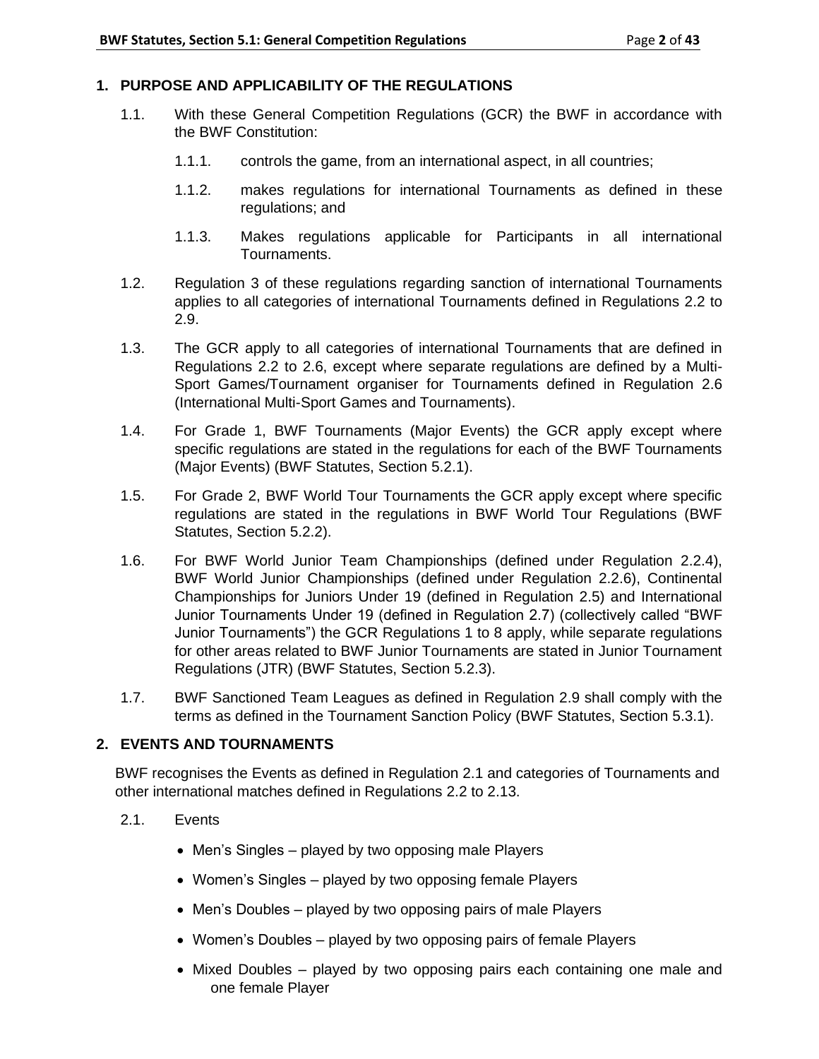## 1. PURPOSE AND APPLICABILITY OF THE REGULATIONS

1.1. With these General Competition Regulations (GCR) the BWF in accordance with the BWF Constitution:

1.1.1. controls the game, from an international aspect, in all countries;

1.1.2. makes regulations for international Tournaments as defined in these regulations; and

1.1.3. Makes regulations applicable for Participants in all international Tournaments.

1.2. Regulation 3 of these regulations regarding sanction of international Tournaments applies to all categories of international Tournaments defined in Regulations 2.2 to 2.9.

1.3. The GCR apply to all categories of international Tournaments that are defined in Regulations 2.2 to 2.6, except where separate regulations are defined by a Multi-Sport Games/Tournament organiser for Tournaments defined in Regulation 2.6 (International Multi-Sport Games and Tournaments).

1.4. For Grade 1, BWF Tournaments (Major Events) the GCR apply except where specific regulations are stated in the regulations for each of the BWF Tournaments (Major Events) (BWF Statutes, Section 5.2.1).

1.5. For Grade 2, BWF World Tour Tournaments the GCR apply except where specific regulations are stated in the regulations in BWF World Tour Regulations (BWF Statutes, Section 5.2.2).

1.6. For BWF World Junior Team Championships (defined under Regulation 2.2.4), BWF World Junior Championships (defined under Regulation 2.2.6), Continental Championships for Juniors Under 19 (defined in Regulation 2.5) and International Junior Tournaments Under 19 (defined in Regulation 2.7) (collectively called "BWF Junior Tournaments") the GCR Regulations 1 to 8 apply, while separate regulations for other areas related to BWF Junior Tournaments are stated in Junior Tournament Regulations (JTR) (BWF Statutes, Section 5.2.3).

1.7. BWF Sanctioned Team Leagues as defined in Regulation 2.9 shall comply with the terms as defined in the Tournament Sanction Policy (BWF Statutes, Section 5.3.1).

## 2. EVENTS AND TOURNAMENTS

BWF recognises the Events as defined in Regulation 2.1 and categories of Tournaments and other international matches defined in Regulations 2.2 to 2.13.

2.1. Events

- Men's Singles – played by two opposing male Players
- Women's Singles – played by two opposing female Players
- Men's Doubles – played by two opposing pairs of male Players
- Women's Doubles – played by two opposing pairs of female Players
- Mixed Doubles – played by two opposing pairs each containing one male and one female Player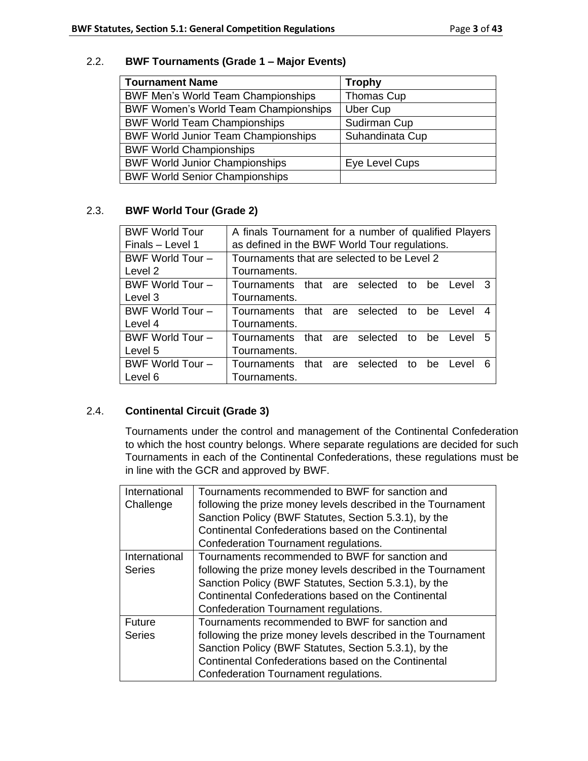### 2.2. BWF Tournaments (Grade 1 – Major Events)

| Tournament Name | Trophy |
| --- | --- |
| BWF Men's World Team Championships | Thomas Cup |
| BWF Women's World Team Championships | Uber Cup |
| BWF World Team Championships | Sudirman Cup |
| BWF World Junior Team Championships | Suhandinata Cup |
| BWF World Championships | |
| BWF World Junior Championships | Eye Level Cups |
| BWF World Senior Championships | |

### 2.3. BWF World Tour (Grade 2)

| | |
| --- | --- |
| BWF World Tour Finals – Level 1 | A finals Tournament for a number of qualified Players as defined in the BWF World Tour regulations. |
| BWF World Tour – Level 2 | Tournaments that are selected to be Level 2 Tournaments. |
| BWF World Tour – Level 3 | Tournaments that are selected to be Level 3 Tournaments. |
| BWF World Tour – Level 4 | Tournaments that are selected to be Level 4 Tournaments. |
| BWF World Tour – Level 5 | Tournaments that are selected to be Level 5 Tournaments. |
| BWF World Tour – Level 6 | Tournaments that are selected to be Level 6 Tournaments. |

### 2.4. Continental Circuit (Grade 3)

Tournaments under the control and management of the Continental Confederation to which the host country belongs. Where separate regulations are decided for such Tournaments in each of the Continental Confederations, these regulations must be in line with the GCR and approved by BWF.

| | |
| --- | --- |
| International Challenge | Tournaments recommended to BWF for sanction and following the prize money levels described in the Tournament Sanction Policy (BWF Statutes, Section 5.3.1), by the Continental Confederations based on the Continental Confederation Tournament regulations. |
| International Series | Tournaments recommended to BWF for sanction and following the prize money levels described in the Tournament Sanction Policy (BWF Statutes, Section 5.3.1), by the Continental Confederations based on the Continental Confederation Tournament regulations. |
| Future Series | Tournaments recommended to BWF for sanction and following the prize money levels described in the Tournament Sanction Policy (BWF Statutes, Section 5.3.1), by the Continental Confederations based on the Continental Confederation Tournament regulations. |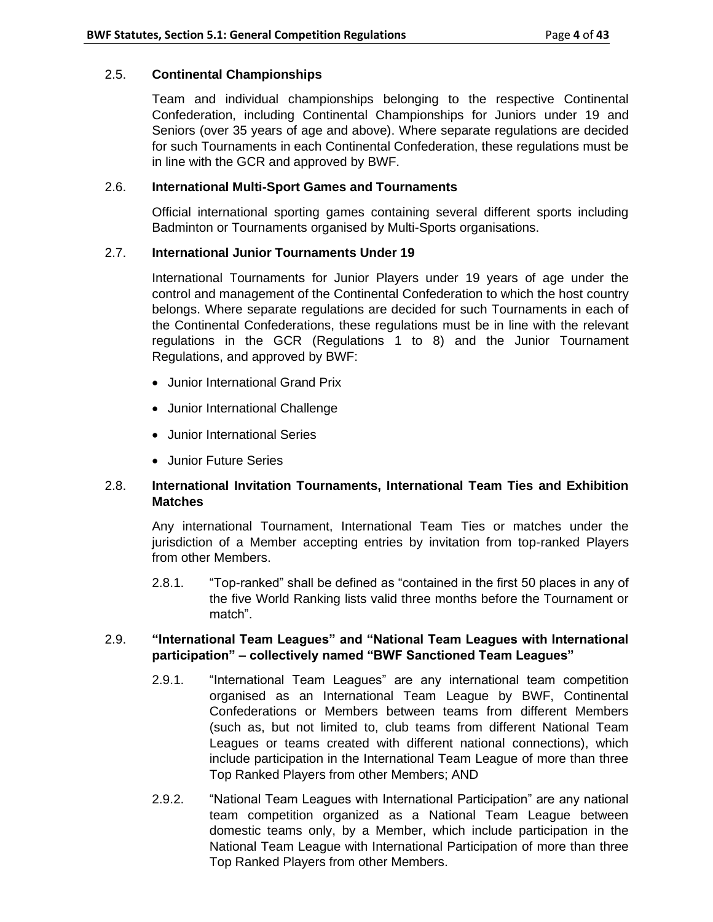### 2.5. **Continental Championships**

Team and individual championships belonging to the respective Continental Confederation, including Continental Championships for Juniors under 19 and Seniors (over 35 years of age and above). Where separate regulations are decided for such Tournaments in each Continental Confederation, these regulations must be in line with the GCR and approved by BWF.

### 2.6. **International Multi-Sport Games and Tournaments**

Official international sporting games containing several different sports including Badminton or Tournaments organised by Multi-Sports organisations.

### 2.7. **International Junior Tournaments Under 19**

International Tournaments for Junior Players under 19 years of age under the control and management of the Continental Confederation to which the host country belongs. Where separate regulations are decided for such Tournaments in each of the Continental Confederations, these regulations must be in line with the relevant regulations in the GCR (Regulations 1 to 8) and the Junior Tournament Regulations, and approved by BWF:

- Junior International Grand Prix
- Junior International Challenge
- Junior International Series
- Junior Future Series

### 2.8. **International Invitation Tournaments, International Team Ties and Exhibition Matches**

Any international Tournament, International Team Ties or matches under the jurisdiction of a Member accepting entries by invitation from top-ranked Players from other Members.

2.8.1. "Top-ranked" shall be defined as "contained in the first 50 places in any of the five World Ranking lists valid three months before the Tournament or match".

### 2.9. **"International Team Leagues" and "National Team Leagues with International participation" – collectively named "BWF Sanctioned Team Leagues"**

2.9.1. "International Team Leagues" are any international team competition organised as an International Team League by BWF, Continental Confederations or Members between teams from different Members (such as, but not limited to, club teams from different National Team Leagues or teams created with different national connections), which include participation in the International Team League of more than three Top Ranked Players from other Members; AND

2.9.2. "National Team Leagues with International Participation" are any national team competition organized as a National Team League between domestic teams only, by a Member, which include participation in the National Team League with International Participation of more than three Top Ranked Players from other Members.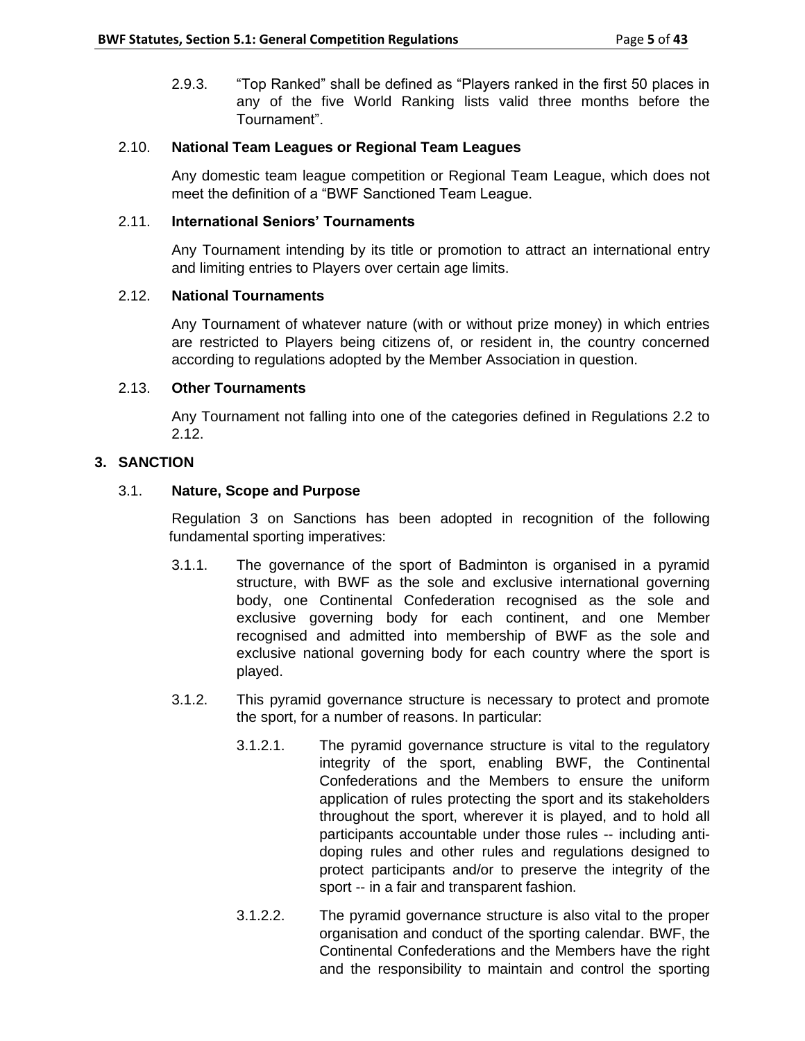2.9.3. "Top Ranked" shall be defined as "Players ranked in the first 50 places in any of the five World Ranking lists valid three months before the Tournament".

### 2.10. National Team Leagues or Regional Team Leagues

Any domestic team league competition or Regional Team League, which does not meet the definition of a "BWF Sanctioned Team League.

### 2.11. International Seniors' Tournaments

Any Tournament intending by its title or promotion to attract an international entry and limiting entries to Players over certain age limits.

### 2.12. National Tournaments

Any Tournament of whatever nature (with or without prize money) in which entries are restricted to Players being citizens of, or resident in, the country concerned according to regulations adopted by the Member Association in question.

### 2.13. Other Tournaments

Any Tournament not falling into one of the categories defined in Regulations 2.2 to 2.12.

## 3. SANCTION

### 3.1. Nature, Scope and Purpose

Regulation 3 on Sanctions has been adopted in recognition of the following fundamental sporting imperatives:

3.1.1. The governance of the sport of Badminton is organised in a pyramid structure, with BWF as the sole and exclusive international governing body, one Continental Confederation recognised as the sole and exclusive governing body for each continent, and one Member recognised and admitted into membership of BWF as the sole and exclusive national governing body for each country where the sport is played.

3.1.2. This pyramid governance structure is necessary to protect and promote the sport, for a number of reasons. In particular:

3.1.2.1. The pyramid governance structure is vital to the regulatory integrity of the sport, enabling BWF, the Continental Confederations and the Members to ensure the uniform application of rules protecting the sport and its stakeholders throughout the sport, wherever it is played, and to hold all participants accountable under those rules -- including anti-doping rules and other rules and regulations designed to protect participants and/or to preserve the integrity of the sport -- in a fair and transparent fashion.

3.1.2.2. The pyramid governance structure is also vital to the proper organisation and conduct of the sporting calendar. BWF, the Continental Confederations and the Members have the right and the responsibility to maintain and control the sporting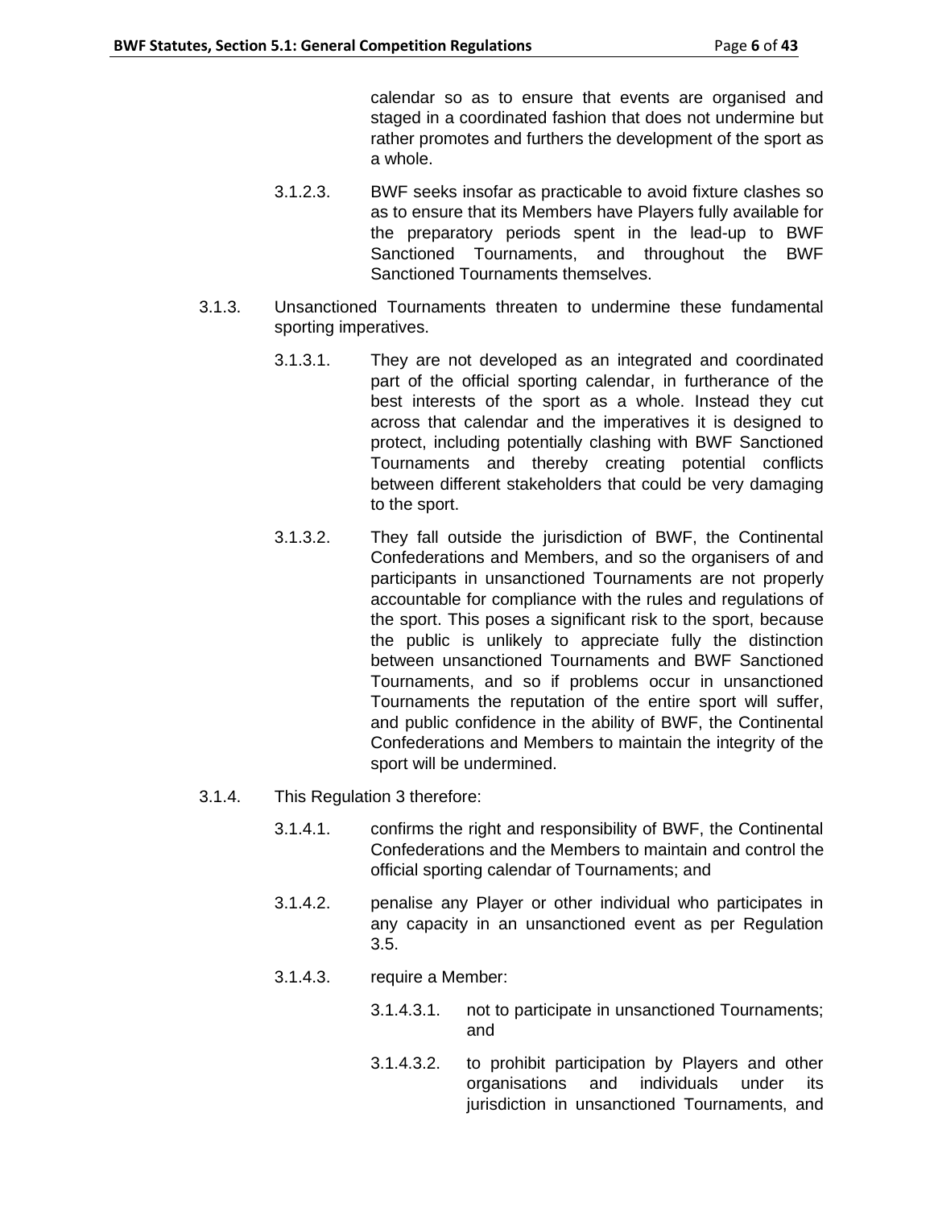calendar so as to ensure that events are organised and staged in a coordinated fashion that does not undermine but rather promotes and furthers the development of the sport as a whole.

3.1.2.3. BWF seeks insofar as practicable to avoid fixture clashes so as to ensure that its Members have Players fully available for the preparatory periods spent in the lead-up to BWF Sanctioned Tournaments, and throughout the BWF Sanctioned Tournaments themselves.

3.1.3. Unsanctioned Tournaments threaten to undermine these fundamental sporting imperatives.

3.1.3.1. They are not developed as an integrated and coordinated part of the official sporting calendar, in furtherance of the best interests of the sport as a whole. Instead they cut across that calendar and the imperatives it is designed to protect, including potentially clashing with BWF Sanctioned Tournaments and thereby creating potential conflicts between different stakeholders that could be very damaging to the sport.

3.1.3.2. They fall outside the jurisdiction of BWF, the Continental Confederations and Members, and so the organisers of and participants in unsanctioned Tournaments are not properly accountable for compliance with the rules and regulations of the sport. This poses a significant risk to the sport, because the public is unlikely to appreciate fully the distinction between unsanctioned Tournaments and BWF Sanctioned Tournaments, and so if problems occur in unsanctioned Tournaments the reputation of the entire sport will suffer, and public confidence in the ability of BWF, the Continental Confederations and Members to maintain the integrity of the sport will be undermined.

3.1.4. This Regulation 3 therefore:

3.1.4.1. confirms the right and responsibility of BWF, the Continental Confederations and the Members to maintain and control the official sporting calendar of Tournaments; and

3.1.4.2. penalise any Player or other individual who participates in any capacity in an unsanctioned event as per Regulation 3.5.

3.1.4.3. require a Member:

3.1.4.3.1. not to participate in unsanctioned Tournaments; and

3.1.4.3.2. to prohibit participation by Players and other organisations and individuals under its jurisdiction in unsanctioned Tournaments, and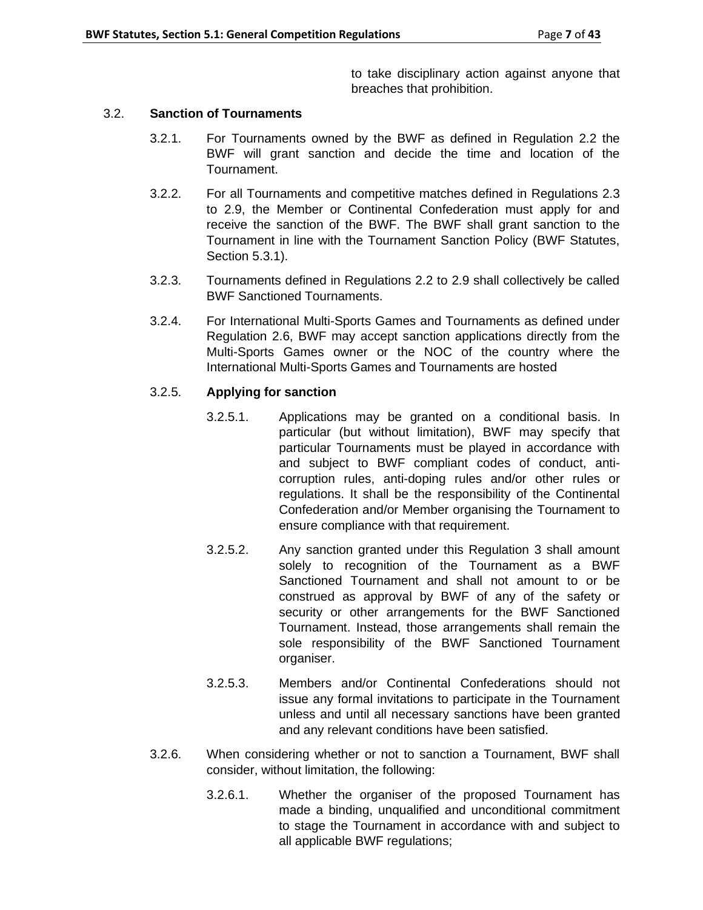to take disciplinary action against anyone that breaches that prohibition.

3.2. **Sanction of Tournaments**

3.2.1. For Tournaments owned by the BWF as defined in Regulation 2.2 the BWF will grant sanction and decide the time and location of the Tournament.

3.2.2. For all Tournaments and competitive matches defined in Regulations 2.3 to 2.9, the Member or Continental Confederation must apply for and receive the sanction of the BWF. The BWF shall grant sanction to the Tournament in line with the Tournament Sanction Policy (BWF Statutes, Section 5.3.1).

3.2.3. Tournaments defined in Regulations 2.2 to 2.9 shall collectively be called BWF Sanctioned Tournaments.

3.2.4. For International Multi-Sports Games and Tournaments as defined under Regulation 2.6, BWF may accept sanction applications directly from the Multi-Sports Games owner or the NOC of the country where the International Multi-Sports Games and Tournaments are hosted

3.2.5. **Applying for sanction**

3.2.5.1. Applications may be granted on a conditional basis. In particular (but without limitation), BWF may specify that particular Tournaments must be played in accordance with and subject to BWF compliant codes of conduct, anti-corruption rules, anti-doping rules and/or other rules or regulations. It shall be the responsibility of the Continental Confederation and/or Member organising the Tournament to ensure compliance with that requirement.

3.2.5.2. Any sanction granted under this Regulation 3 shall amount solely to recognition of the Tournament as a BWF Sanctioned Tournament and shall not amount to or be construed as approval by BWF of any of the safety or security or other arrangements for the BWF Sanctioned Tournament. Instead, those arrangements shall remain the sole responsibility of the BWF Sanctioned Tournament organiser.

3.2.5.3. Members and/or Continental Confederations should not issue any formal invitations to participate in the Tournament unless and until all necessary sanctions have been granted and any relevant conditions have been satisfied.

3.2.6. When considering whether or not to sanction a Tournament, BWF shall consider, without limitation, the following:

3.2.6.1. Whether the organiser of the proposed Tournament has made a binding, unqualified and unconditional commitment to stage the Tournament in accordance with and subject to all applicable BWF regulations;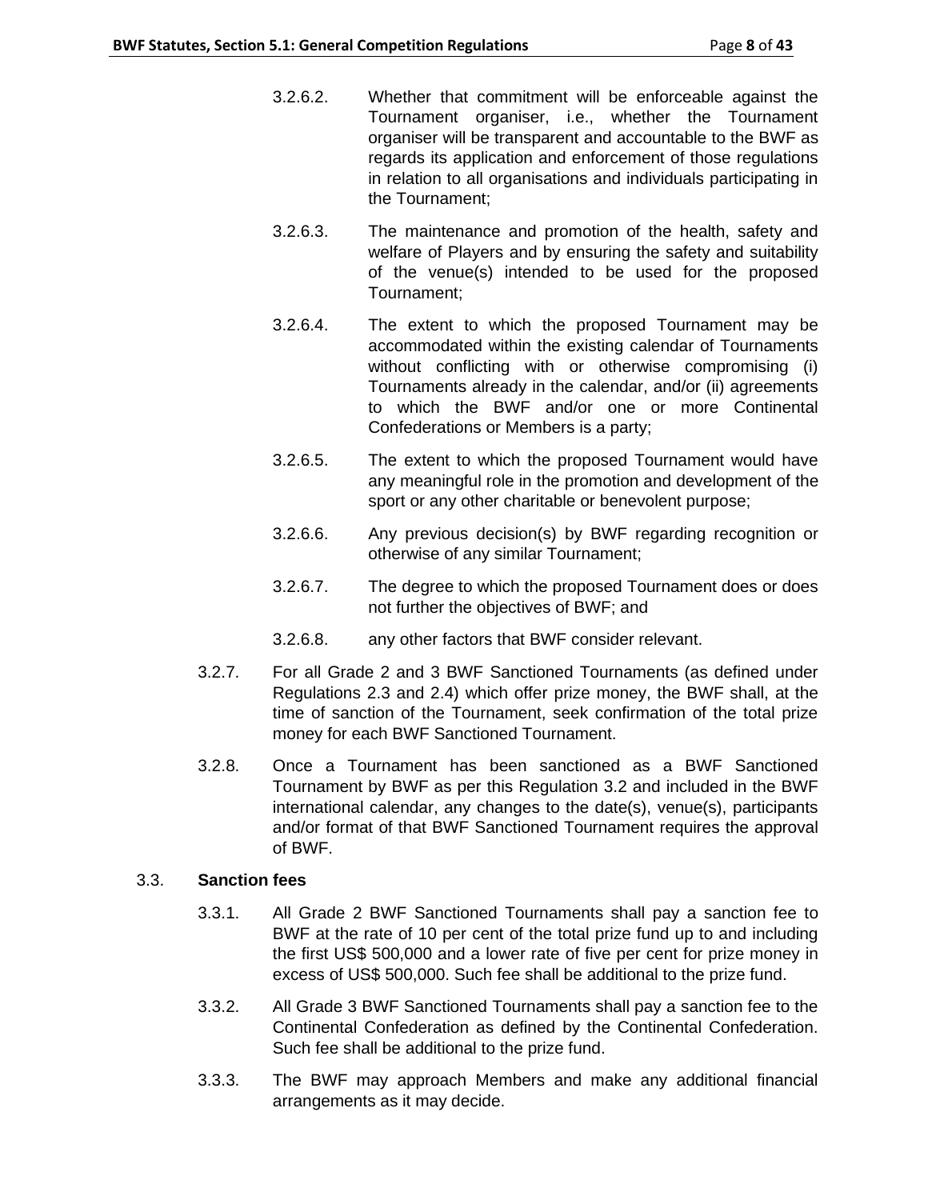3.2.6.2. Whether that commitment will be enforceable against the Tournament organiser, i.e., whether the Tournament organiser will be transparent and accountable to the BWF as regards its application and enforcement of those regulations in relation to all organisations and individuals participating in the Tournament;

3.2.6.3. The maintenance and promotion of the health, safety and welfare of Players and by ensuring the safety and suitability of the venue(s) intended to be used for the proposed Tournament;

3.2.6.4. The extent to which the proposed Tournament may be accommodated within the existing calendar of Tournaments without conflicting with or otherwise compromising (i) Tournaments already in the calendar, and/or (ii) agreements to which the BWF and/or one or more Continental Confederations or Members is a party;

3.2.6.5. The extent to which the proposed Tournament would have any meaningful role in the promotion and development of the sport or any other charitable or benevolent purpose;

3.2.6.6. Any previous decision(s) by BWF regarding recognition or otherwise of any similar Tournament;

3.2.6.7. The degree to which the proposed Tournament does or does not further the objectives of BWF; and

3.2.6.8. any other factors that BWF consider relevant.

3.2.7. For all Grade 2 and 3 BWF Sanctioned Tournaments (as defined under Regulations 2.3 and 2.4) which offer prize money, the BWF shall, at the time of sanction of the Tournament, seek confirmation of the total prize money for each BWF Sanctioned Tournament.

3.2.8. Once a Tournament has been sanctioned as a BWF Sanctioned Tournament by BWF as per this Regulation 3.2 and included in the BWF international calendar, any changes to the date(s), venue(s), participants and/or format of that BWF Sanctioned Tournament requires the approval of BWF.

3.3. **Sanction fees**

3.3.1. All Grade 2 BWF Sanctioned Tournaments shall pay a sanction fee to BWF at the rate of 10 per cent of the total prize fund up to and including the first US$ 500,000 and a lower rate of five per cent for prize money in excess of US$ 500,000. Such fee shall be additional to the prize fund.

3.3.2. All Grade 3 BWF Sanctioned Tournaments shall pay a sanction fee to the Continental Confederation as defined by the Continental Confederation. Such fee shall be additional to the prize fund.

3.3.3. The BWF may approach Members and make any additional financial arrangements as it may decide.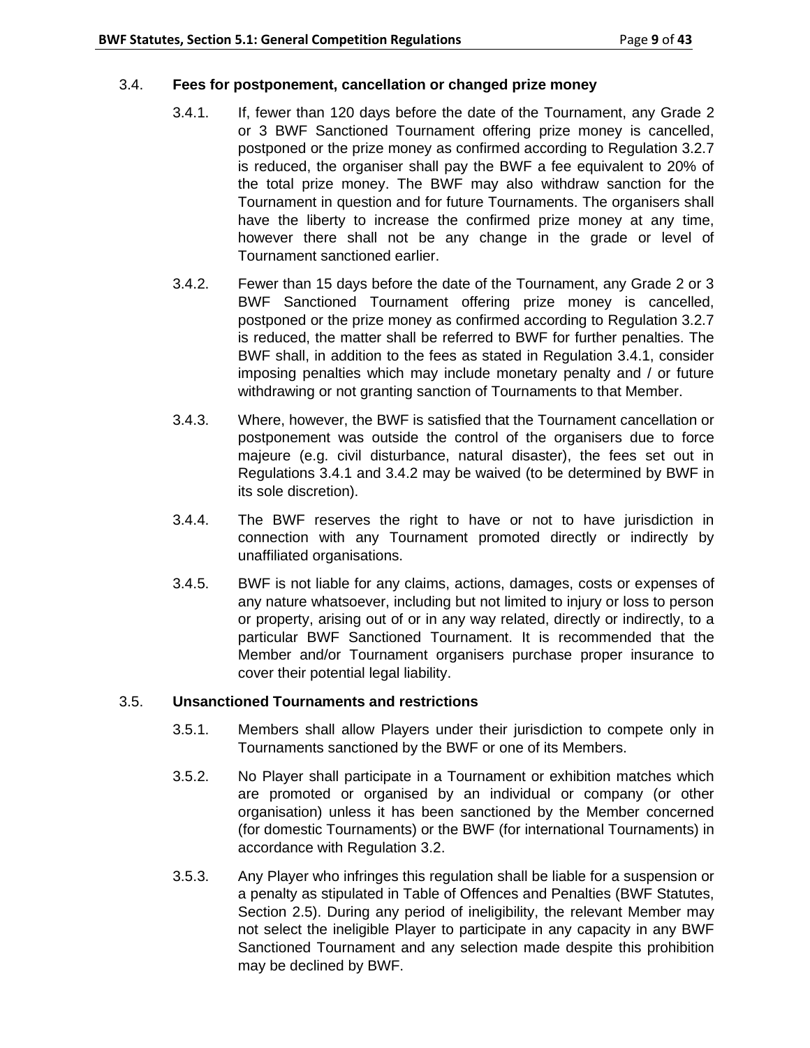### 3.4. Fees for postponement, cancellation or changed prize money

3.4.1. If, fewer than 120 days before the date of the Tournament, any Grade 2 or 3 BWF Sanctioned Tournament offering prize money is cancelled, postponed or the prize money as confirmed according to Regulation 3.2.7 is reduced, the organiser shall pay the BWF a fee equivalent to 20% of the total prize money. The BWF may also withdraw sanction for the Tournament in question and for future Tournaments. The organisers shall have the liberty to increase the confirmed prize money at any time, however there shall not be any change in the grade or level of Tournament sanctioned earlier.

3.4.2. Fewer than 15 days before the date of the Tournament, any Grade 2 or 3 BWF Sanctioned Tournament offering prize money is cancelled, postponed or the prize money as confirmed according to Regulation 3.2.7 is reduced, the matter shall be referred to BWF for further penalties. The BWF shall, in addition to the fees as stated in Regulation 3.4.1, consider imposing penalties which may include monetary penalty and / or future withdrawing or not granting sanction of Tournaments to that Member.

3.4.3. Where, however, the BWF is satisfied that the Tournament cancellation or postponement was outside the control of the organisers due to force majeure (e.g. civil disturbance, natural disaster), the fees set out in Regulations 3.4.1 and 3.4.2 may be waived (to be determined by BWF in its sole discretion).

3.4.4. The BWF reserves the right to have or not to have jurisdiction in connection with any Tournament promoted directly or indirectly by unaffiliated organisations.

3.4.5. BWF is not liable for any claims, actions, damages, costs or expenses of any nature whatsoever, including but not limited to injury or loss to person or property, arising out of or in any way related, directly or indirectly, to a particular BWF Sanctioned Tournament. It is recommended that the Member and/or Tournament organisers purchase proper insurance to cover their potential legal liability.

### 3.5. Unsanctioned Tournaments and restrictions

3.5.1. Members shall allow Players under their jurisdiction to compete only in Tournaments sanctioned by the BWF or one of its Members.

3.5.2. No Player shall participate in a Tournament or exhibition matches which are promoted or organised by an individual or company (or other organisation) unless it has been sanctioned by the Member concerned (for domestic Tournaments) or the BWF (for international Tournaments) in accordance with Regulation 3.2.

3.5.3. Any Player who infringes this regulation shall be liable for a suspension or a penalty as stipulated in Table of Offences and Penalties (BWF Statutes, Section 2.5). During any period of ineligibility, the relevant Member may not select the ineligible Player to participate in any capacity in any BWF Sanctioned Tournament and any selection made despite this prohibition may be declined by BWF.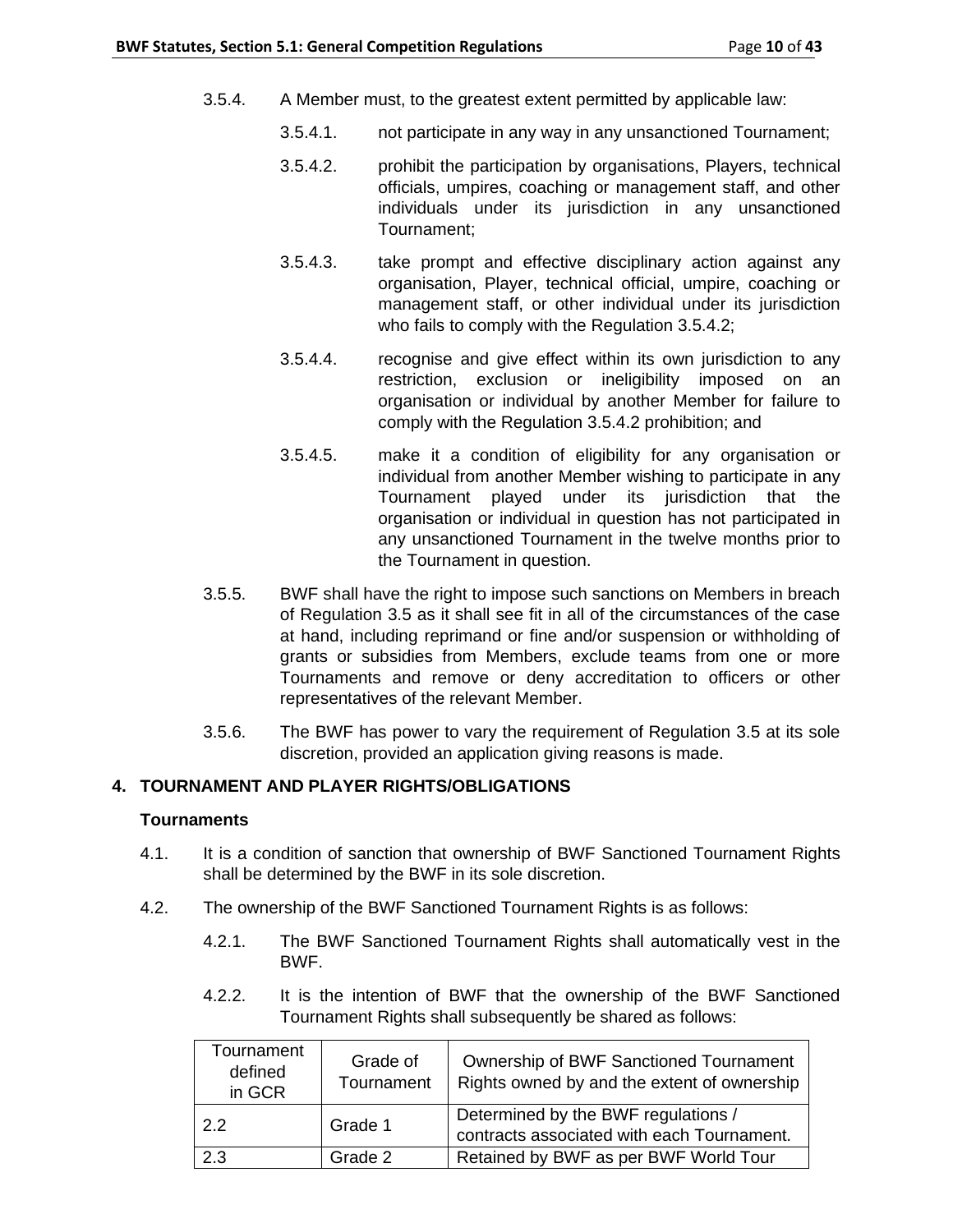3.5.4. A Member must, to the greatest extent permitted by applicable law:

3.5.4.1. not participate in any way in any unsanctioned Tournament;

3.5.4.2. prohibit the participation by organisations, Players, technical officials, umpires, coaching or management staff, and other individuals under its jurisdiction in any unsanctioned Tournament;

3.5.4.3. take prompt and effective disciplinary action against any organisation, Player, technical official, umpire, coaching or management staff, or other individual under its jurisdiction who fails to comply with the Regulation 3.5.4.2;

3.5.4.4. recognise and give effect within its own jurisdiction to any restriction, exclusion or ineligibility imposed on an organisation or individual by another Member for failure to comply with the Regulation 3.5.4.2 prohibition; and

3.5.4.5. make it a condition of eligibility for any organisation or individual from another Member wishing to participate in any Tournament played under its jurisdiction that the organisation or individual in question has not participated in any unsanctioned Tournament in the twelve months prior to the Tournament in question.

3.5.5. BWF shall have the right to impose such sanctions on Members in breach of Regulation 3.5 as it shall see fit in all of the circumstances of the case at hand, including reprimand or fine and/or suspension or withholding of grants or subsidies from Members, exclude teams from one or more Tournaments and remove or deny accreditation to officers or other representatives of the relevant Member.

3.5.6. The BWF has power to vary the requirement of Regulation 3.5 at its sole discretion, provided an application giving reasons is made.

## 4. TOURNAMENT AND PLAYER RIGHTS/OBLIGATIONS

**Tournaments**

4.1. It is a condition of sanction that ownership of BWF Sanctioned Tournament Rights shall be determined by the BWF in its sole discretion.

4.2. The ownership of the BWF Sanctioned Tournament Rights is as follows:

4.2.1. The BWF Sanctioned Tournament Rights shall automatically vest in the BWF.

4.2.2. It is the intention of BWF that the ownership of the BWF Sanctioned Tournament Rights shall subsequently be shared as follows:

| Tournament defined in GCR | Grade of Tournament | Ownership of BWF Sanctioned Tournament Rights owned by and the extent of ownership |
|---|---|---|
| 2.2 | Grade 1 | Determined by the BWF regulations / contracts associated with each Tournament. |
| 2.3 | Grade 2 | Retained by BWF as per BWF World Tour |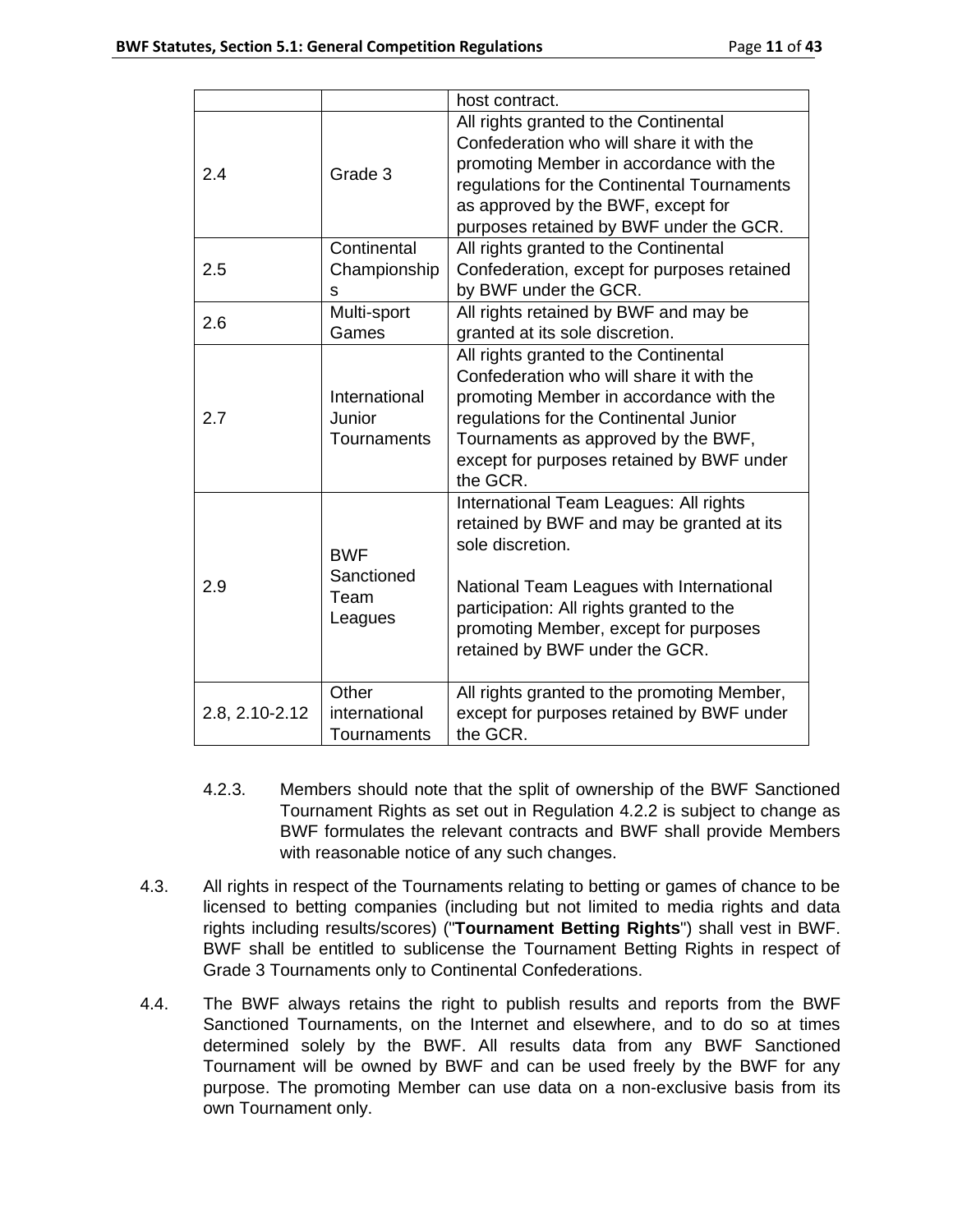| | | host contract. |
|---|---|---|
| 2.4 | Grade 3 | All rights granted to the Continental Confederation who will share it with the promoting Member in accordance with the regulations for the Continental Tournaments as approved by the BWF, except for purposes retained by BWF under the GCR. |
| 2.5 | Continental Championships | All rights granted to the Continental Confederation, except for purposes retained by BWF under the GCR. |
| 2.6 | Multi-sport Games | All rights retained by BWF and may be granted at its sole discretion. |
| 2.7 | International Junior Tournaments | All rights granted to the Continental Confederation who will share it with the promoting Member in accordance with the regulations for the Continental Junior Tournaments as approved by the BWF, except for purposes retained by BWF under the GCR. |
| 2.9 | BWF Sanctioned Team Leagues | International Team Leagues: All rights retained by BWF and may be granted at its sole discretion.<br><br>National Team Leagues with International participation: All rights granted to the promoting Member, except for purposes retained by BWF under the GCR. |
| 2.8, 2.10-2.12 | Other international Tournaments | All rights granted to the promoting Member, except for purposes retained by BWF under the GCR. |

4.2.3. Members should note that the split of ownership of the BWF Sanctioned Tournament Rights as set out in Regulation 4.2.2 is subject to change as BWF formulates the relevant contracts and BWF shall provide Members with reasonable notice of any such changes.

4.3. All rights in respect of the Tournaments relating to betting or games of chance to be licensed to betting companies (including but not limited to media rights and data rights including results/scores) ("**Tournament Betting Rights**") shall vest in BWF. BWF shall be entitled to sublicense the Tournament Betting Rights in respect of Grade 3 Tournaments only to Continental Confederations.

4.4. The BWF always retains the right to publish results and reports from the BWF Sanctioned Tournaments, on the Internet and elsewhere, and to do so at times determined solely by the BWF. All results data from any BWF Sanctioned Tournament will be owned by BWF and can be used freely by the BWF for any purpose. The promoting Member can use data on a non-exclusive basis from its own Tournament only.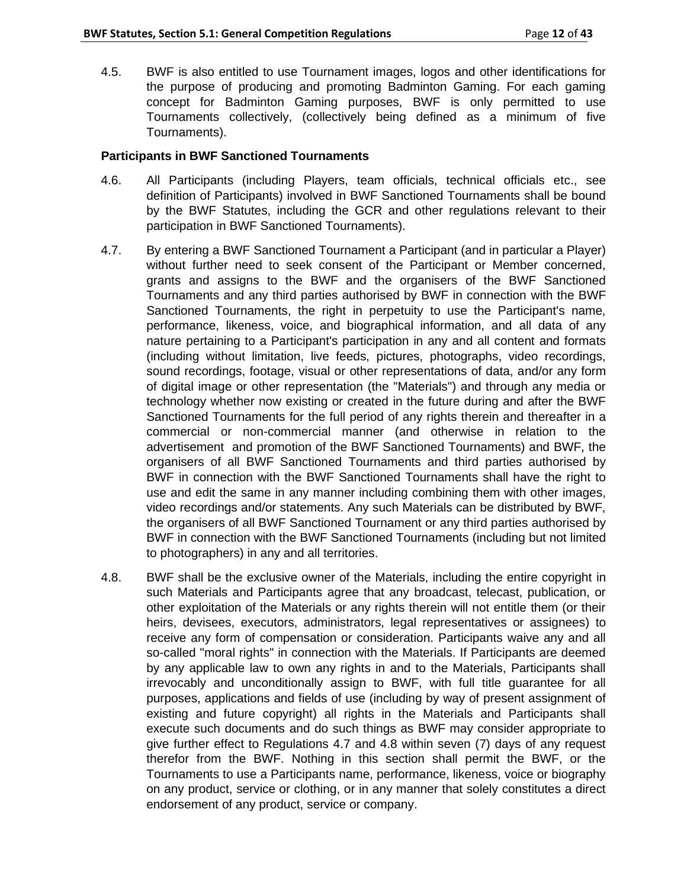4.5. BWF is also entitled to use Tournament images, logos and other identifications for the purpose of producing and promoting Badminton Gaming. For each gaming concept for Badminton Gaming purposes, BWF is only permitted to use Tournaments collectively, (collectively being defined as a minimum of five Tournaments).

**Participants in BWF Sanctioned Tournaments**

4.6. All Participants (including Players, team officials, technical officials etc., see definition of Participants) involved in BWF Sanctioned Tournaments shall be bound by the BWF Statutes, including the GCR and other regulations relevant to their participation in BWF Sanctioned Tournaments).

4.7. By entering a BWF Sanctioned Tournament a Participant (and in particular a Player) without further need to seek consent of the Participant or Member concerned, grants and assigns to the BWF and the organisers of the BWF Sanctioned Tournaments and any third parties authorised by BWF in connection with the BWF Sanctioned Tournaments, the right in perpetuity to use the Participant's name, performance, likeness, voice, and biographical information, and all data of any nature pertaining to a Participant's participation in any and all content and formats (including without limitation, live feeds, pictures, photographs, video recordings, sound recordings, footage, visual or other representations of data, and/or any form of digital image or other representation (the "Materials") and through any media or technology whether now existing or created in the future during and after the BWF Sanctioned Tournaments for the full period of any rights therein and thereafter in a commercial or non-commercial manner (and otherwise in relation to the advertisement and promotion of the BWF Sanctioned Tournaments) and BWF, the organisers of all BWF Sanctioned Tournaments and third parties authorised by BWF in connection with the BWF Sanctioned Tournaments shall have the right to use and edit the same in any manner including combining them with other images, video recordings and/or statements. Any such Materials can be distributed by BWF, the organisers of all BWF Sanctioned Tournament or any third parties authorised by BWF in connection with the BWF Sanctioned Tournaments (including but not limited to photographers) in any and all territories.

4.8. BWF shall be the exclusive owner of the Materials, including the entire copyright in such Materials and Participants agree that any broadcast, telecast, publication, or other exploitation of the Materials or any rights therein will not entitle them (or their heirs, devisees, executors, administrators, legal representatives or assignees) to receive any form of compensation or consideration. Participants waive any and all so-called "moral rights" in connection with the Materials. If Participants are deemed by any applicable law to own any rights in and to the Materials, Participants shall irrevocably and unconditionally assign to BWF, with full title guarantee for all purposes, applications and fields of use (including by way of present assignment of existing and future copyright) all rights in the Materials and Participants shall execute such documents and do such things as BWF may consider appropriate to give further effect to Regulations 4.7 and 4.8 within seven (7) days of any request therefor from the BWF. Nothing in this section shall permit the BWF, or the Tournaments to use a Participants name, performance, likeness, voice or biography on any product, service or clothing, or in any manner that solely constitutes a direct endorsement of any product, service or company.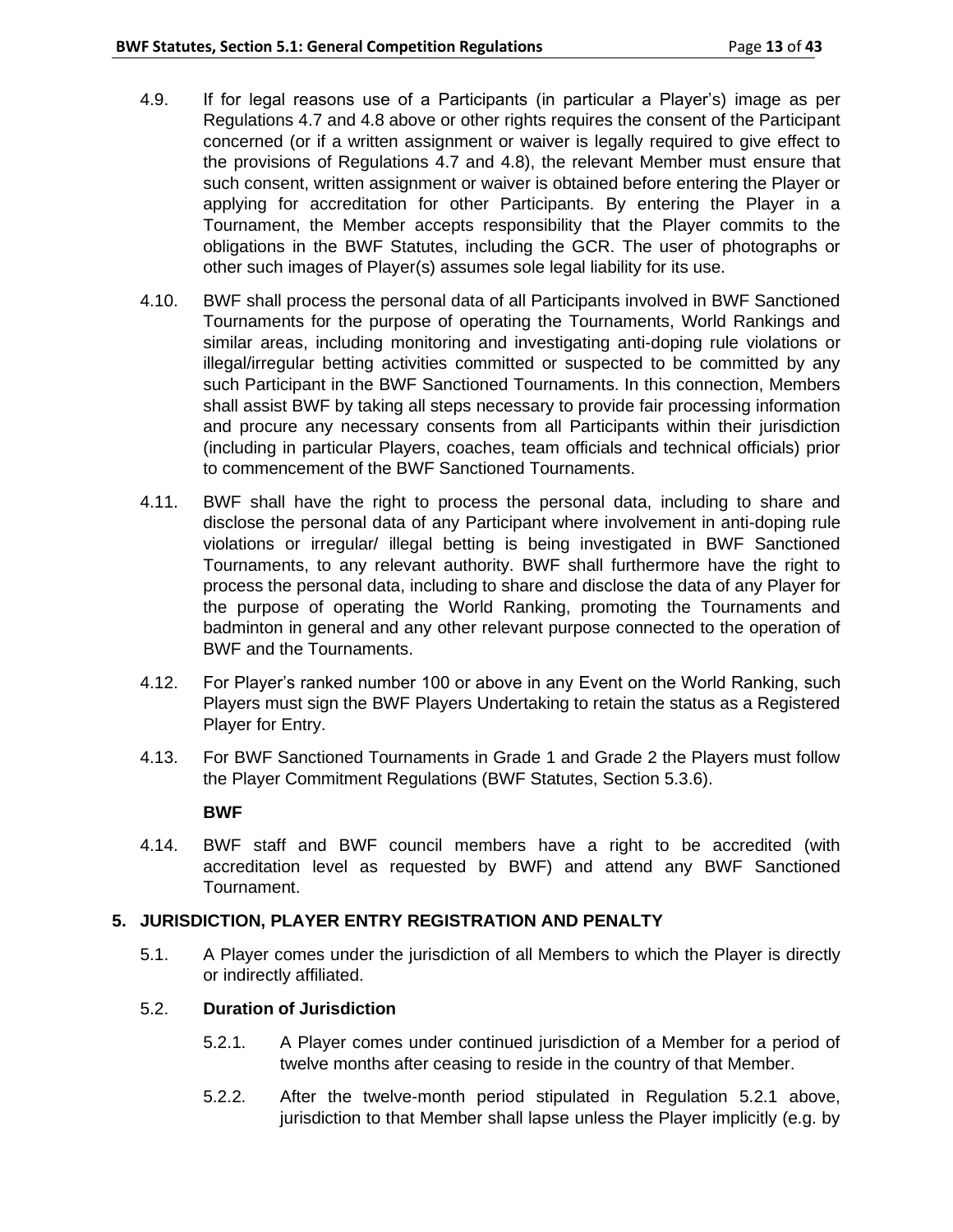4.9. If for legal reasons use of a Participants (in particular a Player's) image as per Regulations 4.7 and 4.8 above or other rights requires the consent of the Participant concerned (or if a written assignment or waiver is legally required to give effect to the provisions of Regulations 4.7 and 4.8), the relevant Member must ensure that such consent, written assignment or waiver is obtained before entering the Player or applying for accreditation for other Participants. By entering the Player in a Tournament, the Member accepts responsibility that the Player commits to the obligations in the BWF Statutes, including the GCR. The user of photographs or other such images of Player(s) assumes sole legal liability for its use.

4.10. BWF shall process the personal data of all Participants involved in BWF Sanctioned Tournaments for the purpose of operating the Tournaments, World Rankings and similar areas, including monitoring and investigating anti-doping rule violations or illegal/irregular betting activities committed or suspected to be committed by any such Participant in the BWF Sanctioned Tournaments. In this connection, Members shall assist BWF by taking all steps necessary to provide fair processing information and procure any necessary consents from all Participants within their jurisdiction (including in particular Players, coaches, team officials and technical officials) prior to commencement of the BWF Sanctioned Tournaments.

4.11. BWF shall have the right to process the personal data, including to share and disclose the personal data of any Participant where involvement in anti-doping rule violations or irregular/ illegal betting is being investigated in BWF Sanctioned Tournaments, to any relevant authority. BWF shall furthermore have the right to process the personal data, including to share and disclose the data of any Player for the purpose of operating the World Ranking, promoting the Tournaments and badminton in general and any other relevant purpose connected to the operation of BWF and the Tournaments.

4.12. For Player's ranked number 100 or above in any Event on the World Ranking, such Players must sign the BWF Players Undertaking to retain the status as a Registered Player for Entry.

4.13. For BWF Sanctioned Tournaments in Grade 1 and Grade 2 the Players must follow the Player Commitment Regulations (BWF Statutes, Section 5.3.6).

**BWF**

4.14. BWF staff and BWF council members have a right to be accredited (with accreditation level as requested by BWF) and attend any BWF Sanctioned Tournament.

## 5. JURISDICTION, PLAYER ENTRY REGISTRATION AND PENALTY

5.1. A Player comes under the jurisdiction of all Members to which the Player is directly or indirectly affiliated.

5.2. **Duration of Jurisdiction**

5.2.1. A Player comes under continued jurisdiction of a Member for a period of twelve months after ceasing to reside in the country of that Member.

5.2.2. After the twelve-month period stipulated in Regulation 5.2.1 above, jurisdiction to that Member shall lapse unless the Player implicitly (e.g. by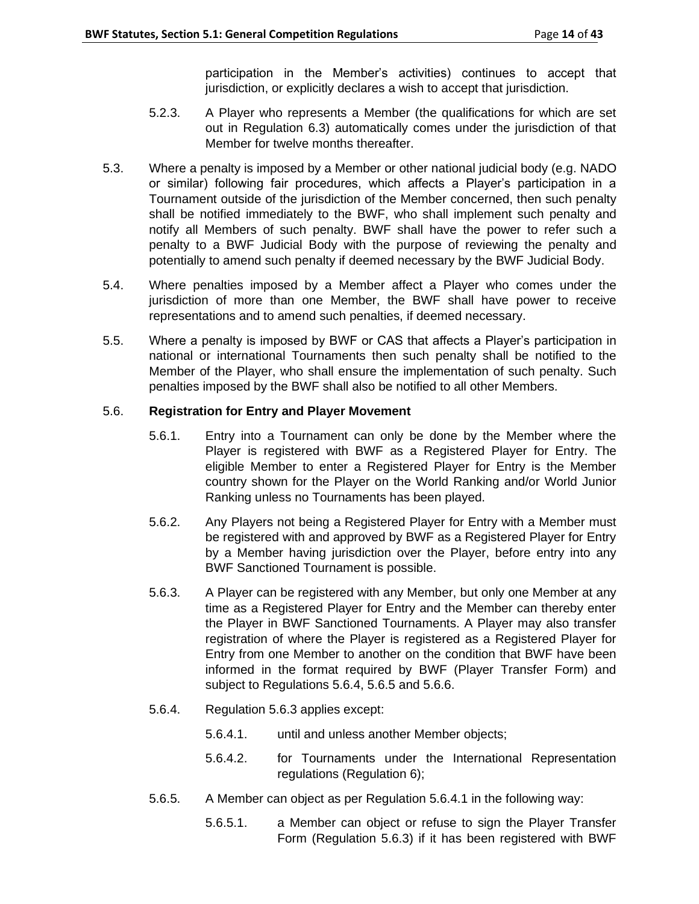participation in the Member's activities) continues to accept that jurisdiction, or explicitly declares a wish to accept that jurisdiction.

5.2.3. A Player who represents a Member (the qualifications for which are set out in Regulation 6.3) automatically comes under the jurisdiction of that Member for twelve months thereafter.

5.3. Where a penalty is imposed by a Member or other national judicial body (e.g. NADO or similar) following fair procedures, which affects a Player's participation in a Tournament outside of the jurisdiction of the Member concerned, then such penalty shall be notified immediately to the BWF, who shall implement such penalty and notify all Members of such penalty. BWF shall have the power to refer such a penalty to a BWF Judicial Body with the purpose of reviewing the penalty and potentially to amend such penalty if deemed necessary by the BWF Judicial Body.

5.4. Where penalties imposed by a Member affect a Player who comes under the jurisdiction of more than one Member, the BWF shall have power to receive representations and to amend such penalties, if deemed necessary.

5.5. Where a penalty is imposed by BWF or CAS that affects a Player's participation in national or international Tournaments then such penalty shall be notified to the Member of the Player, who shall ensure the implementation of such penalty. Such penalties imposed by the BWF shall also be notified to all other Members.

5.6. **Registration for Entry and Player Movement**

5.6.1. Entry into a Tournament can only be done by the Member where the Player is registered with BWF as a Registered Player for Entry. The eligible Member to enter a Registered Player for Entry is the Member country shown for the Player on the World Ranking and/or World Junior Ranking unless no Tournaments has been played.

5.6.2. Any Players not being a Registered Player for Entry with a Member must be registered with and approved by BWF as a Registered Player for Entry by a Member having jurisdiction over the Player, before entry into any BWF Sanctioned Tournament is possible.

5.6.3. A Player can be registered with any Member, but only one Member at any time as a Registered Player for Entry and the Member can thereby enter the Player in BWF Sanctioned Tournaments. A Player may also transfer registration of where the Player is registered as a Registered Player for Entry from one Member to another on the condition that BWF have been informed in the format required by BWF (Player Transfer Form) and subject to Regulations 5.6.4, 5.6.5 and 5.6.6.

5.6.4. Regulation 5.6.3 applies except:

5.6.4.1. until and unless another Member objects;

5.6.4.2. for Tournaments under the International Representation regulations (Regulation 6);

5.6.5. A Member can object as per Regulation 5.6.4.1 in the following way:

5.6.5.1. a Member can object or refuse to sign the Player Transfer Form (Regulation 5.6.3) if it has been registered with BWF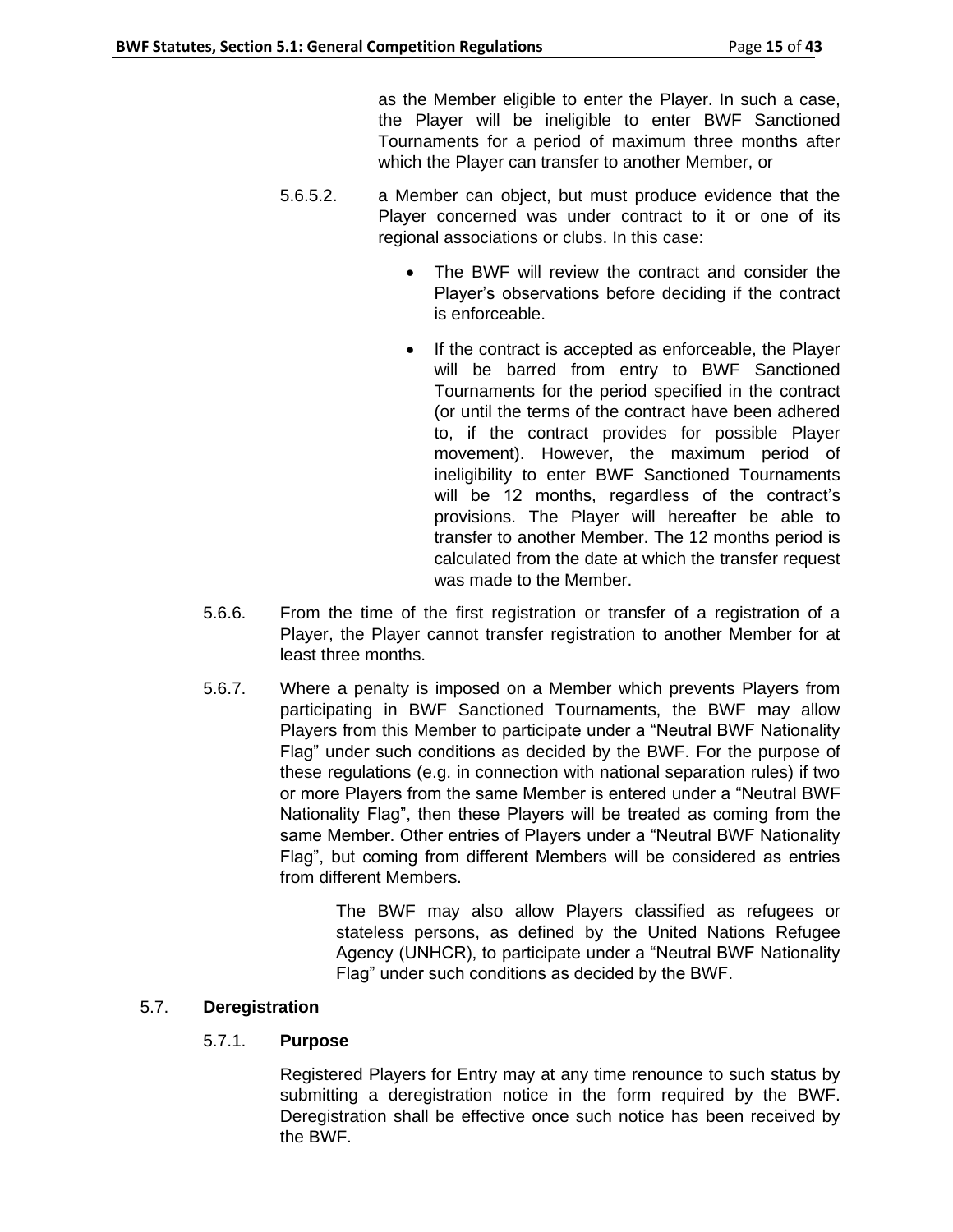as the Member eligible to enter the Player. In such a case, the Player will be ineligible to enter BWF Sanctioned Tournaments for a period of maximum three months after which the Player can transfer to another Member, or

5.6.5.2. a Member can object, but must produce evidence that the Player concerned was under contract to it or one of its regional associations or clubs. In this case:

- The BWF will review the contract and consider the Player's observations before deciding if the contract is enforceable.
- If the contract is accepted as enforceable, the Player will be barred from entry to BWF Sanctioned Tournaments for the period specified in the contract (or until the terms of the contract have been adhered to, if the contract provides for possible Player movement). However, the maximum period of ineligibility to enter BWF Sanctioned Tournaments will be 12 months, regardless of the contract's provisions. The Player will hereafter be able to transfer to another Member. The 12 months period is calculated from the date at which the transfer request was made to the Member.

5.6.6. From the time of the first registration or transfer of a registration of a Player, the Player cannot transfer registration to another Member for at least three months.

5.6.7. Where a penalty is imposed on a Member which prevents Players from participating in BWF Sanctioned Tournaments, the BWF may allow Players from this Member to participate under a "Neutral BWF Nationality Flag" under such conditions as decided by the BWF. For the purpose of these regulations (e.g. in connection with national separation rules) if two or more Players from the same Member is entered under a "Neutral BWF Nationality Flag", then these Players will be treated as coming from the same Member. Other entries of Players under a "Neutral BWF Nationality Flag", but coming from different Members will be considered as entries from different Members.

The BWF may also allow Players classified as refugees or stateless persons, as defined by the United Nations Refugee Agency (UNHCR), to participate under a "Neutral BWF Nationality Flag" under such conditions as decided by the BWF.

## 5.7. Deregistration

### 5.7.1. Purpose

Registered Players for Entry may at any time renounce to such status by submitting a deregistration notice in the form required by the BWF. Deregistration shall be effective once such notice has been received by the BWF.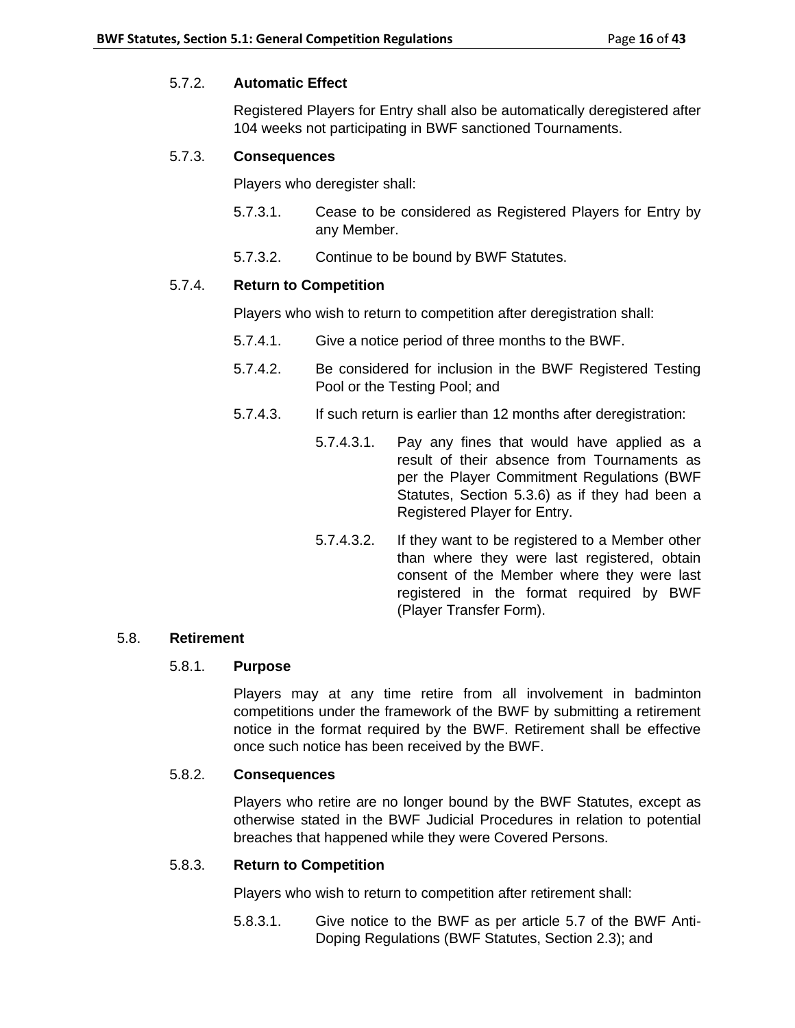5.7.2. **Automatic Effect**

Registered Players for Entry shall also be automatically deregistered after 104 weeks not participating in BWF sanctioned Tournaments.

5.7.3. **Consequences**

Players who deregister shall:

5.7.3.1. Cease to be considered as Registered Players for Entry by any Member.

5.7.3.2. Continue to be bound by BWF Statutes.

5.7.4. **Return to Competition**

Players who wish to return to competition after deregistration shall:

5.7.4.1. Give a notice period of three months to the BWF.

5.7.4.2. Be considered for inclusion in the BWF Registered Testing Pool or the Testing Pool; and

5.7.4.3. If such return is earlier than 12 months after deregistration:

5.7.4.3.1. Pay any fines that would have applied as a result of their absence from Tournaments as per the Player Commitment Regulations (BWF Statutes, Section 5.3.6) as if they had been a Registered Player for Entry.

5.7.4.3.2. If they want to be registered to a Member other than where they were last registered, obtain consent of the Member where they were last registered in the format required by BWF (Player Transfer Form).

5.8. **Retirement**

5.8.1. **Purpose**

Players may at any time retire from all involvement in badminton competitions under the framework of the BWF by submitting a retirement notice in the format required by the BWF. Retirement shall be effective once such notice has been received by the BWF.

5.8.2. **Consequences**

Players who retire are no longer bound by the BWF Statutes, except as otherwise stated in the BWF Judicial Procedures in relation to potential breaches that happened while they were Covered Persons.

5.8.3. **Return to Competition**

Players who wish to return to competition after retirement shall:

5.8.3.1. Give notice to the BWF as per article 5.7 of the BWF Anti-Doping Regulations (BWF Statutes, Section 2.3); and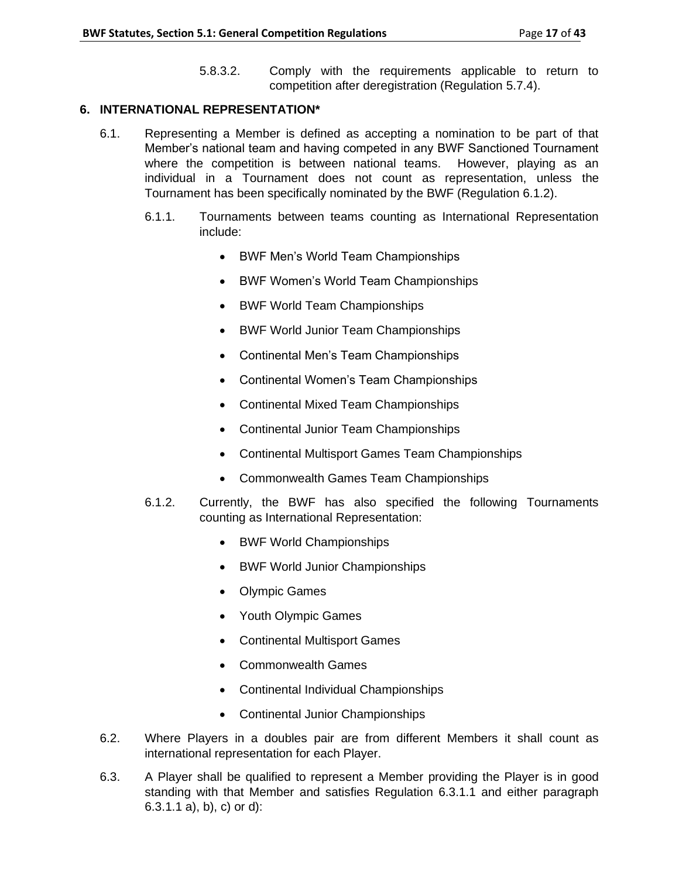5.8.3.2. Comply with the requirements applicable to return to competition after deregistration (Regulation 5.7.4).

## 6. INTERNATIONAL REPRESENTATION*

6.1. Representing a Member is defined as accepting a nomination to be part of that Member's national team and having competed in any BWF Sanctioned Tournament where the competition is between national teams. However, playing as an individual in a Tournament does not count as representation, unless the Tournament has been specifically nominated by the BWF (Regulation 6.1.2).

6.1.1. Tournaments between teams counting as International Representation include:

- BWF Men's World Team Championships
- BWF Women's World Team Championships
- BWF World Team Championships
- BWF World Junior Team Championships
- Continental Men's Team Championships
- Continental Women's Team Championships
- Continental Mixed Team Championships
- Continental Junior Team Championships
- Continental Multisport Games Team Championships
- Commonwealth Games Team Championships

6.1.2. Currently, the BWF has also specified the following Tournaments counting as International Representation:

- BWF World Championships
- BWF World Junior Championships
- Olympic Games
- Youth Olympic Games
- Continental Multisport Games
- Commonwealth Games
- Continental Individual Championships
- Continental Junior Championships

6.2. Where Players in a doubles pair are from different Members it shall count as international representation for each Player.

6.3. A Player shall be qualified to represent a Member providing the Player is in good standing with that Member and satisfies Regulation 6.3.1.1 and either paragraph 6.3.1.1 a), b), c) or d):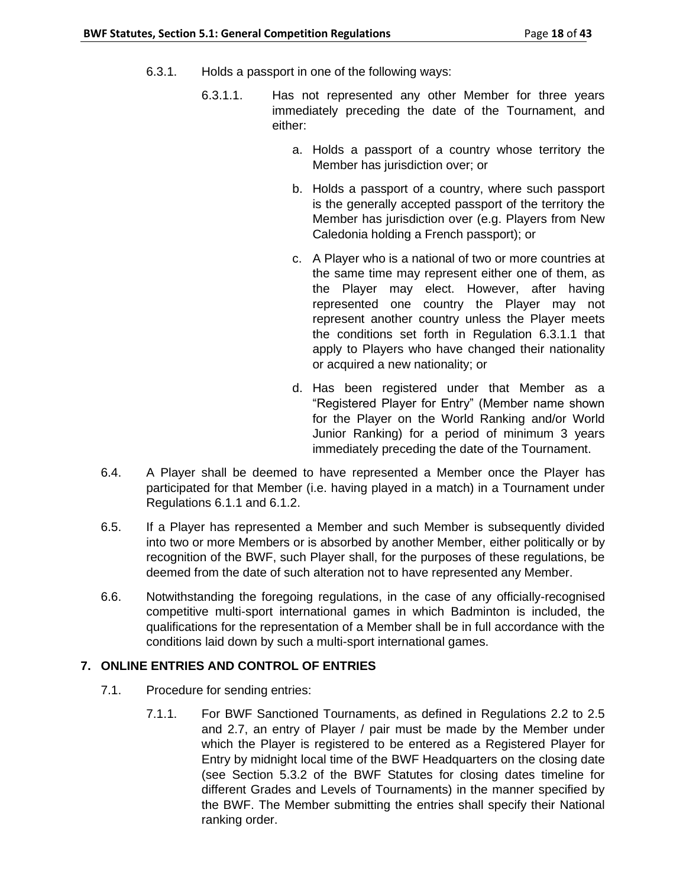6.3.1. Holds a passport in one of the following ways:

6.3.1.1. Has not represented any other Member for three years immediately preceding the date of the Tournament, and either:

a. Holds a passport of a country whose territory the Member has jurisdiction over; or

b. Holds a passport of a country, where such passport is the generally accepted passport of the territory the Member has jurisdiction over (e.g. Players from New Caledonia holding a French passport); or

c. A Player who is a national of two or more countries at the same time may represent either one of them, as the Player may elect. However, after having represented one country the Player may not represent another country unless the Player meets the conditions set forth in Regulation 6.3.1.1 that apply to Players who have changed their nationality or acquired a new nationality; or

d. Has been registered under that Member as a "Registered Player for Entry" (Member name shown for the Player on the World Ranking and/or World Junior Ranking) for a period of minimum 3 years immediately preceding the date of the Tournament.

6.4. A Player shall be deemed to have represented a Member once the Player has participated for that Member (i.e. having played in a match) in a Tournament under Regulations 6.1.1 and 6.1.2.

6.5. If a Player has represented a Member and such Member is subsequently divided into two or more Members or is absorbed by another Member, either politically or by recognition of the BWF, such Player shall, for the purposes of these regulations, be deemed from the date of such alteration not to have represented any Member.

6.6. Notwithstanding the foregoing regulations, in the case of any officially-recognised competitive multi-sport international games in which Badminton is included, the qualifications for the representation of a Member shall be in full accordance with the conditions laid down by such a multi-sport international games.

## 7. ONLINE ENTRIES AND CONTROL OF ENTRIES

7.1. Procedure for sending entries:

7.1.1. For BWF Sanctioned Tournaments, as defined in Regulations 2.2 to 2.5 and 2.7, an entry of Player / pair must be made by the Member under which the Player is registered to be entered as a Registered Player for Entry by midnight local time of the BWF Headquarters on the closing date (see Section 5.3.2 of the BWF Statutes for closing dates timeline for different Grades and Levels of Tournaments) in the manner specified by the BWF. The Member submitting the entries shall specify their National ranking order.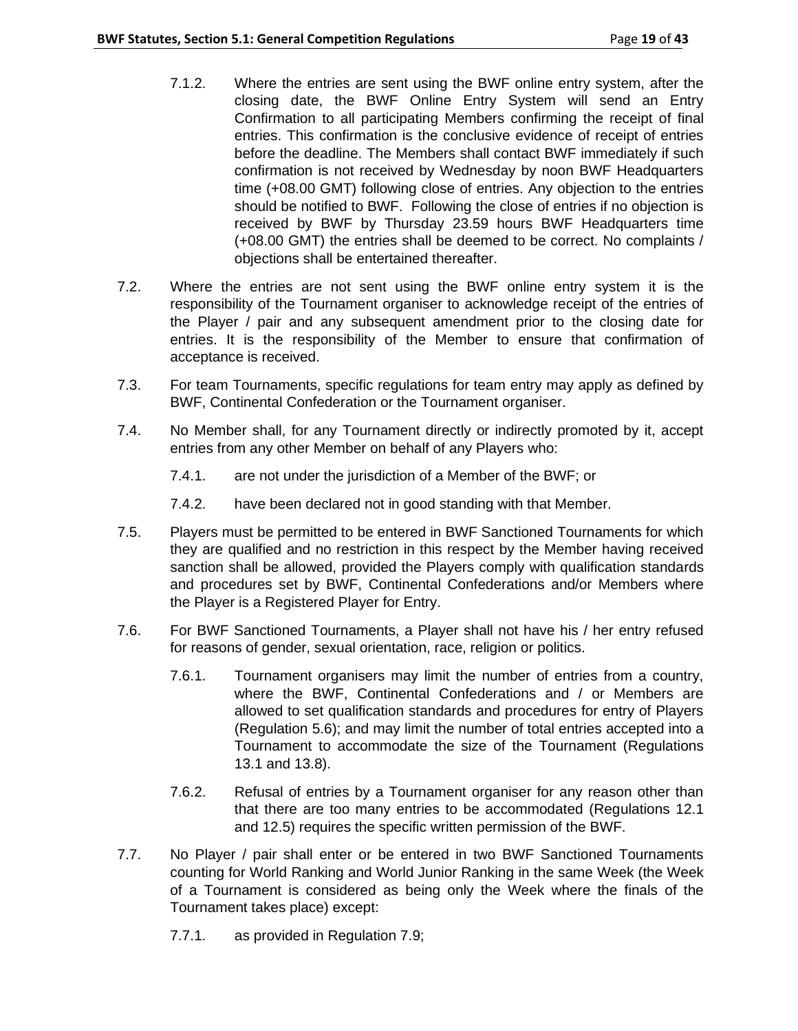7.1.2. Where the entries are sent using the BWF online entry system, after the closing date, the BWF Online Entry System will send an Entry Confirmation to all participating Members confirming the receipt of final entries. This confirmation is the conclusive evidence of receipt of entries before the deadline. The Members shall contact BWF immediately if such confirmation is not received by Wednesday by noon BWF Headquarters time (+08.00 GMT) following close of entries. Any objection to the entries should be notified to BWF. Following the close of entries if no objection is received by BWF by Thursday 23.59 hours BWF Headquarters time (+08.00 GMT) the entries shall be deemed to be correct. No complaints / objections shall be entertained thereafter.

7.2. Where the entries are not sent using the BWF online entry system it is the responsibility of the Tournament organiser to acknowledge receipt of the entries of the Player / pair and any subsequent amendment prior to the closing date for entries. It is the responsibility of the Member to ensure that confirmation of acceptance is received.

7.3. For team Tournaments, specific regulations for team entry may apply as defined by BWF, Continental Confederation or the Tournament organiser.

7.4. No Member shall, for any Tournament directly or indirectly promoted by it, accept entries from any other Member on behalf of any Players who:

7.4.1. are not under the jurisdiction of a Member of the BWF; or

7.4.2. have been declared not in good standing with that Member.

7.5. Players must be permitted to be entered in BWF Sanctioned Tournaments for which they are qualified and no restriction in this respect by the Member having received sanction shall be allowed, provided the Players comply with qualification standards and procedures set by BWF, Continental Confederations and/or Members where the Player is a Registered Player for Entry.

7.6. For BWF Sanctioned Tournaments, a Player shall not have his / her entry refused for reasons of gender, sexual orientation, race, religion or politics.

7.6.1. Tournament organisers may limit the number of entries from a country, where the BWF, Continental Confederations and / or Members are allowed to set qualification standards and procedures for entry of Players (Regulation 5.6); and may limit the number of total entries accepted into a Tournament to accommodate the size of the Tournament (Regulations 13.1 and 13.8).

7.6.2. Refusal of entries by a Tournament organiser for any reason other than that there are too many entries to be accommodated (Regulations 12.1 and 12.5) requires the specific written permission of the BWF.

7.7. No Player / pair shall enter or be entered in two BWF Sanctioned Tournaments counting for World Ranking and World Junior Ranking in the same Week (the Week of a Tournament is considered as being only the Week where the finals of the Tournament takes place) except:

7.7.1. as provided in Regulation 7.9;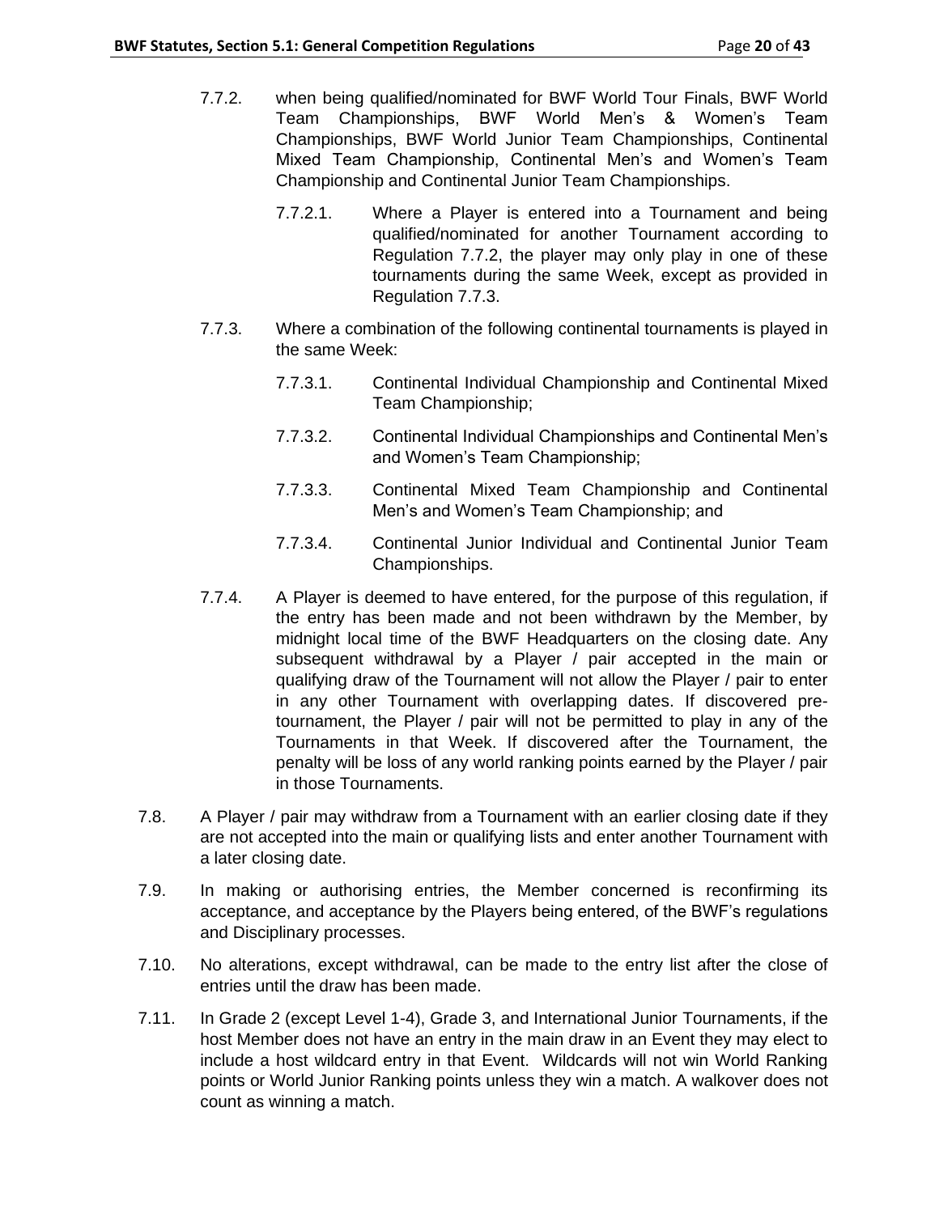7.7.2. when being qualified/nominated for BWF World Tour Finals, BWF World Team Championships, BWF World Men's & Women's Team Championships, BWF World Junior Team Championships, Continental Mixed Team Championship, Continental Men's and Women's Team Championship and Continental Junior Team Championships.

7.7.2.1. Where a Player is entered into a Tournament and being qualified/nominated for another Tournament according to Regulation 7.7.2, the player may only play in one of these tournaments during the same Week, except as provided in Regulation 7.7.3.

7.7.3. Where a combination of the following continental tournaments is played in the same Week:

7.7.3.1. Continental Individual Championship and Continental Mixed Team Championship;

7.7.3.2. Continental Individual Championships and Continental Men's and Women's Team Championship;

7.7.3.3. Continental Mixed Team Championship and Continental Men's and Women's Team Championship; and

7.7.3.4. Continental Junior Individual and Continental Junior Team Championships.

7.7.4. A Player is deemed to have entered, for the purpose of this regulation, if the entry has been made and not been withdrawn by the Member, by midnight local time of the BWF Headquarters on the closing date. Any subsequent withdrawal by a Player / pair accepted in the main or qualifying draw of the Tournament will not allow the Player / pair to enter in any other Tournament with overlapping dates. If discovered pre-tournament, the Player / pair will not be permitted to play in any of the Tournaments in that Week. If discovered after the Tournament, the penalty will be loss of any world ranking points earned by the Player / pair in those Tournaments.

7.8. A Player / pair may withdraw from a Tournament with an earlier closing date if they are not accepted into the main or qualifying lists and enter another Tournament with a later closing date.

7.9. In making or authorising entries, the Member concerned is reconfirming its acceptance, and acceptance by the Players being entered, of the BWF's regulations and Disciplinary processes.

7.10. No alterations, except withdrawal, can be made to the entry list after the close of entries until the draw has been made.

7.11. In Grade 2 (except Level 1-4), Grade 3, and International Junior Tournaments, if the host Member does not have an entry in the main draw in an Event they may elect to include a host wildcard entry in that Event. Wildcards will not win World Ranking points or World Junior Ranking points unless they win a match. A walkover does not count as winning a match.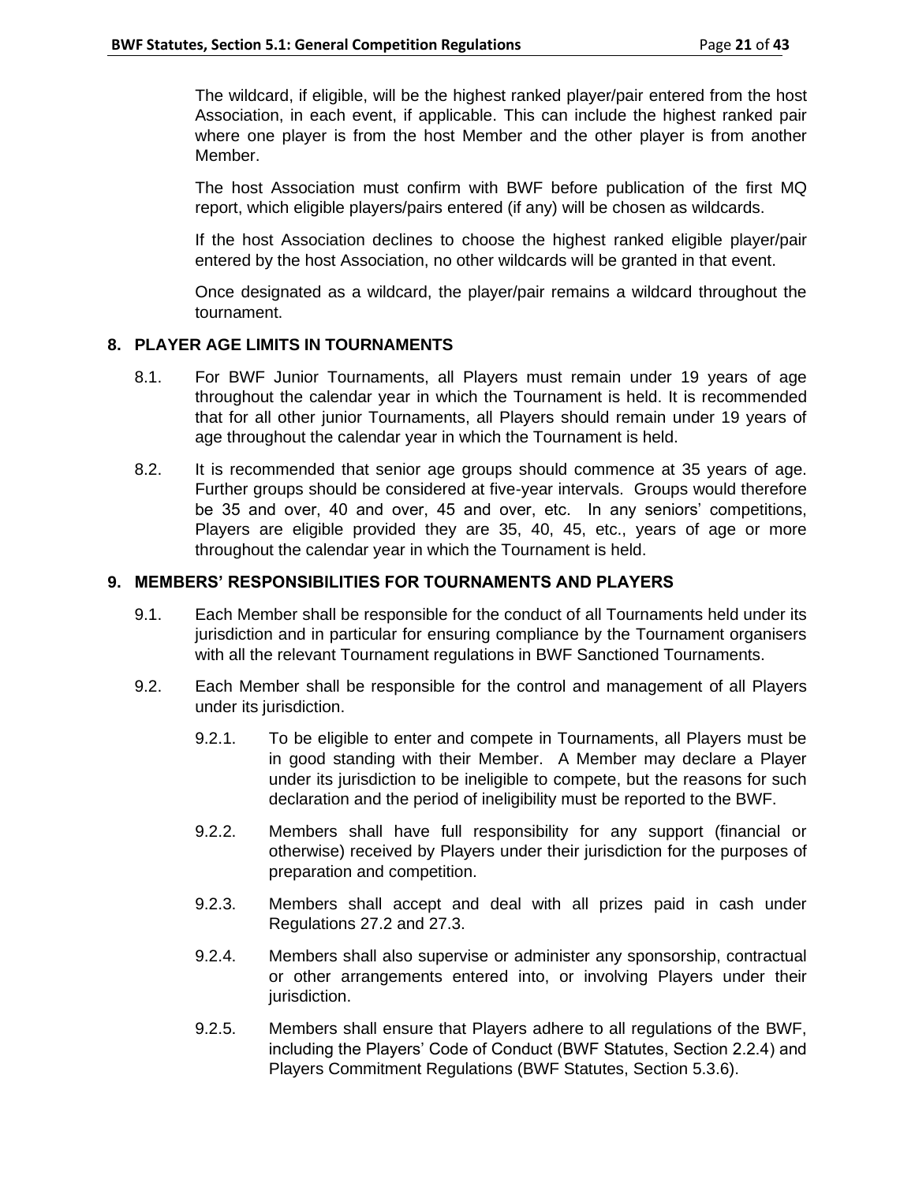The wildcard, if eligible, will be the highest ranked player/pair entered from the host Association, in each event, if applicable. This can include the highest ranked pair where one player is from the host Member and the other player is from another Member.

The host Association must confirm with BWF before publication of the first MQ report, which eligible players/pairs entered (if any) will be chosen as wildcards.

If the host Association declines to choose the highest ranked eligible player/pair entered by the host Association, no other wildcards will be granted in that event.

Once designated as a wildcard, the player/pair remains a wildcard throughout the tournament.

## 8. PLAYER AGE LIMITS IN TOURNAMENTS

8.1. For BWF Junior Tournaments, all Players must remain under 19 years of age throughout the calendar year in which the Tournament is held. It is recommended that for all other junior Tournaments, all Players should remain under 19 years of age throughout the calendar year in which the Tournament is held.

8.2. It is recommended that senior age groups should commence at 35 years of age. Further groups should be considered at five-year intervals. Groups would therefore be 35 and over, 40 and over, 45 and over, etc. In any seniors' competitions, Players are eligible provided they are 35, 40, 45, etc., years of age or more throughout the calendar year in which the Tournament is held.

## 9. MEMBERS' RESPONSIBILITIES FOR TOURNAMENTS AND PLAYERS

9.1. Each Member shall be responsible for the conduct of all Tournaments held under its jurisdiction and in particular for ensuring compliance by the Tournament organisers with all the relevant Tournament regulations in BWF Sanctioned Tournaments.

9.2. Each Member shall be responsible for the control and management of all Players under its jurisdiction.

9.2.1. To be eligible to enter and compete in Tournaments, all Players must be in good standing with their Member. A Member may declare a Player under its jurisdiction to be ineligible to compete, but the reasons for such declaration and the period of ineligibility must be reported to the BWF.

9.2.2. Members shall have full responsibility for any support (financial or otherwise) received by Players under their jurisdiction for the purposes of preparation and competition.

9.2.3. Members shall accept and deal with all prizes paid in cash under Regulations 27.2 and 27.3.

9.2.4. Members shall also supervise or administer any sponsorship, contractual or other arrangements entered into, or involving Players under their jurisdiction.

9.2.5. Members shall ensure that Players adhere to all regulations of the BWF, including the Players' Code of Conduct (BWF Statutes, Section 2.2.4) and Players Commitment Regulations (BWF Statutes, Section 5.3.6).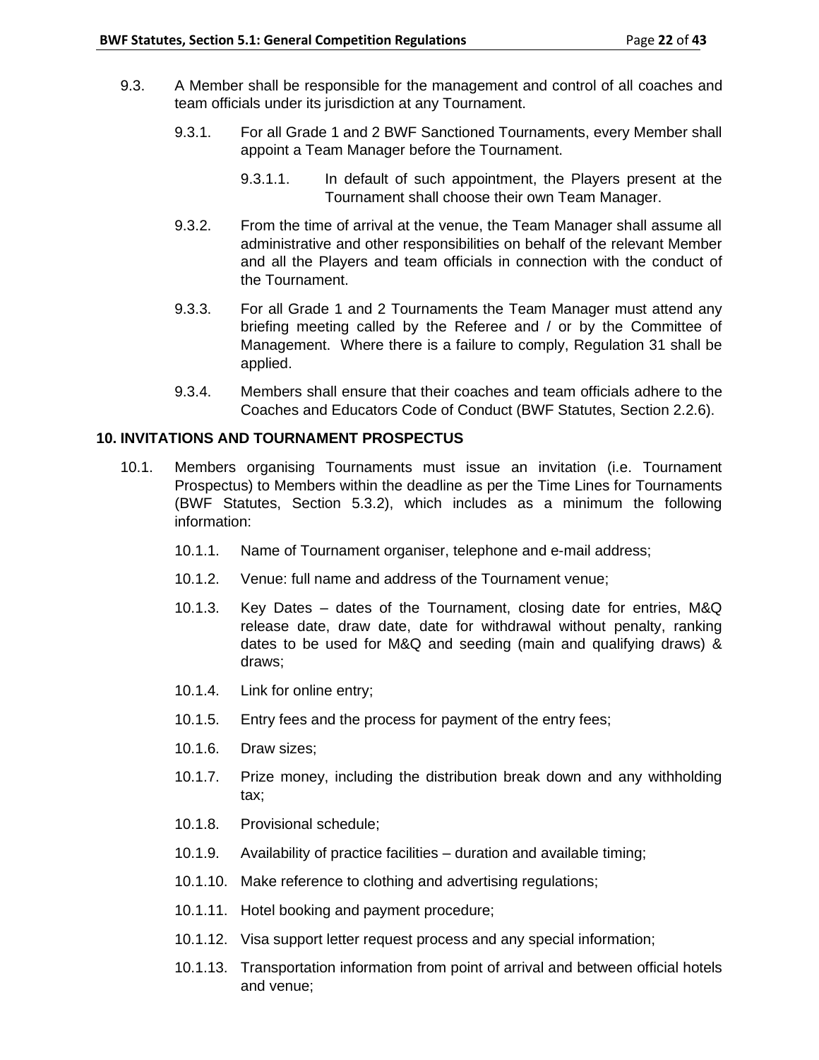9.3. A Member shall be responsible for the management and control of all coaches and team officials under its jurisdiction at any Tournament.

9.3.1. For all Grade 1 and 2 BWF Sanctioned Tournaments, every Member shall appoint a Team Manager before the Tournament.

9.3.1.1. In default of such appointment, the Players present at the Tournament shall choose their own Team Manager.

9.3.2. From the time of arrival at the venue, the Team Manager shall assume all administrative and other responsibilities on behalf of the relevant Member and all the Players and team officials in connection with the conduct of the Tournament.

9.3.3. For all Grade 1 and 2 Tournaments the Team Manager must attend any briefing meeting called by the Referee and / or by the Committee of Management. Where there is a failure to comply, Regulation 31 shall be applied.

9.3.4. Members shall ensure that their coaches and team officials adhere to the Coaches and Educators Code of Conduct (BWF Statutes, Section 2.2.6).

## 10. INVITATIONS AND TOURNAMENT PROSPECTUS

10.1. Members organising Tournaments must issue an invitation (i.e. Tournament Prospectus) to Members within the deadline as per the Time Lines for Tournaments (BWF Statutes, Section 5.3.2), which includes as a minimum the following information:

10.1.1. Name of Tournament organiser, telephone and e-mail address;

10.1.2. Venue: full name and address of the Tournament venue;

10.1.3. Key Dates – dates of the Tournament, closing date for entries, M&Q release date, draw date, date for withdrawal without penalty, ranking dates to be used for M&Q and seeding (main and qualifying draws) & draws;

10.1.4. Link for online entry;

10.1.5. Entry fees and the process for payment of the entry fees;

10.1.6. Draw sizes;

10.1.7. Prize money, including the distribution break down and any withholding tax;

10.1.8. Provisional schedule;

10.1.9. Availability of practice facilities – duration and available timing;

10.1.10. Make reference to clothing and advertising regulations;

10.1.11. Hotel booking and payment procedure;

10.1.12. Visa support letter request process and any special information;

10.1.13. Transportation information from point of arrival and between official hotels and venue;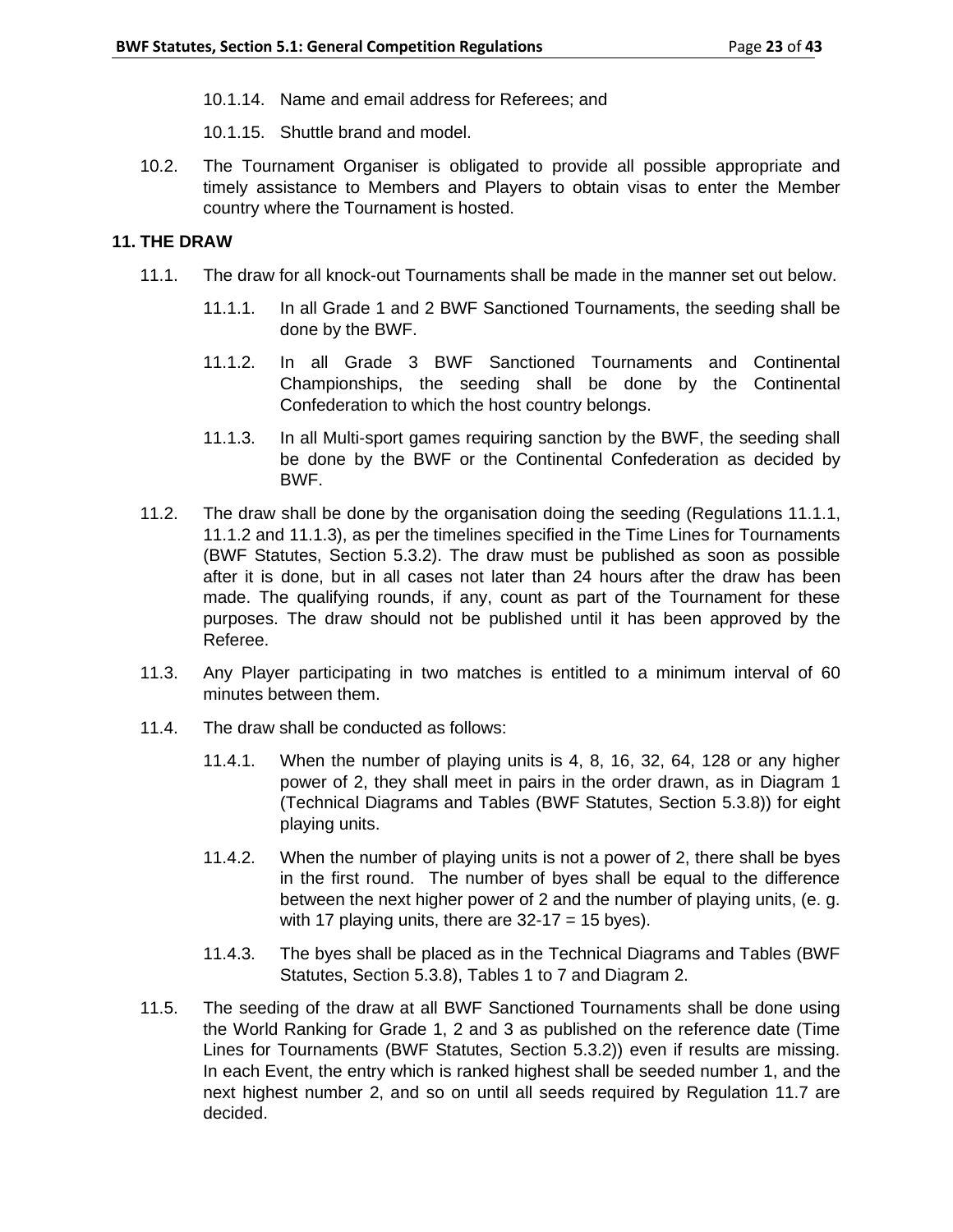10.1.14. Name and email address for Referees; and

10.1.15. Shuttle brand and model.

10.2. The Tournament Organiser is obligated to provide all possible appropriate and timely assistance to Members and Players to obtain visas to enter the Member country where the Tournament is hosted.

## 11. THE DRAW

11.1. The draw for all knock-out Tournaments shall be made in the manner set out below.

11.1.1. In all Grade 1 and 2 BWF Sanctioned Tournaments, the seeding shall be done by the BWF.

11.1.2. In all Grade 3 BWF Sanctioned Tournaments and Continental Championships, the seeding shall be done by the Continental Confederation to which the host country belongs.

11.1.3. In all Multi-sport games requiring sanction by the BWF, the seeding shall be done by the BWF or the Continental Confederation as decided by BWF.

11.2. The draw shall be done by the organisation doing the seeding (Regulations 11.1.1, 11.1.2 and 11.1.3), as per the timelines specified in the Time Lines for Tournaments (BWF Statutes, Section 5.3.2). The draw must be published as soon as possible after it is done, but in all cases not later than 24 hours after the draw has been made. The qualifying rounds, if any, count as part of the Tournament for these purposes. The draw should not be published until it has been approved by the Referee.

11.3. Any Player participating in two matches is entitled to a minimum interval of 60 minutes between them.

11.4. The draw shall be conducted as follows:

11.4.1. When the number of playing units is 4, 8, 16, 32, 64, 128 or any higher power of 2, they shall meet in pairs in the order drawn, as in Diagram 1 (Technical Diagrams and Tables (BWF Statutes, Section 5.3.8)) for eight playing units.

11.4.2. When the number of playing units is not a power of 2, there shall be byes in the first round. The number of byes shall be equal to the difference between the next higher power of 2 and the number of playing units, (e. g. with 17 playing units, there are 32-17 = 15 byes).

11.4.3. The byes shall be placed as in the Technical Diagrams and Tables (BWF Statutes, Section 5.3.8), Tables 1 to 7 and Diagram 2.

11.5. The seeding of the draw at all BWF Sanctioned Tournaments shall be done using the World Ranking for Grade 1, 2 and 3 as published on the reference date (Time Lines for Tournaments (BWF Statutes, Section 5.3.2)) even if results are missing. In each Event, the entry which is ranked highest shall be seeded number 1, and the next highest number 2, and so on until all seeds required by Regulation 11.7 are decided.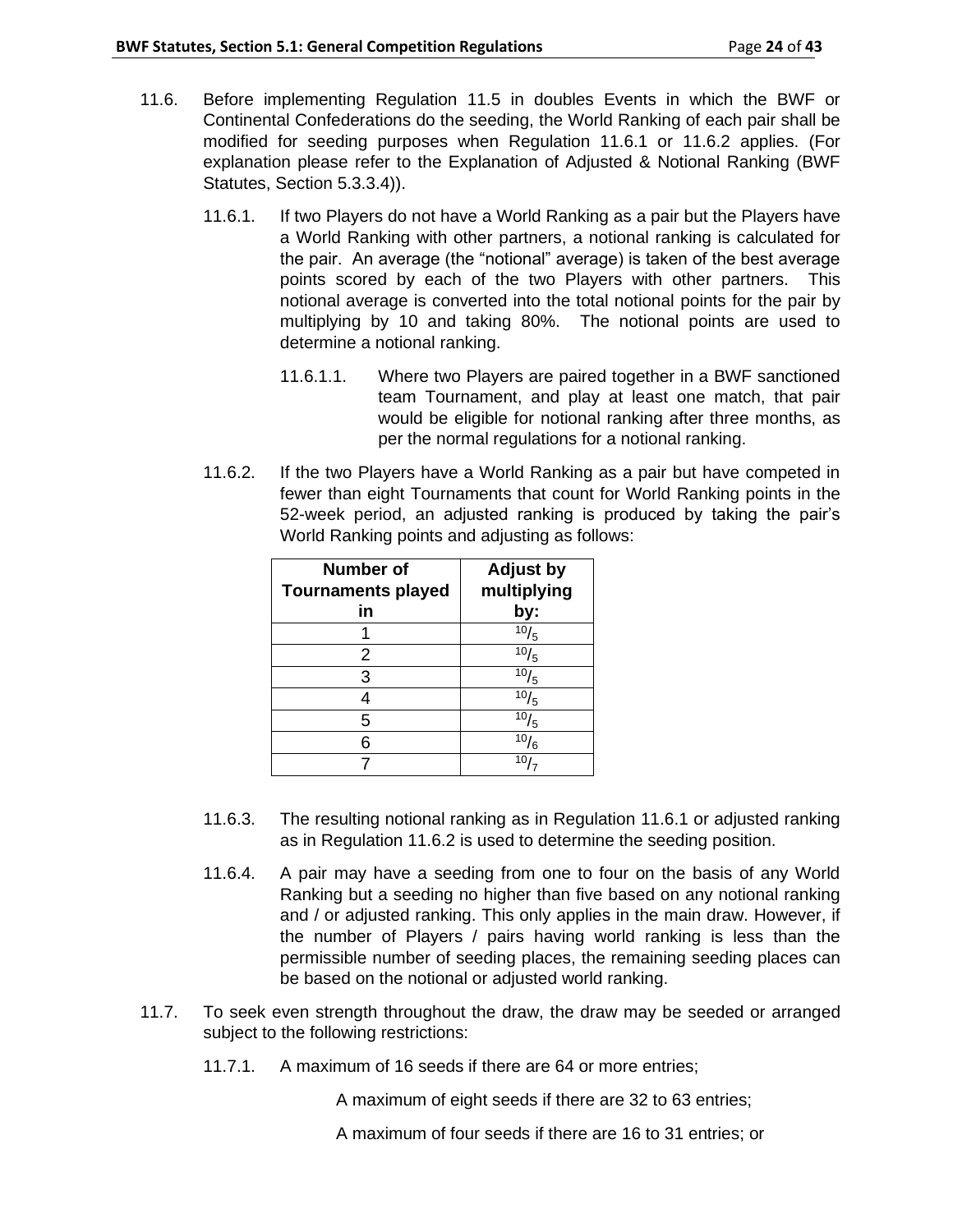11.6. Before implementing Regulation 11.5 in doubles Events in which the BWF or Continental Confederations do the seeding, the World Ranking of each pair shall be modified for seeding purposes when Regulation 11.6.1 or 11.6.2 applies. (For explanation please refer to the Explanation of Adjusted & Notional Ranking (BWF Statutes, Section 5.3.3.4)).

11.6.1. If two Players do not have a World Ranking as a pair but the Players have a World Ranking with other partners, a notional ranking is calculated for the pair. An average (the "notional" average) is taken of the best average points scored by each of the two Players with other partners. This notional average is converted into the total notional points for the pair by multiplying by 10 and taking 80%. The notional points are used to determine a notional ranking.

11.6.1.1. Where two Players are paired together in a BWF sanctioned team Tournament, and play at least one match, that pair would be eligible for notional ranking after three months, as per the normal regulations for a notional ranking.

11.6.2. If the two Players have a World Ranking as a pair but have competed in fewer than eight Tournaments that count for World Ranking points in the 52-week period, an adjusted ranking is produced by taking the pair's World Ranking points and adjusting as follows:

| Number of Tournaments played in | Adjust by multiplying by: |
|---|---|
| 1 | $^{10}/_{5}$ |
| 2 | $^{10}/_{5}$ |
| 3 | $^{10}/_{5}$ |
| 4 | $^{10}/_{5}$ |
| 5 | $^{10}/_{5}$ |
| 6 | $^{10}/_{6}$ |
| 7 | $^{10}/_{7}$ |

11.6.3. The resulting notional ranking as in Regulation 11.6.1 or adjusted ranking as in Regulation 11.6.2 is used to determine the seeding position.

11.6.4. A pair may have a seeding from one to four on the basis of any World Ranking but a seeding no higher than five based on any notional ranking and / or adjusted ranking. This only applies in the main draw. However, if the number of Players / pairs having world ranking is less than the permissible number of seeding places, the remaining seeding places can be based on the notional or adjusted world ranking.

11.7. To seek even strength throughout the draw, the draw may be seeded or arranged subject to the following restrictions:

11.7.1. A maximum of 16 seeds if there are 64 or more entries;

A maximum of eight seeds if there are 32 to 63 entries;

A maximum of four seeds if there are 16 to 31 entries; or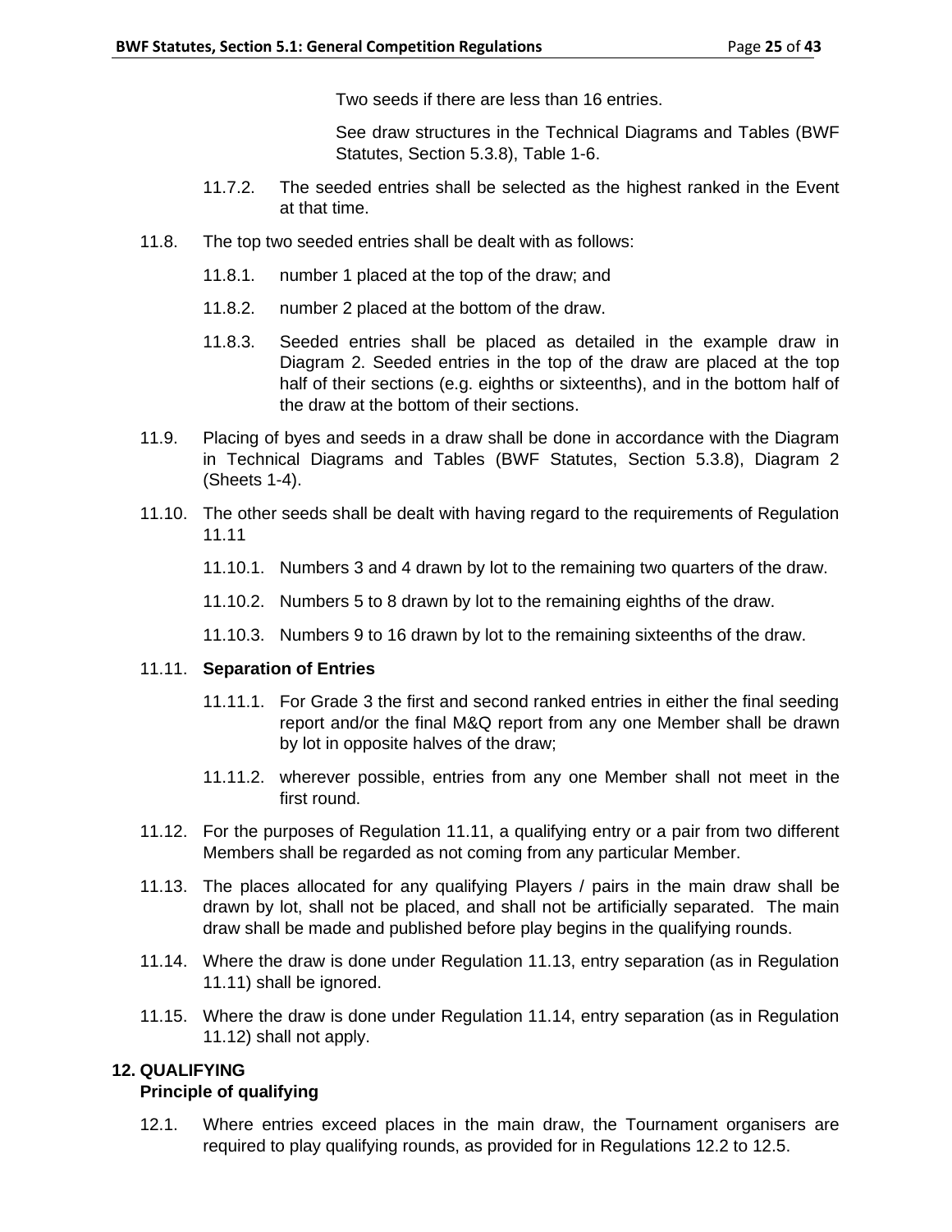Two seeds if there are less than 16 entries.

See draw structures in the Technical Diagrams and Tables (BWF Statutes, Section 5.3.8), Table 1-6.

11.7.2. The seeded entries shall be selected as the highest ranked in the Event at that time.

11.8. The top two seeded entries shall be dealt with as follows:

11.8.1. number 1 placed at the top of the draw; and

11.8.2. number 2 placed at the bottom of the draw.

11.8.3. Seeded entries shall be placed as detailed in the example draw in Diagram 2. Seeded entries in the top of the draw are placed at the top half of their sections (e.g. eighths or sixteenths), and in the bottom half of the draw at the bottom of their sections.

11.9. Placing of byes and seeds in a draw shall be done in accordance with the Diagram in Technical Diagrams and Tables (BWF Statutes, Section 5.3.8), Diagram 2 (Sheets 1-4).

11.10. The other seeds shall be dealt with having regard to the requirements of Regulation 11.11

11.10.1. Numbers 3 and 4 drawn by lot to the remaining two quarters of the draw.

11.10.2. Numbers 5 to 8 drawn by lot to the remaining eighths of the draw.

11.10.3. Numbers 9 to 16 drawn by lot to the remaining sixteenths of the draw.

11.11. **Separation of Entries**

11.11.1. For Grade 3 the first and second ranked entries in either the final seeding report and/or the final M&Q report from any one Member shall be drawn by lot in opposite halves of the draw;

11.11.2. wherever possible, entries from any one Member shall not meet in the first round.

11.12. For the purposes of Regulation 11.11, a qualifying entry or a pair from two different Members shall be regarded as not coming from any particular Member.

11.13. The places allocated for any qualifying Players / pairs in the main draw shall be drawn by lot, shall not be placed, and shall not be artificially separated. The main draw shall be made and published before play begins in the qualifying rounds.

11.14. Where the draw is done under Regulation 11.13, entry separation (as in Regulation 11.11) shall be ignored.

11.15. Where the draw is done under Regulation 11.14, entry separation (as in Regulation 11.12) shall not apply.

## 12. QUALIFYING

### Principle of qualifying

12.1. Where entries exceed places in the main draw, the Tournament organisers are required to play qualifying rounds, as provided for in Regulations 12.2 to 12.5.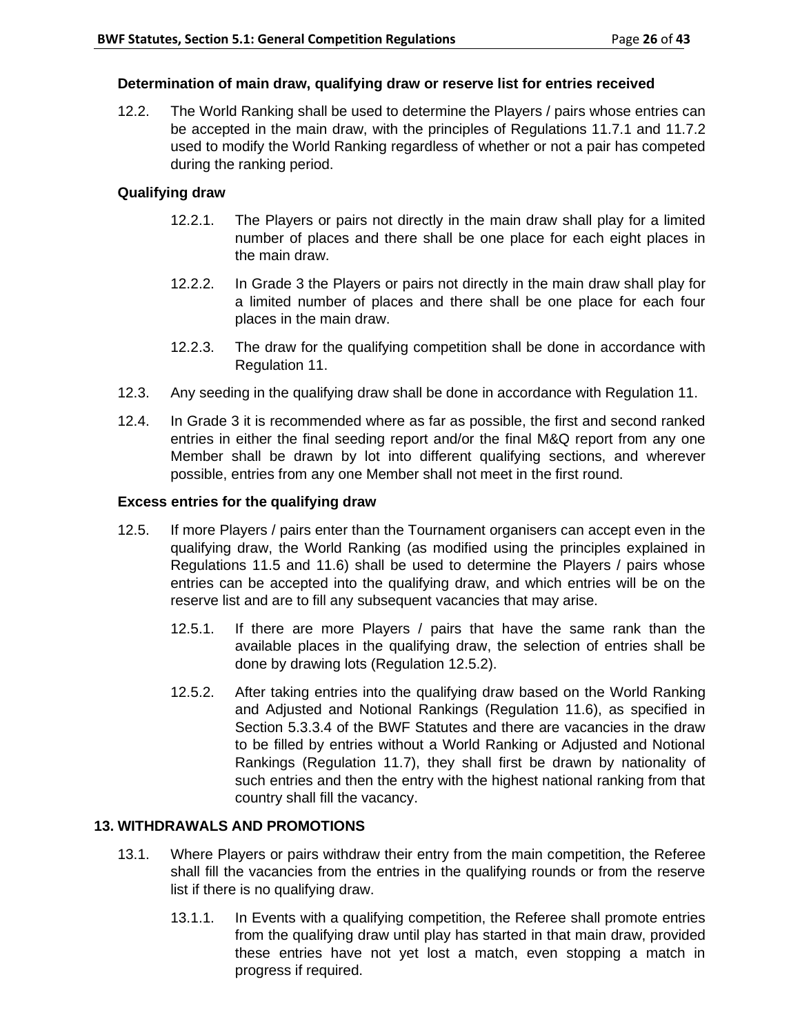**Determination of main draw, qualifying draw or reserve list for entries received**

12.2. The World Ranking shall be used to determine the Players / pairs whose entries can be accepted in the main draw, with the principles of Regulations 11.7.1 and 11.7.2 used to modify the World Ranking regardless of whether or not a pair has competed during the ranking period.

**Qualifying draw**

12.2.1. The Players or pairs not directly in the main draw shall play for a limited number of places and there shall be one place for each eight places in the main draw.

12.2.2. In Grade 3 the Players or pairs not directly in the main draw shall play for a limited number of places and there shall be one place for each four places in the main draw.

12.2.3. The draw for the qualifying competition shall be done in accordance with Regulation 11.

12.3. Any seeding in the qualifying draw shall be done in accordance with Regulation 11.

12.4. In Grade 3 it is recommended where as far as possible, the first and second ranked entries in either the final seeding report and/or the final M&Q report from any one Member shall be drawn by lot into different qualifying sections, and wherever possible, entries from any one Member shall not meet in the first round.

**Excess entries for the qualifying draw**

12.5. If more Players / pairs enter than the Tournament organisers can accept even in the qualifying draw, the World Ranking (as modified using the principles explained in Regulations 11.5 and 11.6) shall be used to determine the Players / pairs whose entries can be accepted into the qualifying draw, and which entries will be on the reserve list and are to fill any subsequent vacancies that may arise.

12.5.1. If there are more Players / pairs that have the same rank than the available places in the qualifying draw, the selection of entries shall be done by drawing lots (Regulation 12.5.2).

12.5.2. After taking entries into the qualifying draw based on the World Ranking and Adjusted and Notional Rankings (Regulation 11.6), as specified in Section 5.3.3.4 of the BWF Statutes and there are vacancies in the draw to be filled by entries without a World Ranking or Adjusted and Notional Rankings (Regulation 11.7), they shall first be drawn by nationality of such entries and then the entry with the highest national ranking from that country shall fill the vacancy.

## 13. WITHDRAWALS AND PROMOTIONS

13.1. Where Players or pairs withdraw their entry from the main competition, the Referee shall fill the vacancies from the entries in the qualifying rounds or from the reserve list if there is no qualifying draw.

13.1.1. In Events with a qualifying competition, the Referee shall promote entries from the qualifying draw until play has started in that main draw, provided these entries have not yet lost a match, even stopping a match in progress if required.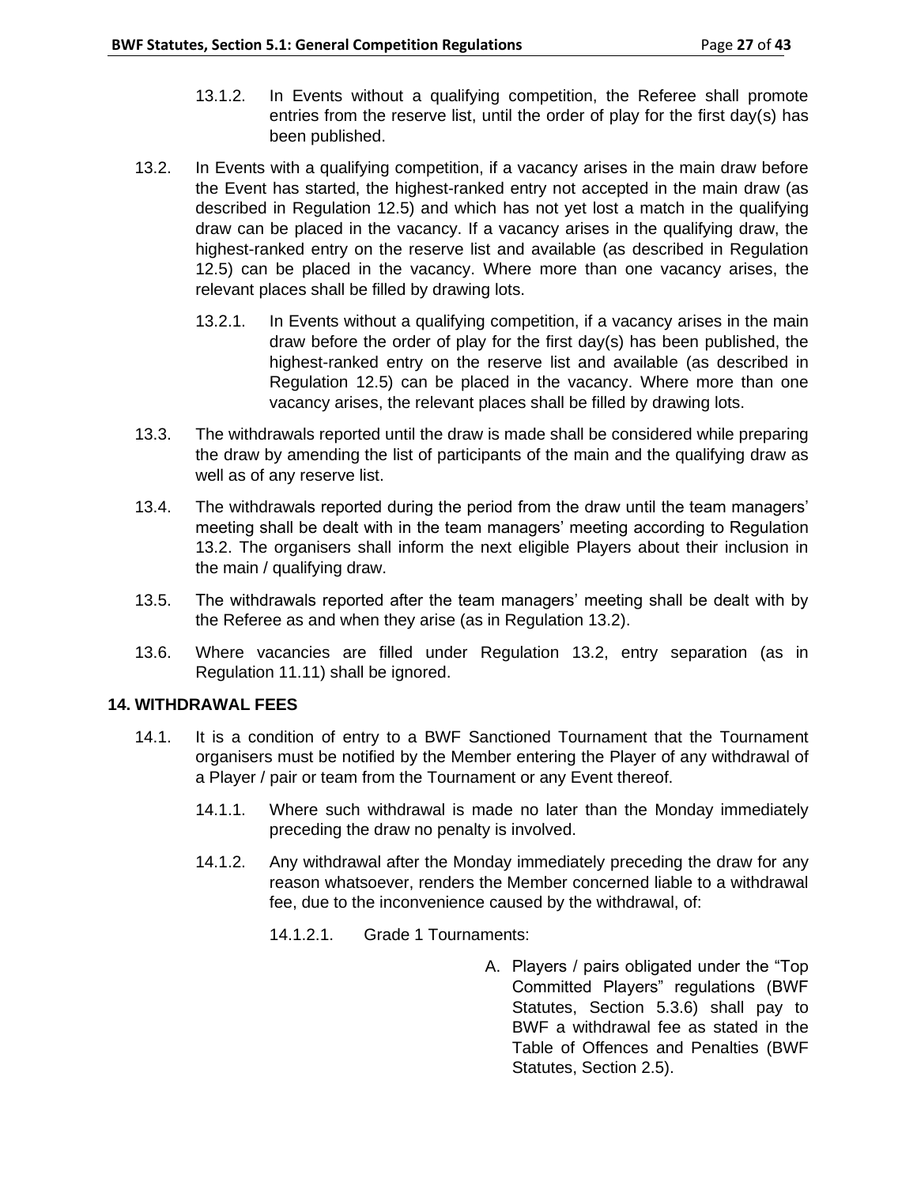13.1.2. In Events without a qualifying competition, the Referee shall promote entries from the reserve list, until the order of play for the first day(s) has been published.

13.2. In Events with a qualifying competition, if a vacancy arises in the main draw before the Event has started, the highest-ranked entry not accepted in the main draw (as described in Regulation 12.5) and which has not yet lost a match in the qualifying draw can be placed in the vacancy. If a vacancy arises in the qualifying draw, the highest-ranked entry on the reserve list and available (as described in Regulation 12.5) can be placed in the vacancy. Where more than one vacancy arises, the relevant places shall be filled by drawing lots.

13.2.1. In Events without a qualifying competition, if a vacancy arises in the main draw before the order of play for the first day(s) has been published, the highest-ranked entry on the reserve list and available (as described in Regulation 12.5) can be placed in the vacancy. Where more than one vacancy arises, the relevant places shall be filled by drawing lots.

13.3. The withdrawals reported until the draw is made shall be considered while preparing the draw by amending the list of participants of the main and the qualifying draw as well as of any reserve list.

13.4. The withdrawals reported during the period from the draw until the team managers' meeting shall be dealt with in the team managers' meeting according to Regulation 13.2. The organisers shall inform the next eligible Players about their inclusion in the main / qualifying draw.

13.5. The withdrawals reported after the team managers' meeting shall be dealt with by the Referee as and when they arise (as in Regulation 13.2).

13.6. Where vacancies are filled under Regulation 13.2, entry separation (as in Regulation 11.11) shall be ignored.

## 14. WITHDRAWAL FEES

14.1. It is a condition of entry to a BWF Sanctioned Tournament that the Tournament organisers must be notified by the Member entering the Player of any withdrawal of a Player / pair or team from the Tournament or any Event thereof.

14.1.1. Where such withdrawal is made no later than the Monday immediately preceding the draw no penalty is involved.

14.1.2. Any withdrawal after the Monday immediately preceding the draw for any reason whatsoever, renders the Member concerned liable to a withdrawal fee, due to the inconvenience caused by the withdrawal, of:

14.1.2.1. Grade 1 Tournaments:

A. Players / pairs obligated under the "Top Committed Players" regulations (BWF Statutes, Section 5.3.6) shall pay to BWF a withdrawal fee as stated in the Table of Offences and Penalties (BWF Statutes, Section 2.5).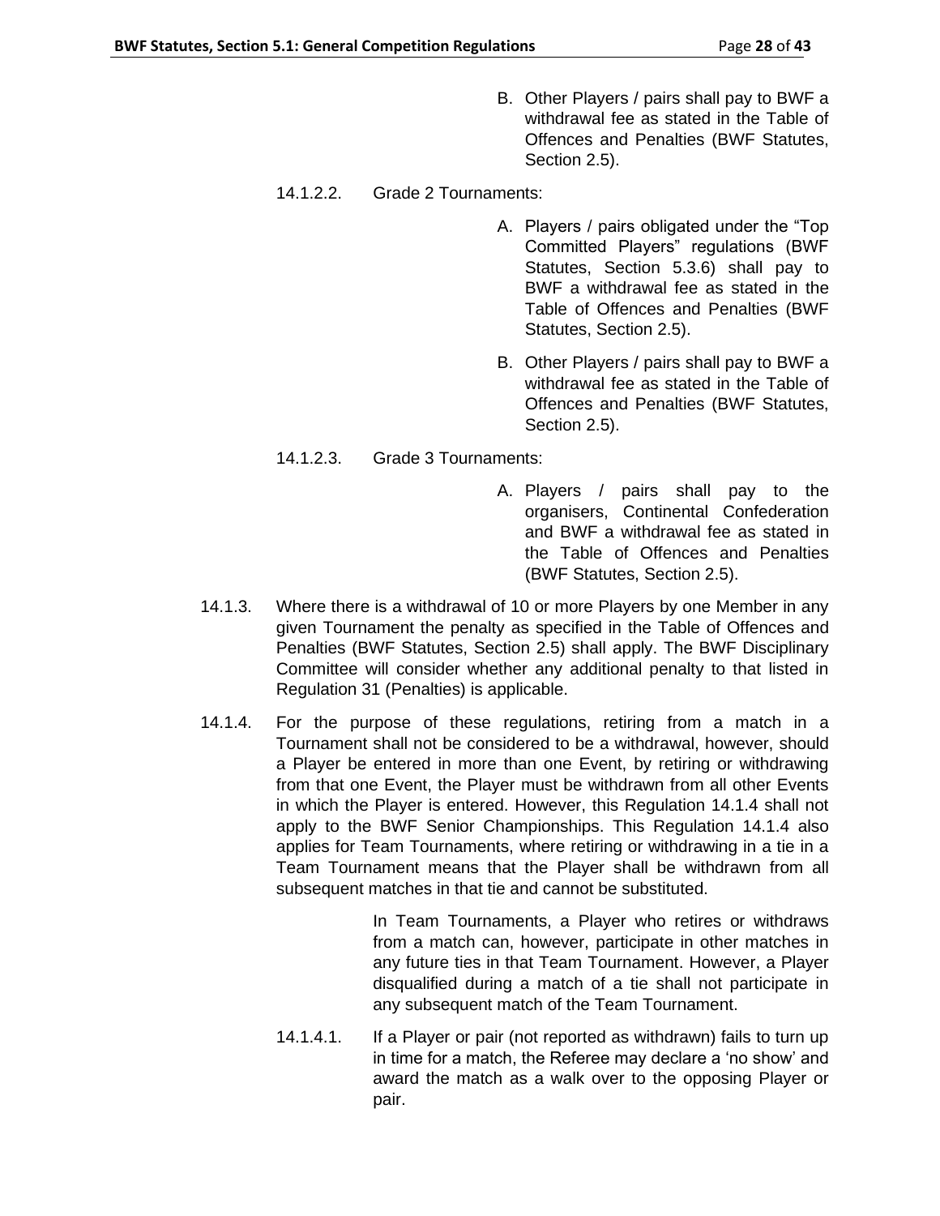B. Other Players / pairs shall pay to BWF a withdrawal fee as stated in the Table of Offences and Penalties (BWF Statutes, Section 2.5).

14.1.2.2. Grade 2 Tournaments:

A. Players / pairs obligated under the "Top Committed Players" regulations (BWF Statutes, Section 5.3.6) shall pay to BWF a withdrawal fee as stated in the Table of Offences and Penalties (BWF Statutes, Section 2.5).

B. Other Players / pairs shall pay to BWF a withdrawal fee as stated in the Table of Offences and Penalties (BWF Statutes, Section 2.5).

14.1.2.3. Grade 3 Tournaments:

A. Players / pairs shall pay to the organisers, Continental Confederation and BWF a withdrawal fee as stated in the Table of Offences and Penalties (BWF Statutes, Section 2.5).

14.1.3. Where there is a withdrawal of 10 or more Players by one Member in any given Tournament the penalty as specified in the Table of Offences and Penalties (BWF Statutes, Section 2.5) shall apply. The BWF Disciplinary Committee will consider whether any additional penalty to that listed in Regulation 31 (Penalties) is applicable.

14.1.4. For the purpose of these regulations, retiring from a match in a Tournament shall not be considered to be a withdrawal, however, should a Player be entered in more than one Event, by retiring or withdrawing from that one Event, the Player must be withdrawn from all other Events in which the Player is entered. However, this Regulation 14.1.4 shall not apply to the BWF Senior Championships. This Regulation 14.1.4 also applies for Team Tournaments, where retiring or withdrawing in a tie in a Team Tournament means that the Player shall be withdrawn from all subsequent matches in that tie and cannot be substituted.

In Team Tournaments, a Player who retires or withdraws from a match can, however, participate in other matches in any future ties in that Team Tournament. However, a Player disqualified during a match of a tie shall not participate in any subsequent match of the Team Tournament.

14.1.4.1. If a Player or pair (not reported as withdrawn) fails to turn up in time for a match, the Referee may declare a 'no show' and award the match as a walk over to the opposing Player or pair.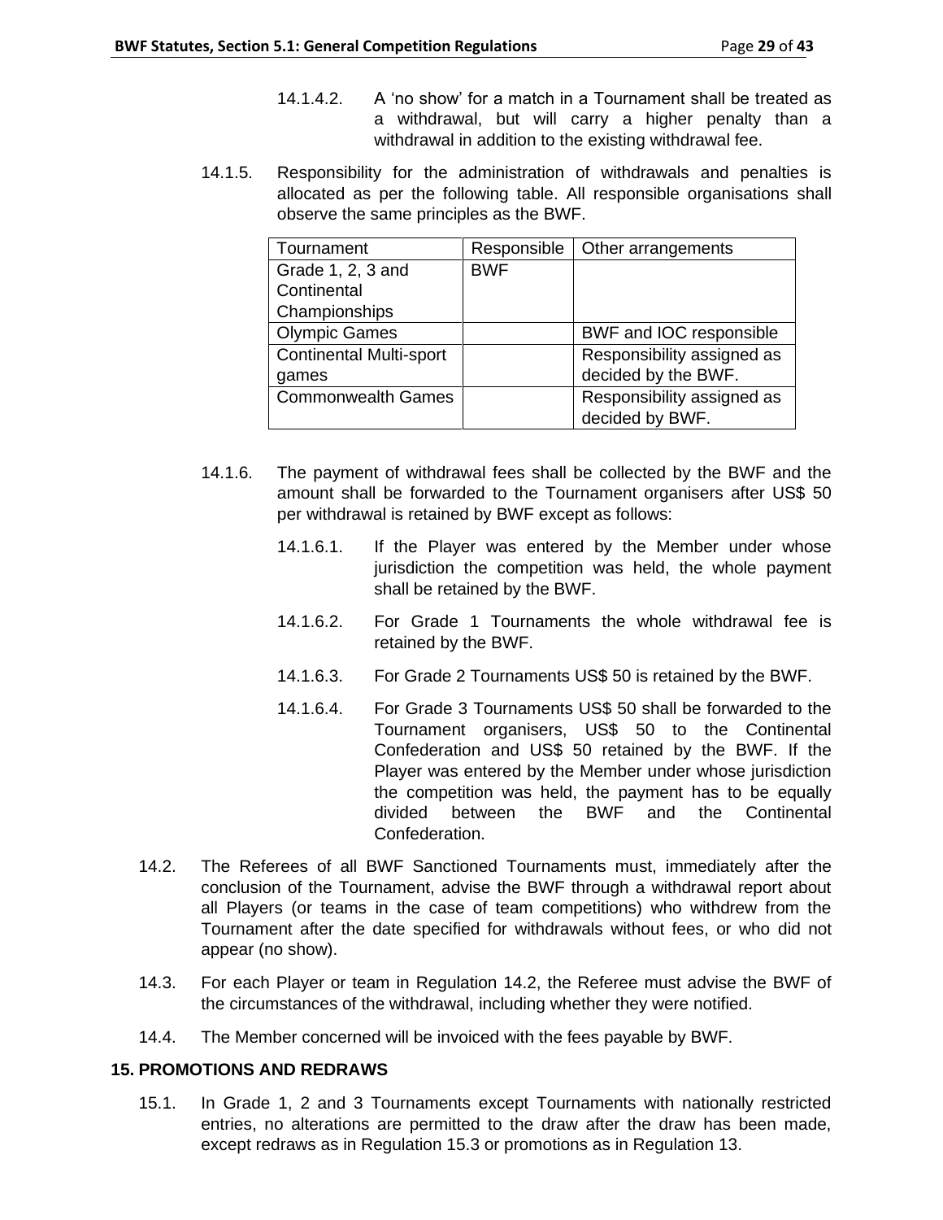14.1.4.2. A 'no show' for a match in a Tournament shall be treated as a withdrawal, but will carry a higher penalty than a withdrawal in addition to the existing withdrawal fee.

14.1.5. Responsibility for the administration of withdrawals and penalties is allocated as per the following table. All responsible organisations shall observe the same principles as the BWF.

| Tournament | Responsible | Other arrangements |
|---|---|---|
| Grade 1, 2, 3 and Continental Championships | BWF | |
| Olympic Games | | BWF and IOC responsible |
| Continental Multi-sport games | | Responsibility assigned as decided by the BWF. |
| Commonwealth Games | | Responsibility assigned as decided by BWF. |

14.1.6. The payment of withdrawal fees shall be collected by the BWF and the amount shall be forwarded to the Tournament organisers after US$ 50 per withdrawal is retained by BWF except as follows:

14.1.6.1. If the Player was entered by the Member under whose jurisdiction the competition was held, the whole payment shall be retained by the BWF.

14.1.6.2. For Grade 1 Tournaments the whole withdrawal fee is retained by the BWF.

14.1.6.3. For Grade 2 Tournaments US$ 50 is retained by the BWF.

14.1.6.4. For Grade 3 Tournaments US$ 50 shall be forwarded to the Tournament organisers, US$ 50 to the Continental Confederation and US$ 50 retained by the BWF. If the Player was entered by the Member under whose jurisdiction the competition was held, the payment has to be equally divided between the BWF and the Continental Confederation.

14.2. The Referees of all BWF Sanctioned Tournaments must, immediately after the conclusion of the Tournament, advise the BWF through a withdrawal report about all Players (or teams in the case of team competitions) who withdrew from the Tournament after the date specified for withdrawals without fees, or who did not appear (no show).

14.3. For each Player or team in Regulation 14.2, the Referee must advise the BWF of the circumstances of the withdrawal, including whether they were notified.

14.4. The Member concerned will be invoiced with the fees payable by BWF.

## 15. PROMOTIONS AND REDRAWS

15.1. In Grade 1, 2 and 3 Tournaments except Tournaments with nationally restricted entries, no alterations are permitted to the draw after the draw has been made, except redraws as in Regulation 15.3 or promotions as in Regulation 13.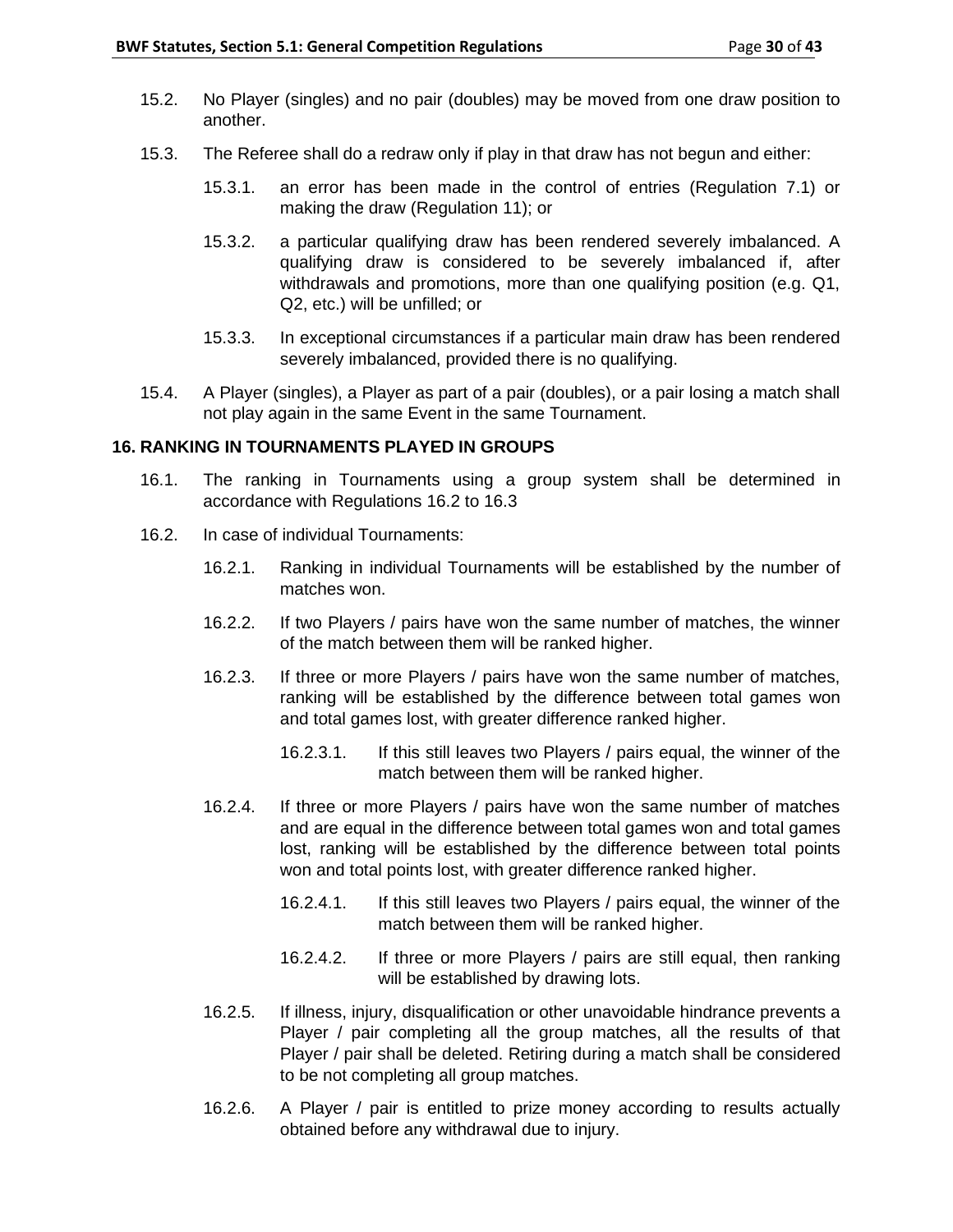15.2. No Player (singles) and no pair (doubles) may be moved from one draw position to another.

15.3. The Referee shall do a redraw only if play in that draw has not begun and either:

15.3.1. an error has been made in the control of entries (Regulation 7.1) or making the draw (Regulation 11); or

15.3.2. a particular qualifying draw has been rendered severely imbalanced. A qualifying draw is considered to be severely imbalanced if, after withdrawals and promotions, more than one qualifying position (e.g. Q1, Q2, etc.) will be unfilled; or

15.3.3. In exceptional circumstances if a particular main draw has been rendered severely imbalanced, provided there is no qualifying.

15.4. A Player (singles), a Player as part of a pair (doubles), or a pair losing a match shall not play again in the same Event in the same Tournament.

## 16. RANKING IN TOURNAMENTS PLAYED IN GROUPS

16.1. The ranking in Tournaments using a group system shall be determined in accordance with Regulations 16.2 to 16.3

16.2. In case of individual Tournaments:

16.2.1. Ranking in individual Tournaments will be established by the number of matches won.

16.2.2. If two Players / pairs have won the same number of matches, the winner of the match between them will be ranked higher.

16.2.3. If three or more Players / pairs have won the same number of matches, ranking will be established by the difference between total games won and total games lost, with greater difference ranked higher.

16.2.3.1. If this still leaves two Players / pairs equal, the winner of the match between them will be ranked higher.

16.2.4. If three or more Players / pairs have won the same number of matches and are equal in the difference between total games won and total games lost, ranking will be established by the difference between total points won and total points lost, with greater difference ranked higher.

16.2.4.1. If this still leaves two Players / pairs equal, the winner of the match between them will be ranked higher.

16.2.4.2. If three or more Players / pairs are still equal, then ranking will be established by drawing lots.

16.2.5. If illness, injury, disqualification or other unavoidable hindrance prevents a Player / pair completing all the group matches, all the results of that Player / pair shall be deleted. Retiring during a match shall be considered to be not completing all group matches.

16.2.6. A Player / pair is entitled to prize money according to results actually obtained before any withdrawal due to injury.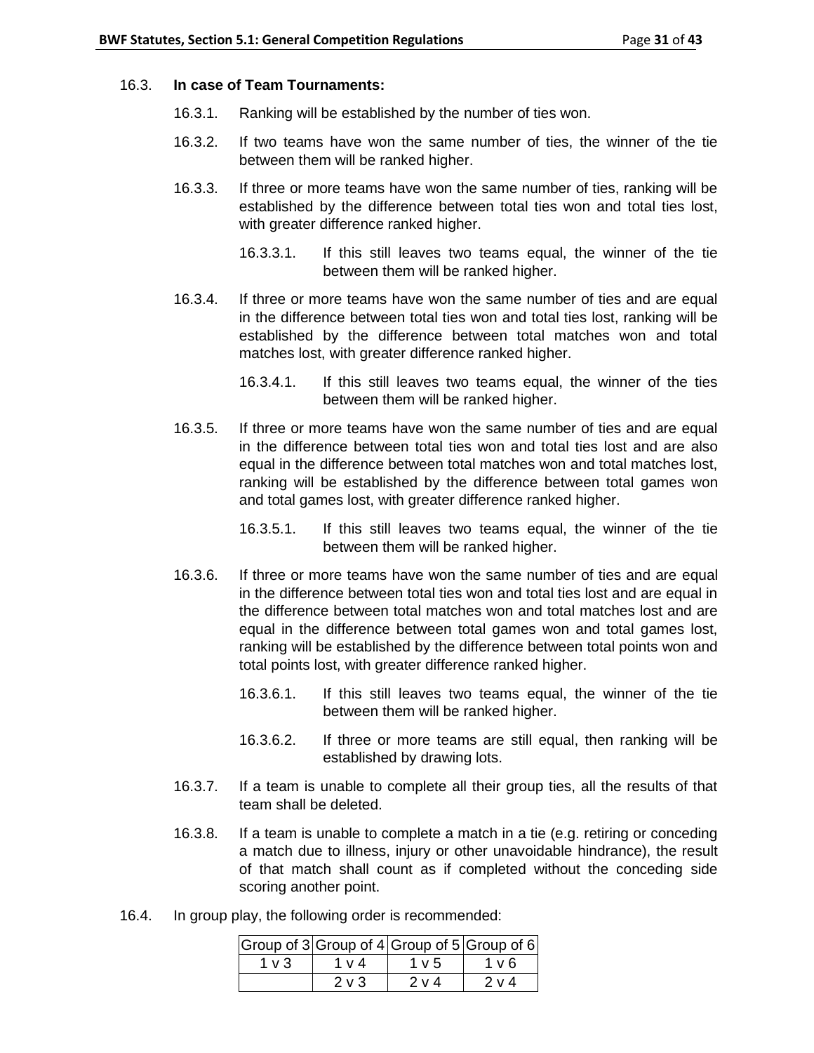16.3. **In case of Team Tournaments:**

16.3.1. Ranking will be established by the number of ties won.

16.3.2. If two teams have won the same number of ties, the winner of the tie between them will be ranked higher.

16.3.3. If three or more teams have won the same number of ties, ranking will be established by the difference between total ties won and total ties lost, with greater difference ranked higher.

16.3.3.1. If this still leaves two teams equal, the winner of the tie between them will be ranked higher.

16.3.4. If three or more teams have won the same number of ties and are equal in the difference between total ties won and total ties lost, ranking will be established by the difference between total matches won and total matches lost, with greater difference ranked higher.

16.3.4.1. If this still leaves two teams equal, the winner of the ties between them will be ranked higher.

16.3.5. If three or more teams have won the same number of ties and are equal in the difference between total ties won and total ties lost and are also equal in the difference between total matches won and total matches lost, ranking will be established by the difference between total games won and total games lost, with greater difference ranked higher.

16.3.5.1. If this still leaves two teams equal, the winner of the tie between them will be ranked higher.

16.3.6. If three or more teams have won the same number of ties and are equal in the difference between total ties won and total ties lost and are equal in the difference between total matches won and total matches lost and are equal in the difference between total games won and total games lost, ranking will be established by the difference between total points won and total points lost, with greater difference ranked higher.

16.3.6.1. If this still leaves two teams equal, the winner of the tie between them will be ranked higher.

16.3.6.2. If three or more teams are still equal, then ranking will be established by drawing lots.

16.3.7. If a team is unable to complete all their group ties, all the results of that team shall be deleted.

16.3.8. If a team is unable to complete a match in a tie (e.g. retiring or conceding a match due to illness, injury or other unavoidable hindrance), the result of that match shall count as if completed without the conceding side scoring another point.

16.4. In group play, the following order is recommended:

| Group of 3 | Group of 4 | Group of 5 | Group of 6 |
|---|---|---|---|
| 1 v 3 | 1 v 4 | 1 v 5 | 1 v 6 |
| | 2 v 3 | 2 v 4 | 2 v 4 |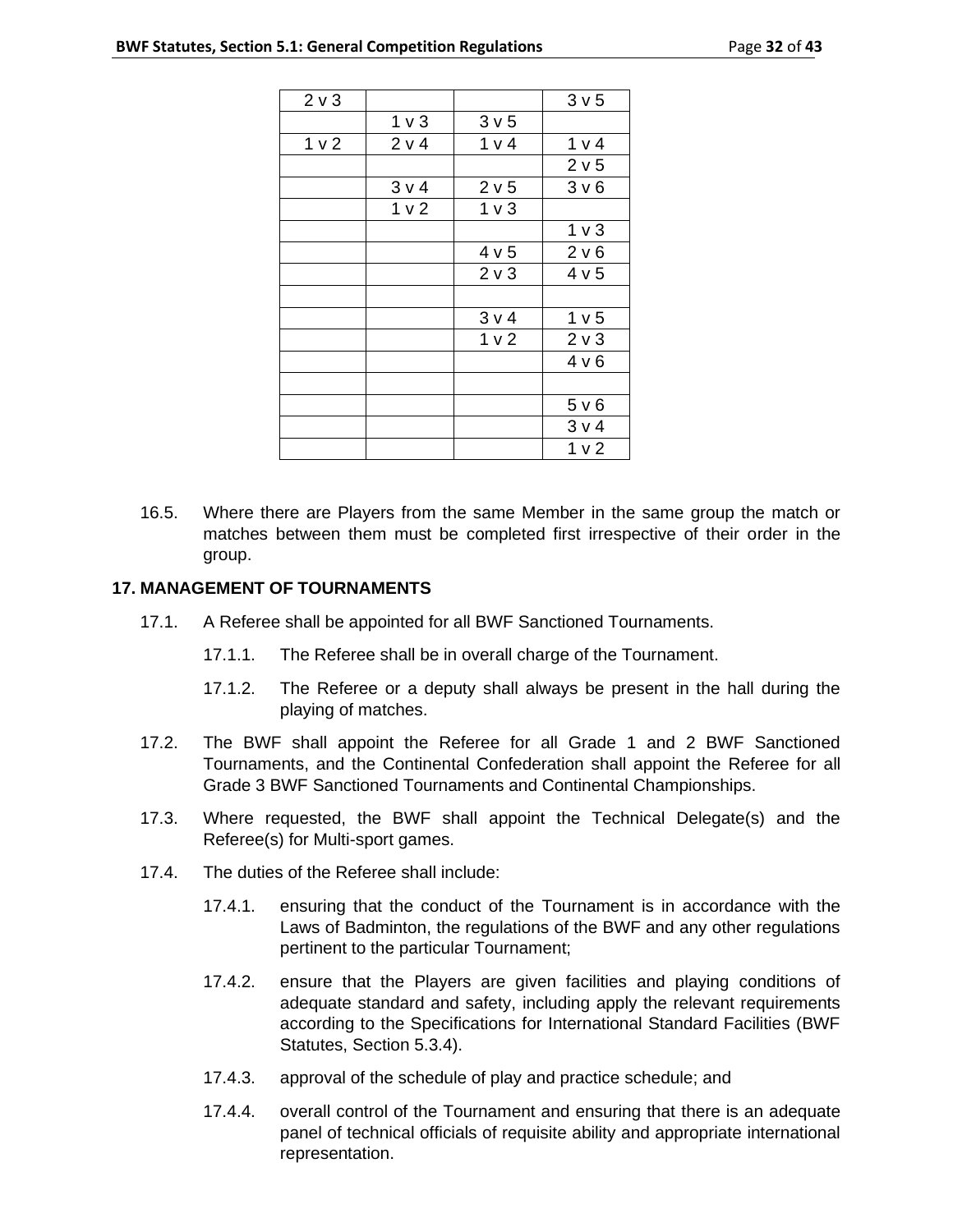| | | | |
|---|---|---|---|
| 2 v 3 | | | 3 v 5 |
| | 1 v 3 | 3 v 5 | |
| 1 v 2 | 2 v 4 | 1 v 4 | 1 v 4 |
| | | | 2 v 5 |
| | 3 v 4 | 2 v 5 | 3 v 6 |
| | 1 v 2 | 1 v 3 | |
| | | | 1 v 3 |
| | | 4 v 5 | 2 v 6 |
| | | 2 v 3 | 4 v 5 |
| | | | |
| | | 3 v 4 | 1 v 5 |
| | | 1 v 2 | 2 v 3 |
| | | | 4 v 6 |
| | | | |
| | | | 5 v 6 |
| | | | 3 v 4 |
| | | | 1 v 2 |

16.5. Where there are Players from the same Member in the same group the match or matches between them must be completed first irrespective of their order in the group.

## 17. MANAGEMENT OF TOURNAMENTS

17.1. A Referee shall be appointed for all BWF Sanctioned Tournaments.

17.1.1. The Referee shall be in overall charge of the Tournament.

17.1.2. The Referee or a deputy shall always be present in the hall during the playing of matches.

17.2. The BWF shall appoint the Referee for all Grade 1 and 2 BWF Sanctioned Tournaments, and the Continental Confederation shall appoint the Referee for all Grade 3 BWF Sanctioned Tournaments and Continental Championships.

17.3. Where requested, the BWF shall appoint the Technical Delegate(s) and the Referee(s) for Multi-sport games.

17.4. The duties of the Referee shall include:

17.4.1. ensuring that the conduct of the Tournament is in accordance with the Laws of Badminton, the regulations of the BWF and any other regulations pertinent to the particular Tournament;

17.4.2. ensure that the Players are given facilities and playing conditions of adequate standard and safety, including apply the relevant requirements according to the Specifications for International Standard Facilities (BWF Statutes, Section 5.3.4).

17.4.3. approval of the schedule of play and practice schedule; and

17.4.4. overall control of the Tournament and ensuring that there is an adequate panel of technical officials of requisite ability and appropriate international representation.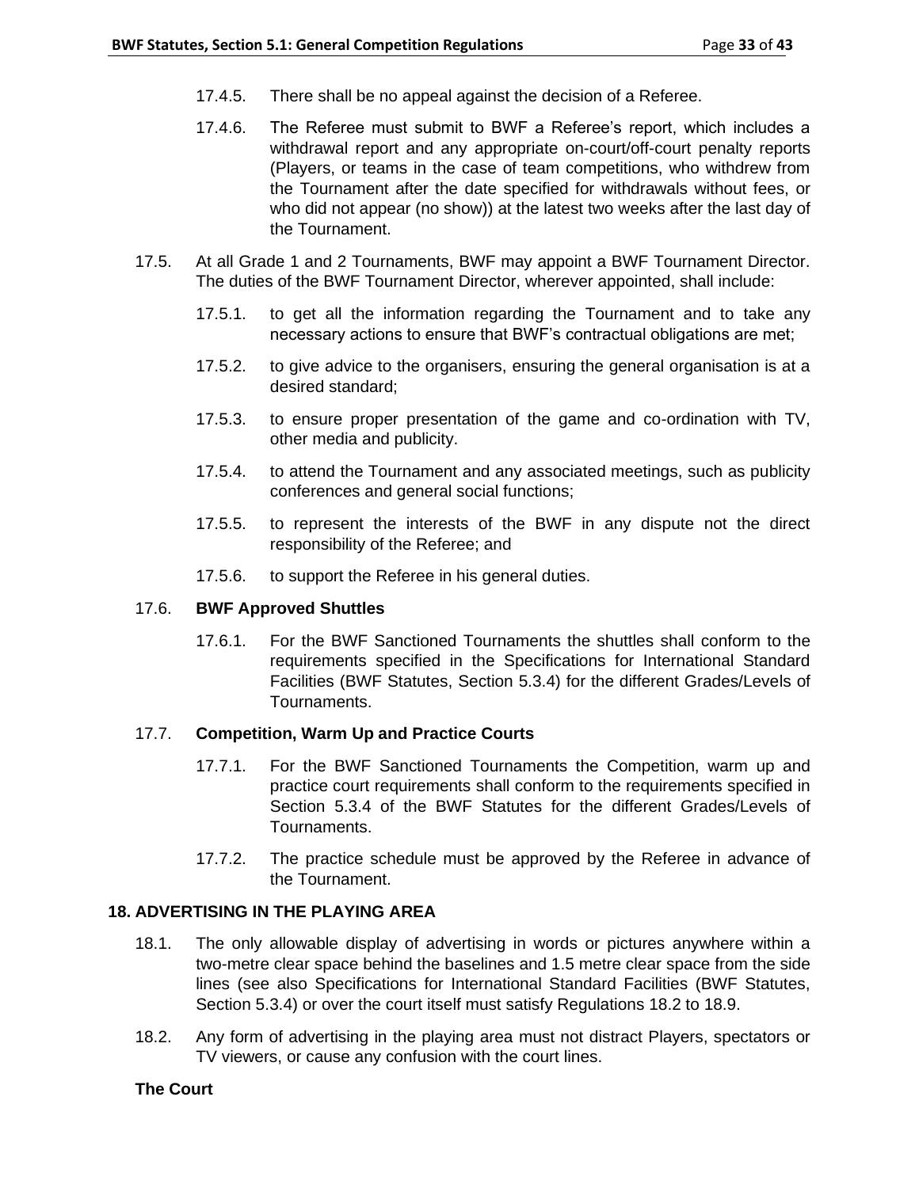17.4.5. There shall be no appeal against the decision of a Referee.

17.4.6. The Referee must submit to BWF a Referee's report, which includes a withdrawal report and any appropriate on-court/off-court penalty reports (Players, or teams in the case of team competitions, who withdrew from the Tournament after the date specified for withdrawals without fees, or who did not appear (no show)) at the latest two weeks after the last day of the Tournament.

17.5. At all Grade 1 and 2 Tournaments, BWF may appoint a BWF Tournament Director. The duties of the BWF Tournament Director, wherever appointed, shall include:

17.5.1. to get all the information regarding the Tournament and to take any necessary actions to ensure that BWF's contractual obligations are met;

17.5.2. to give advice to the organisers, ensuring the general organisation is at a desired standard;

17.5.3. to ensure proper presentation of the game and co-ordination with TV, other media and publicity.

17.5.4. to attend the Tournament and any associated meetings, such as publicity conferences and general social functions;

17.5.5. to represent the interests of the BWF in any dispute not the direct responsibility of the Referee; and

17.5.6. to support the Referee in his general duties.

17.6. **BWF Approved Shuttles**

17.6.1. For the BWF Sanctioned Tournaments the shuttles shall conform to the requirements specified in the Specifications for International Standard Facilities (BWF Statutes, Section 5.3.4) for the different Grades/Levels of Tournaments.

17.7. **Competition, Warm Up and Practice Courts**

17.7.1. For the BWF Sanctioned Tournaments the Competition, warm up and practice court requirements shall conform to the requirements specified in Section 5.3.4 of the BWF Statutes for the different Grades/Levels of Tournaments.

17.7.2. The practice schedule must be approved by the Referee in advance of the Tournament.

## 18. ADVERTISING IN THE PLAYING AREA

18.1. The only allowable display of advertising in words or pictures anywhere within a two-metre clear space behind the baselines and 1.5 metre clear space from the side lines (see also Specifications for International Standard Facilities (BWF Statutes, Section 5.3.4) or over the court itself must satisfy Regulations 18.2 to 18.9.

18.2. Any form of advertising in the playing area must not distract Players, spectators or TV viewers, or cause any confusion with the court lines.

**The Court**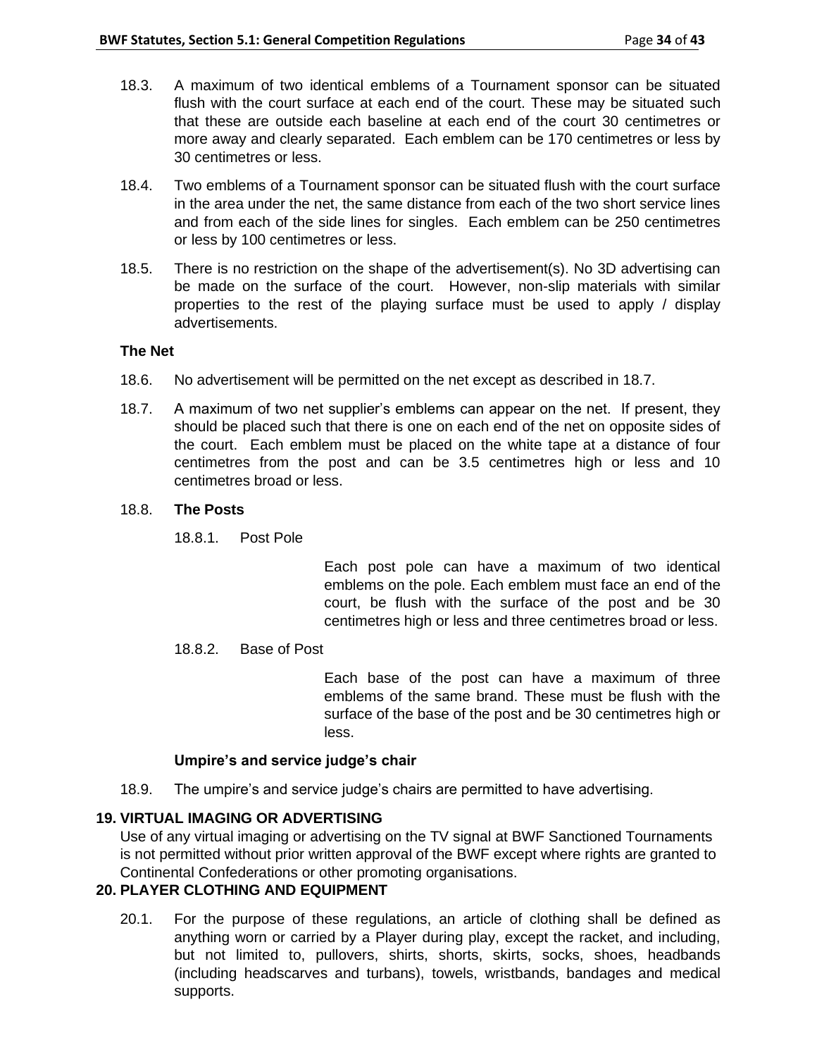18.3. A maximum of two identical emblems of a Tournament sponsor can be situated flush with the court surface at each end of the court. These may be situated such that these are outside each baseline at each end of the court 30 centimetres or more away and clearly separated. Each emblem can be 170 centimetres or less by 30 centimetres or less.

18.4. Two emblems of a Tournament sponsor can be situated flush with the court surface in the area under the net, the same distance from each of the two short service lines and from each of the side lines for singles. Each emblem can be 250 centimetres or less by 100 centimetres or less.

18.5. There is no restriction on the shape of the advertisement(s). No 3D advertising can be made on the surface of the court. However, non-slip materials with similar properties to the rest of the playing surface must be used to apply / display advertisements.

**The Net**

18.6. No advertisement will be permitted on the net except as described in 18.7.

18.7. A maximum of two net supplier's emblems can appear on the net. If present, they should be placed such that there is one on each end of the net on opposite sides of the court. Each emblem must be placed on the white tape at a distance of four centimetres from the post and can be 3.5 centimetres high or less and 10 centimetres broad or less.

18.8. **The Posts**

18.8.1. Post Pole

Each post pole can have a maximum of two identical emblems on the pole. Each emblem must face an end of the court, be flush with the surface of the post and be 30 centimetres high or less and three centimetres broad or less.

18.8.2. Base of Post

Each base of the post can have a maximum of three emblems of the same brand. These must be flush with the surface of the base of the post and be 30 centimetres high or less.

**Umpire's and service judge's chair**

18.9. The umpire's and service judge's chairs are permitted to have advertising.

## 19. VIRTUAL IMAGING OR ADVERTISING

Use of any virtual imaging or advertising on the TV signal at BWF Sanctioned Tournaments is not permitted without prior written approval of the BWF except where rights are granted to Continental Confederations or other promoting organisations.

## 20. PLAYER CLOTHING AND EQUIPMENT

20.1. For the purpose of these regulations, an article of clothing shall be defined as anything worn or carried by a Player during play, except the racket, and including, but not limited to, pullovers, shirts, shorts, skirts, socks, shoes, headbands (including headscarves and turbans), towels, wristbands, bandages and medical supports.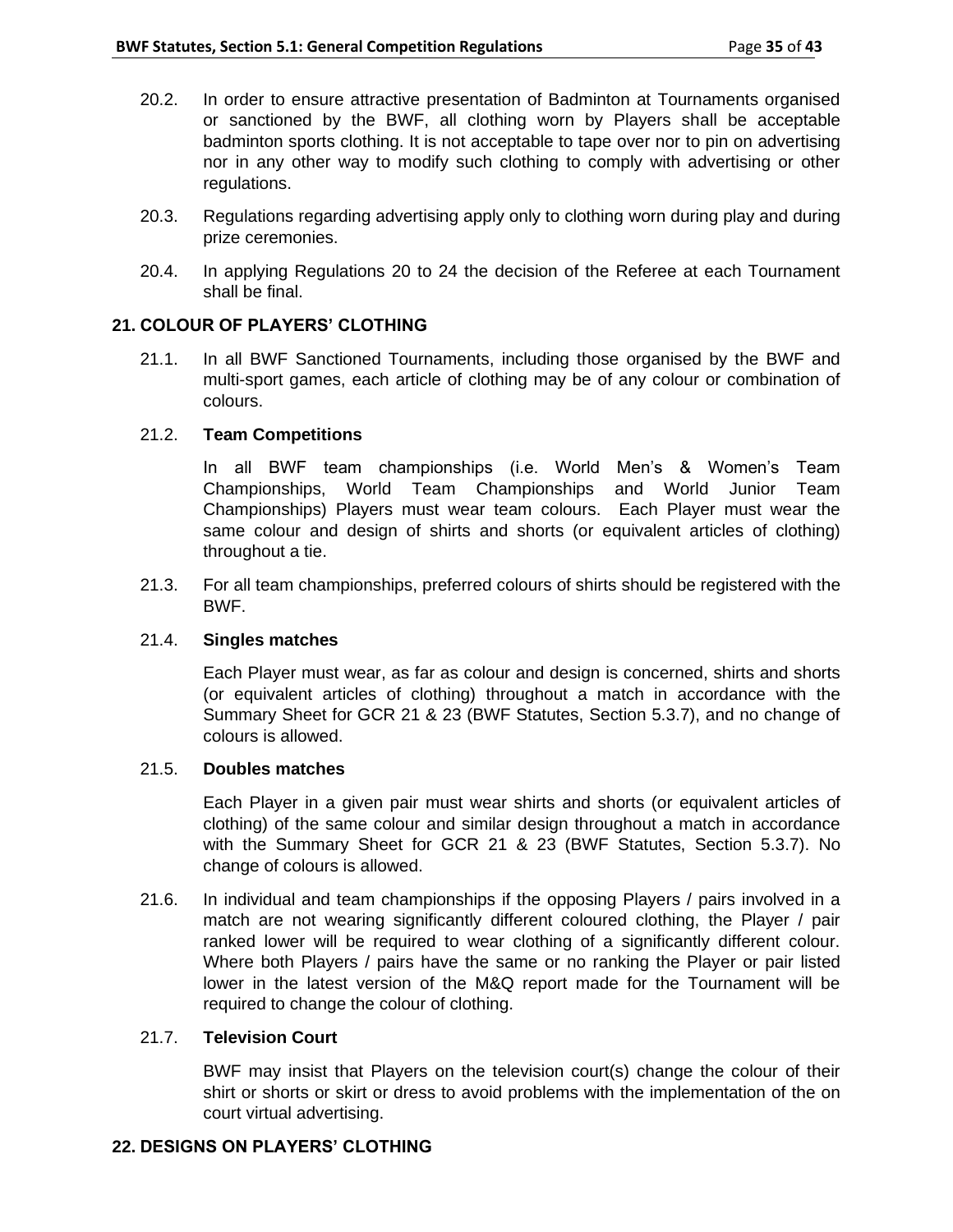20.2. In order to ensure attractive presentation of Badminton at Tournaments organised or sanctioned by the BWF, all clothing worn by Players shall be acceptable badminton sports clothing. It is not acceptable to tape over nor to pin on advertising nor in any other way to modify such clothing to comply with advertising or other regulations.

20.3. Regulations regarding advertising apply only to clothing worn during play and during prize ceremonies.

20.4. In applying Regulations 20 to 24 the decision of the Referee at each Tournament shall be final.

## 21. COLOUR OF PLAYERS' CLOTHING

21.1. In all BWF Sanctioned Tournaments, including those organised by the BWF and multi-sport games, each article of clothing may be of any colour or combination of colours.

21.2. **Team Competitions**

In all BWF team championships (i.e. World Men's & Women's Team Championships, World Team Championships and World Junior Team Championships) Players must wear team colours. Each Player must wear the same colour and design of shirts and shorts (or equivalent articles of clothing) throughout a tie.

21.3. For all team championships, preferred colours of shirts should be registered with the BWF.

21.4. **Singles matches**

Each Player must wear, as far as colour and design is concerned, shirts and shorts (or equivalent articles of clothing) throughout a match in accordance with the Summary Sheet for GCR 21 & 23 (BWF Statutes, Section 5.3.7), and no change of colours is allowed.

21.5. **Doubles matches**

Each Player in a given pair must wear shirts and shorts (or equivalent articles of clothing) of the same colour and similar design throughout a match in accordance with the Summary Sheet for GCR 21 & 23 (BWF Statutes, Section 5.3.7). No change of colours is allowed.

21.6. In individual and team championships if the opposing Players / pairs involved in a match are not wearing significantly different coloured clothing, the Player / pair ranked lower will be required to wear clothing of a significantly different colour. Where both Players / pairs have the same or no ranking the Player or pair listed lower in the latest version of the M&Q report made for the Tournament will be required to change the colour of clothing.

21.7. **Television Court**

BWF may insist that Players on the television court(s) change the colour of their shirt or shorts or skirt or dress to avoid problems with the implementation of the on court virtual advertising.

## 22. DESIGNS ON PLAYERS' CLOTHING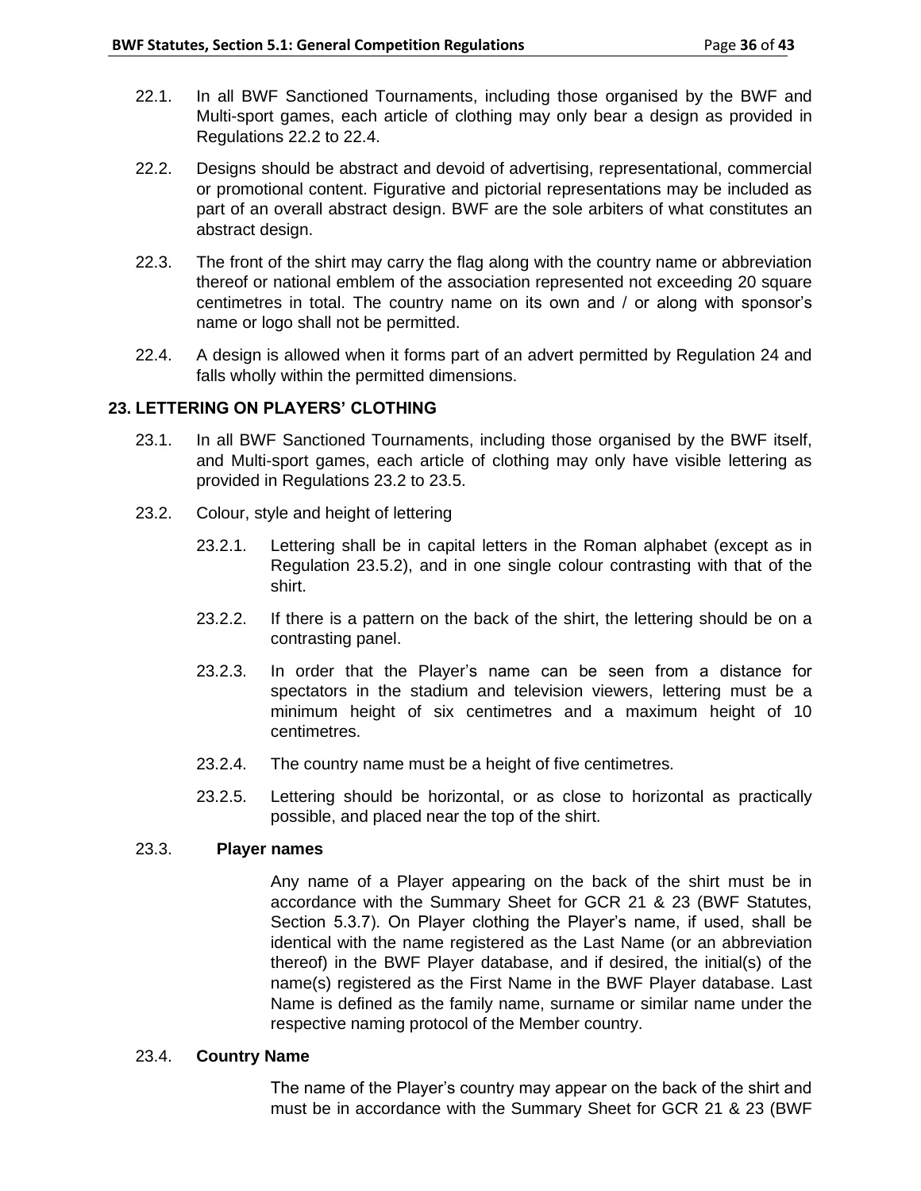22.1. In all BWF Sanctioned Tournaments, including those organised by the BWF and Multi-sport games, each article of clothing may only bear a design as provided in Regulations 22.2 to 22.4.

22.2. Designs should be abstract and devoid of advertising, representational, commercial or promotional content. Figurative and pictorial representations may be included as part of an overall abstract design. BWF are the sole arbiters of what constitutes an abstract design.

22.3. The front of the shirt may carry the flag along with the country name or abbreviation thereof or national emblem of the association represented not exceeding 20 square centimetres in total. The country name on its own and / or along with sponsor's name or logo shall not be permitted.

22.4. A design is allowed when it forms part of an advert permitted by Regulation 24 and falls wholly within the permitted dimensions.

## 23. LETTERING ON PLAYERS' CLOTHING

23.1. In all BWF Sanctioned Tournaments, including those organised by the BWF itself, and Multi-sport games, each article of clothing may only have visible lettering as provided in Regulations 23.2 to 23.5.

23.2. Colour, style and height of lettering

23.2.1. Lettering shall be in capital letters in the Roman alphabet (except as in Regulation 23.5.2), and in one single colour contrasting with that of the shirt.

23.2.2. If there is a pattern on the back of the shirt, the lettering should be on a contrasting panel.

23.2.3. In order that the Player's name can be seen from a distance for spectators in the stadium and television viewers, lettering must be a minimum height of six centimetres and a maximum height of 10 centimetres.

23.2.4. The country name must be a height of five centimetres.

23.2.5. Lettering should be horizontal, or as close to horizontal as practically possible, and placed near the top of the shirt.

23.3. **Player names**

Any name of a Player appearing on the back of the shirt must be in accordance with the Summary Sheet for GCR 21 & 23 (BWF Statutes, Section 5.3.7). On Player clothing the Player's name, if used, shall be identical with the name registered as the Last Name (or an abbreviation thereof) in the BWF Player database, and if desired, the initial(s) of the name(s) registered as the First Name in the BWF Player database. Last Name is defined as the family name, surname or similar name under the respective naming protocol of the Member country.

23.4. **Country Name**

The name of the Player's country may appear on the back of the shirt and must be in accordance with the Summary Sheet for GCR 21 & 23 (BWF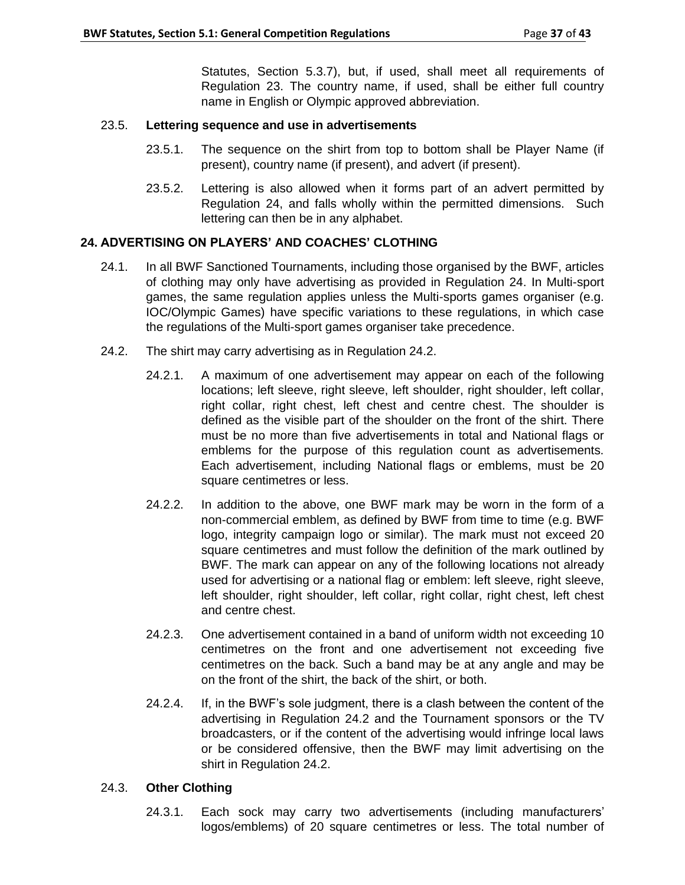Statutes, Section 5.3.7), but, if used, shall meet all requirements of Regulation 23. The country name, if used, shall be either full country name in English or Olympic approved abbreviation.

23.5. **Lettering sequence and use in advertisements**

23.5.1. The sequence on the shirt from top to bottom shall be Player Name (if present), country name (if present), and advert (if present).

23.5.2. Lettering is also allowed when it forms part of an advert permitted by Regulation 24, and falls wholly within the permitted dimensions. Such lettering can then be in any alphabet.

## 24. ADVERTISING ON PLAYERS' AND COACHES' CLOTHING

24.1. In all BWF Sanctioned Tournaments, including those organised by the BWF, articles of clothing may only have advertising as provided in Regulation 24. In Multi-sport games, the same regulation applies unless the Multi-sports games organiser (e.g. IOC/Olympic Games) have specific variations to these regulations, in which case the regulations of the Multi-sport games organiser take precedence.

24.2. The shirt may carry advertising as in Regulation 24.2.

24.2.1. A maximum of one advertisement may appear on each of the following locations; left sleeve, right sleeve, left shoulder, right shoulder, left collar, right collar, right chest, left chest and centre chest. The shoulder is defined as the visible part of the shoulder on the front of the shirt. There must be no more than five advertisements in total and National flags or emblems for the purpose of this regulation count as advertisements. Each advertisement, including National flags or emblems, must be 20 square centimetres or less.

24.2.2. In addition to the above, one BWF mark may be worn in the form of a non-commercial emblem, as defined by BWF from time to time (e.g. BWF logo, integrity campaign logo or similar). The mark must not exceed 20 square centimetres and must follow the definition of the mark outlined by BWF. The mark can appear on any of the following locations not already used for advertising or a national flag or emblem: left sleeve, right sleeve, left shoulder, right shoulder, left collar, right collar, right chest, left chest and centre chest.

24.2.3. One advertisement contained in a band of uniform width not exceeding 10 centimetres on the front and one advertisement not exceeding five centimetres on the back. Such a band may be at any angle and may be on the front of the shirt, the back of the shirt, or both.

24.2.4. If, in the BWF's sole judgment, there is a clash between the content of the advertising in Regulation 24.2 and the Tournament sponsors or the TV broadcasters, or if the content of the advertising would infringe local laws or be considered offensive, then the BWF may limit advertising on the shirt in Regulation 24.2.

24.3. **Other Clothing**

24.3.1. Each sock may carry two advertisements (including manufacturers' logos/emblems) of 20 square centimetres or less. The total number of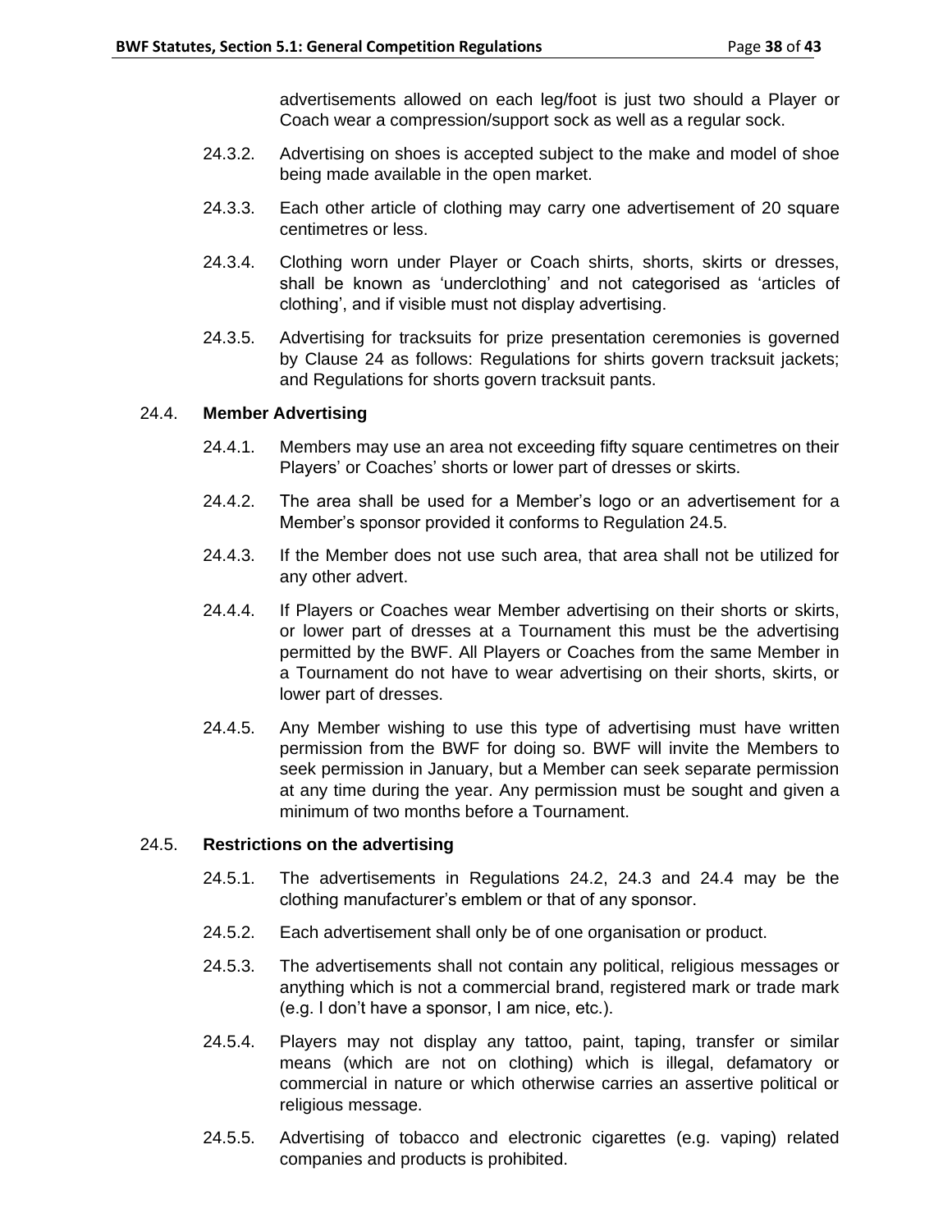advertisements allowed on each leg/foot is just two should a Player or Coach wear a compression/support sock as well as a regular sock.

24.3.2. Advertising on shoes is accepted subject to the make and model of shoe being made available in the open market.

24.3.3. Each other article of clothing may carry one advertisement of 20 square centimetres or less.

24.3.4. Clothing worn under Player or Coach shirts, shorts, skirts or dresses, shall be known as 'underclothing' and not categorised as 'articles of clothing', and if visible must not display advertising.

24.3.5. Advertising for tracksuits for prize presentation ceremonies is governed by Clause 24 as follows: Regulations for shirts govern tracksuit jackets; and Regulations for shorts govern tracksuit pants.

24.4. **Member Advertising**

24.4.1. Members may use an area not exceeding fifty square centimetres on their Players' or Coaches' shorts or lower part of dresses or skirts.

24.4.2. The area shall be used for a Member's logo or an advertisement for a Member's sponsor provided it conforms to Regulation 24.5.

24.4.3. If the Member does not use such area, that area shall not be utilized for any other advert.

24.4.4. If Players or Coaches wear Member advertising on their shorts or skirts, or lower part of dresses at a Tournament this must be the advertising permitted by the BWF. All Players or Coaches from the same Member in a Tournament do not have to wear advertising on their shorts, skirts, or lower part of dresses.

24.4.5. Any Member wishing to use this type of advertising must have written permission from the BWF for doing so. BWF will invite the Members to seek permission in January, but a Member can seek separate permission at any time during the year. Any permission must be sought and given a minimum of two months before a Tournament.

24.5. **Restrictions on the advertising**

24.5.1. The advertisements in Regulations 24.2, 24.3 and 24.4 may be the clothing manufacturer's emblem or that of any sponsor.

24.5.2. Each advertisement shall only be of one organisation or product.

24.5.3. The advertisements shall not contain any political, religious messages or anything which is not a commercial brand, registered mark or trade mark (e.g. I don't have a sponsor, I am nice, etc.).

24.5.4. Players may not display any tattoo, paint, taping, transfer or similar means (which are not on clothing) which is illegal, defamatory or commercial in nature or which otherwise carries an assertive political or religious message.

24.5.5. Advertising of tobacco and electronic cigarettes (e.g. vaping) related companies and products is prohibited.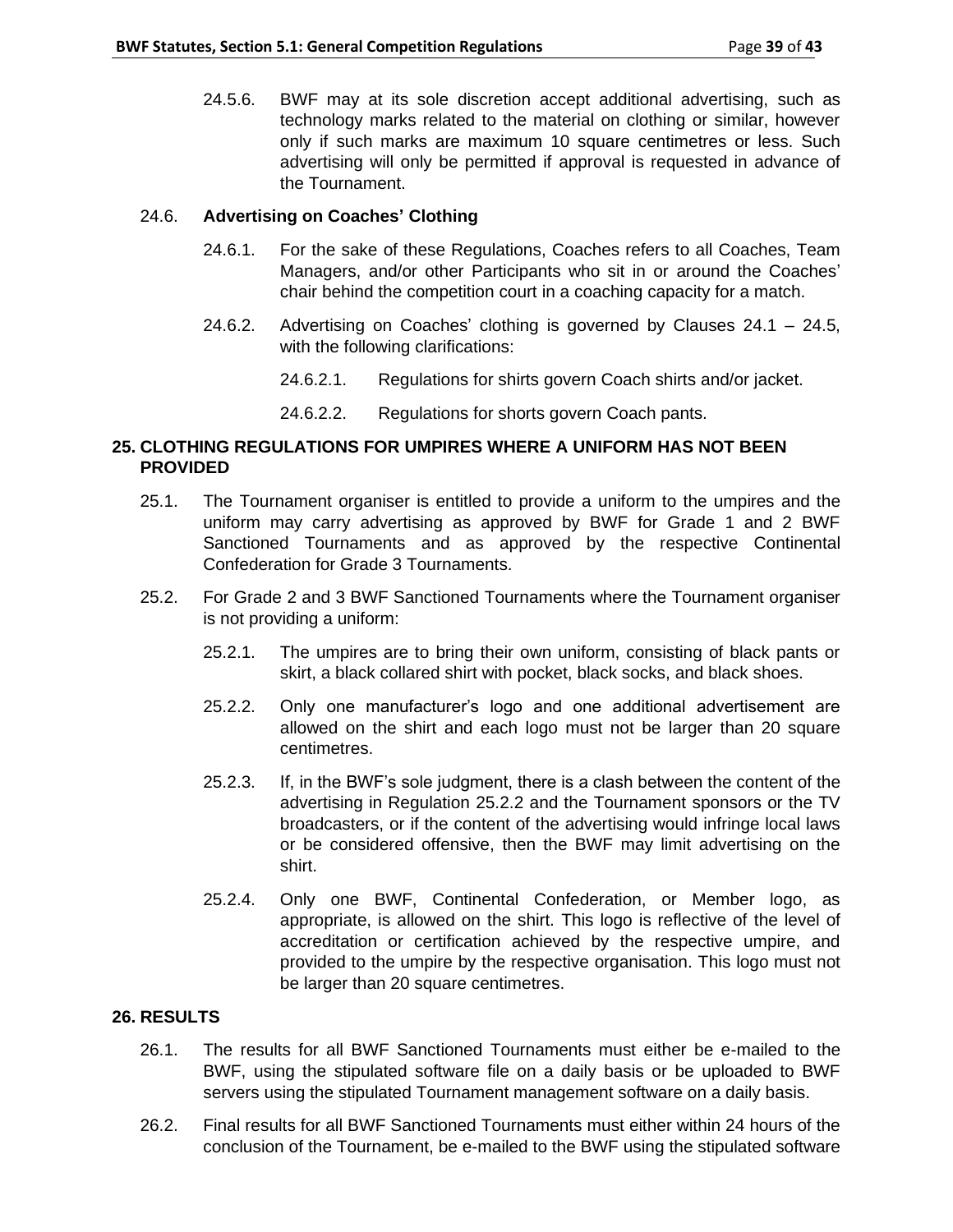24.5.6. BWF may at its sole discretion accept additional advertising, such as technology marks related to the material on clothing or similar, however only if such marks are maximum 10 square centimetres or less. Such advertising will only be permitted if approval is requested in advance of the Tournament.

24.6. **Advertising on Coaches' Clothing**

24.6.1. For the sake of these Regulations, Coaches refers to all Coaches, Team Managers, and/or other Participants who sit in or around the Coaches' chair behind the competition court in a coaching capacity for a match.

24.6.2. Advertising on Coaches' clothing is governed by Clauses 24.1 – 24.5, with the following clarifications:

24.6.2.1. Regulations for shirts govern Coach shirts and/or jacket.

24.6.2.2. Regulations for shorts govern Coach pants.

## 25. CLOTHING REGULATIONS FOR UMPIRES WHERE A UNIFORM HAS NOT BEEN PROVIDED

25.1. The Tournament organiser is entitled to provide a uniform to the umpires and the uniform may carry advertising as approved by BWF for Grade 1 and 2 BWF Sanctioned Tournaments and as approved by the respective Continental Confederation for Grade 3 Tournaments.

25.2. For Grade 2 and 3 BWF Sanctioned Tournaments where the Tournament organiser is not providing a uniform:

25.2.1. The umpires are to bring their own uniform, consisting of black pants or skirt, a black collared shirt with pocket, black socks, and black shoes.

25.2.2. Only one manufacturer's logo and one additional advertisement are allowed on the shirt and each logo must not be larger than 20 square centimetres.

25.2.3. If, in the BWF's sole judgment, there is a clash between the content of the advertising in Regulation 25.2.2 and the Tournament sponsors or the TV broadcasters, or if the content of the advertising would infringe local laws or be considered offensive, then the BWF may limit advertising on the shirt.

25.2.4. Only one BWF, Continental Confederation, or Member logo, as appropriate, is allowed on the shirt. This logo is reflective of the level of accreditation or certification achieved by the respective umpire, and provided to the umpire by the respective organisation. This logo must not be larger than 20 square centimetres.

## 26. RESULTS

26.1. The results for all BWF Sanctioned Tournaments must either be e-mailed to the BWF, using the stipulated software file on a daily basis or be uploaded to BWF servers using the stipulated Tournament management software on a daily basis.

26.2. Final results for all BWF Sanctioned Tournaments must either within 24 hours of the conclusion of the Tournament, be e-mailed to the BWF using the stipulated software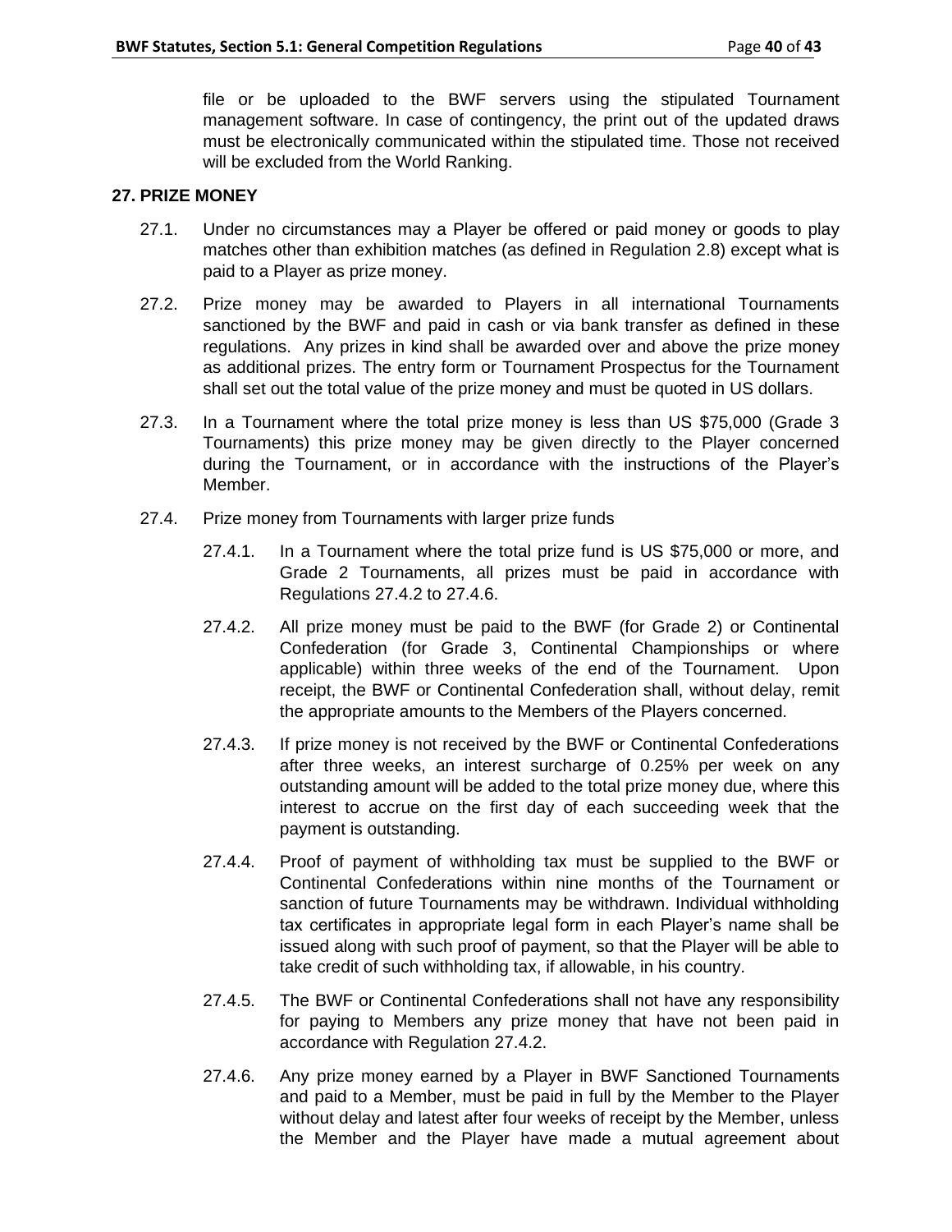file or be uploaded to the BWF servers using the stipulated Tournament management software. In case of contingency, the print out of the updated draws must be electronically communicated within the stipulated time. Those not received will be excluded from the World Ranking.

## 27. PRIZE MONEY

27.1. Under no circumstances may a Player be offered or paid money or goods to play matches other than exhibition matches (as defined in Regulation 2.8) except what is paid to a Player as prize money.

27.2. Prize money may be awarded to Players in all international Tournaments sanctioned by the BWF and paid in cash or via bank transfer as defined in these regulations. Any prizes in kind shall be awarded over and above the prize money as additional prizes. The entry form or Tournament Prospectus for the Tournament shall set out the total value of the prize money and must be quoted in US dollars.

27.3. In a Tournament where the total prize money is less than US $75,000 (Grade 3 Tournaments) this prize money may be given directly to the Player concerned during the Tournament, or in accordance with the instructions of the Player's Member.

27.4. Prize money from Tournaments with larger prize funds

27.4.1. In a Tournament where the total prize fund is US $75,000 or more, and Grade 2 Tournaments, all prizes must be paid in accordance with Regulations 27.4.2 to 27.4.6.

27.4.2. All prize money must be paid to the BWF (for Grade 2) or Continental Confederation (for Grade 3, Continental Championships or where applicable) within three weeks of the end of the Tournament. Upon receipt, the BWF or Continental Confederation shall, without delay, remit the appropriate amounts to the Members of the Players concerned.

27.4.3. If prize money is not received by the BWF or Continental Confederations after three weeks, an interest surcharge of 0.25% per week on any outstanding amount will be added to the total prize money due, where this interest to accrue on the first day of each succeeding week that the payment is outstanding.

27.4.4. Proof of payment of withholding tax must be supplied to the BWF or Continental Confederations within nine months of the Tournament or sanction of future Tournaments may be withdrawn. Individual withholding tax certificates in appropriate legal form in each Player's name shall be issued along with such proof of payment, so that the Player will be able to take credit of such withholding tax, if allowable, in his country.

27.4.5. The BWF or Continental Confederations shall not have any responsibility for paying to Members any prize money that have not been paid in accordance with Regulation 27.4.2.

27.4.6. Any prize money earned by a Player in BWF Sanctioned Tournaments and paid to a Member, must be paid in full by the Member to the Player without delay and latest after four weeks of receipt by the Member, unless the Member and the Player have made a mutual agreement about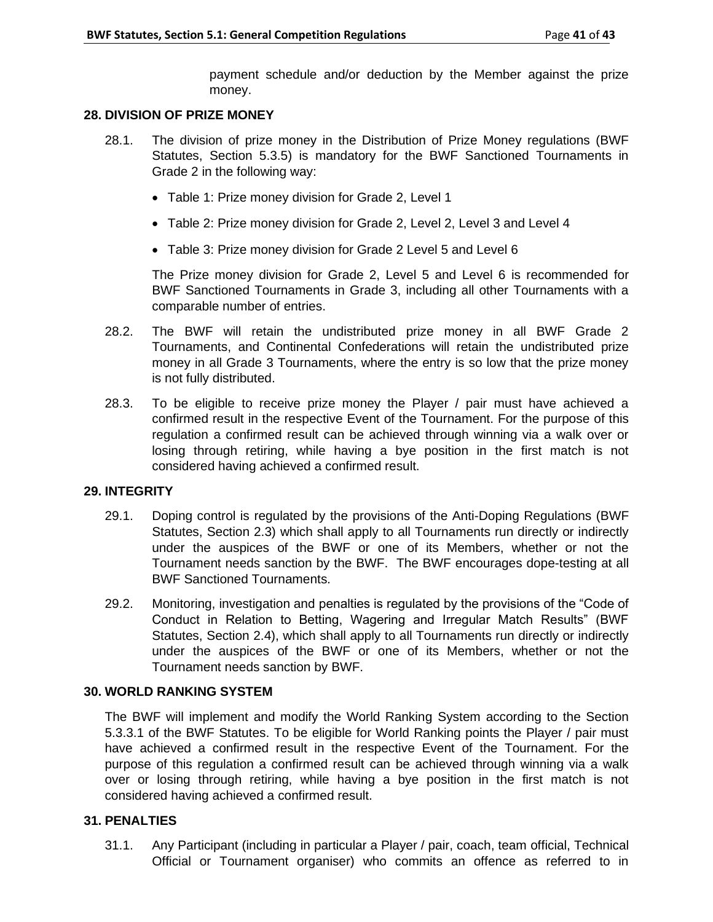payment schedule and/or deduction by the Member against the prize money.

## 28. DIVISION OF PRIZE MONEY

28.1. The division of prize money in the Distribution of Prize Money regulations (BWF Statutes, Section 5.3.5) is mandatory for the BWF Sanctioned Tournaments in Grade 2 in the following way:

- Table 1: Prize money division for Grade 2, Level 1
- Table 2: Prize money division for Grade 2, Level 2, Level 3 and Level 4
- Table 3: Prize money division for Grade 2 Level 5 and Level 6

The Prize money division for Grade 2, Level 5 and Level 6 is recommended for BWF Sanctioned Tournaments in Grade 3, including all other Tournaments with a comparable number of entries.

28.2. The BWF will retain the undistributed prize money in all BWF Grade 2 Tournaments, and Continental Confederations will retain the undistributed prize money in all Grade 3 Tournaments, where the entry is so low that the prize money is not fully distributed.

28.3. To be eligible to receive prize money the Player / pair must have achieved a confirmed result in the respective Event of the Tournament. For the purpose of this regulation a confirmed result can be achieved through winning via a walk over or losing through retiring, while having a bye position in the first match is not considered having achieved a confirmed result.

## 29. INTEGRITY

29.1. Doping control is regulated by the provisions of the Anti-Doping Regulations (BWF Statutes, Section 2.3) which shall apply to all Tournaments run directly or indirectly under the auspices of the BWF or one of its Members, whether or not the Tournament needs sanction by the BWF. The BWF encourages dope-testing at all BWF Sanctioned Tournaments.

29.2. Monitoring, investigation and penalties is regulated by the provisions of the "Code of Conduct in Relation to Betting, Wagering and Irregular Match Results" (BWF Statutes, Section 2.4), which shall apply to all Tournaments run directly or indirectly under the auspices of the BWF or one of its Members, whether or not the Tournament needs sanction by BWF.

## 30. WORLD RANKING SYSTEM

The BWF will implement and modify the World Ranking System according to the Section 5.3.3.1 of the BWF Statutes. To be eligible for World Ranking points the Player / pair must have achieved a confirmed result in the respective Event of the Tournament. For the purpose of this regulation a confirmed result can be achieved through winning via a walk over or losing through retiring, while having a bye position in the first match is not considered having achieved a confirmed result.

## 31. PENALTIES

31.1. Any Participant (including in particular a Player / pair, coach, team official, Technical Official or Tournament organiser) who commits an offence as referred to in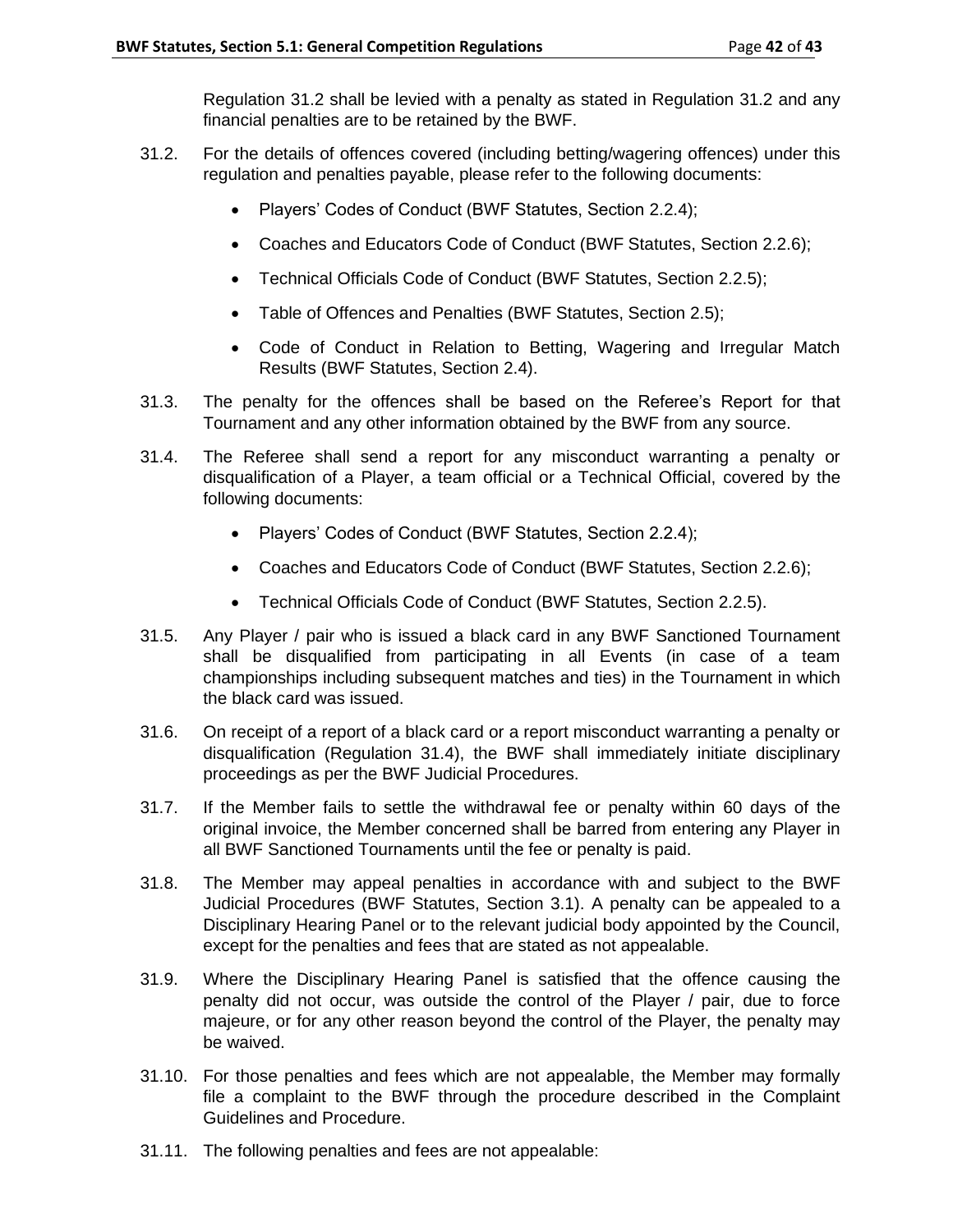Regulation 31.2 shall be levied with a penalty as stated in Regulation 31.2 and any financial penalties are to be retained by the BWF.

31.2. For the details of offences covered (including betting/wagering offences) under this regulation and penalties payable, please refer to the following documents:

- Players' Codes of Conduct (BWF Statutes, Section 2.2.4);
- Coaches and Educators Code of Conduct (BWF Statutes, Section 2.2.6);
- Technical Officials Code of Conduct (BWF Statutes, Section 2.2.5);
- Table of Offences and Penalties (BWF Statutes, Section 2.5);
- Code of Conduct in Relation to Betting, Wagering and Irregular Match Results (BWF Statutes, Section 2.4).

31.3. The penalty for the offences shall be based on the Referee's Report for that Tournament and any other information obtained by the BWF from any source.

31.4. The Referee shall send a report for any misconduct warranting a penalty or disqualification of a Player, a team official or a Technical Official, covered by the following documents:

- Players' Codes of Conduct (BWF Statutes, Section 2.2.4);
- Coaches and Educators Code of Conduct (BWF Statutes, Section 2.2.6);
- Technical Officials Code of Conduct (BWF Statutes, Section 2.2.5).

31.5. Any Player / pair who is issued a black card in any BWF Sanctioned Tournament shall be disqualified from participating in all Events (in case of a team championships including subsequent matches and ties) in the Tournament in which the black card was issued.

31.6. On receipt of a report of a black card or a report misconduct warranting a penalty or disqualification (Regulation 31.4), the BWF shall immediately initiate disciplinary proceedings as per the BWF Judicial Procedures.

31.7. If the Member fails to settle the withdrawal fee or penalty within 60 days of the original invoice, the Member concerned shall be barred from entering any Player in all BWF Sanctioned Tournaments until the fee or penalty is paid.

31.8. The Member may appeal penalties in accordance with and subject to the BWF Judicial Procedures (BWF Statutes, Section 3.1). A penalty can be appealed to a Disciplinary Hearing Panel or to the relevant judicial body appointed by the Council, except for the penalties and fees that are stated as not appealable.

31.9. Where the Disciplinary Hearing Panel is satisfied that the offence causing the penalty did not occur, was outside the control of the Player / pair, due to force majeure, or for any other reason beyond the control of the Player, the penalty may be waived.

31.10. For those penalties and fees which are not appealable, the Member may formally file a complaint to the BWF through the procedure described in the Complaint Guidelines and Procedure.

31.11. The following penalties and fees are not appealable: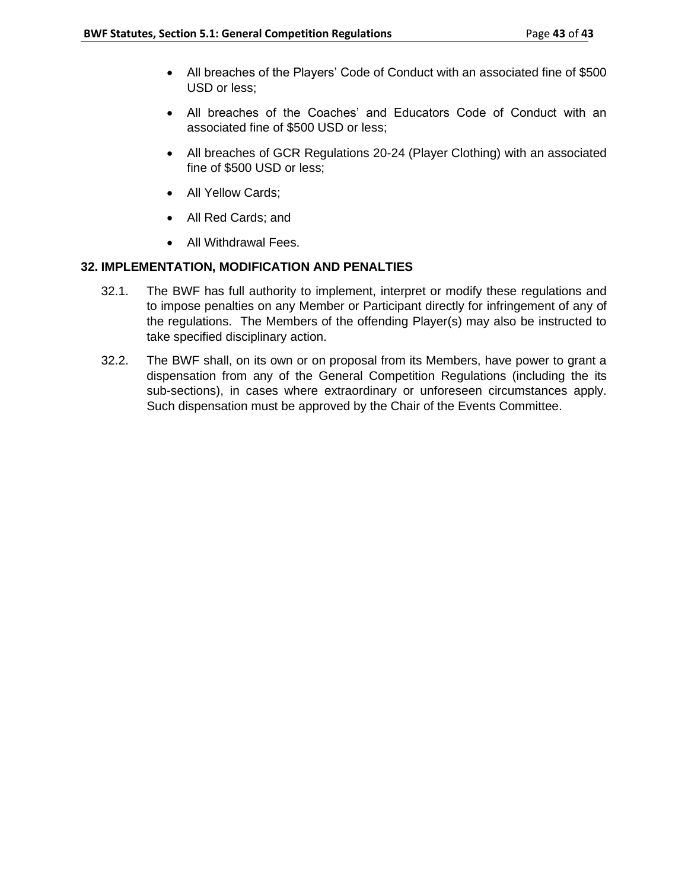- All breaches of the Players' Code of Conduct with an associated fine of $500 USD or less;
- All breaches of the Coaches' and Educators Code of Conduct with an associated fine of $500 USD or less;
- All breaches of GCR Regulations 20-24 (Player Clothing) with an associated fine of $500 USD or less;
- All Yellow Cards;
- All Red Cards; and
- All Withdrawal Fees.

## 32. IMPLEMENTATION, MODIFICATION AND PENALTIES

32.1. The BWF has full authority to implement, interpret or modify these regulations and to impose penalties on any Member or Participant directly for infringement of any of the regulations. The Members of the offending Player(s) may also be instructed to take specified disciplinary action.

32.2. The BWF shall, on its own or on proposal from its Members, have power to grant a dispensation from any of the General Competition Regulations (including the its sub-sections), in cases where extraordinary or unforeseen circumstances apply. Such dispensation must be approved by the Chair of the Events Committee.